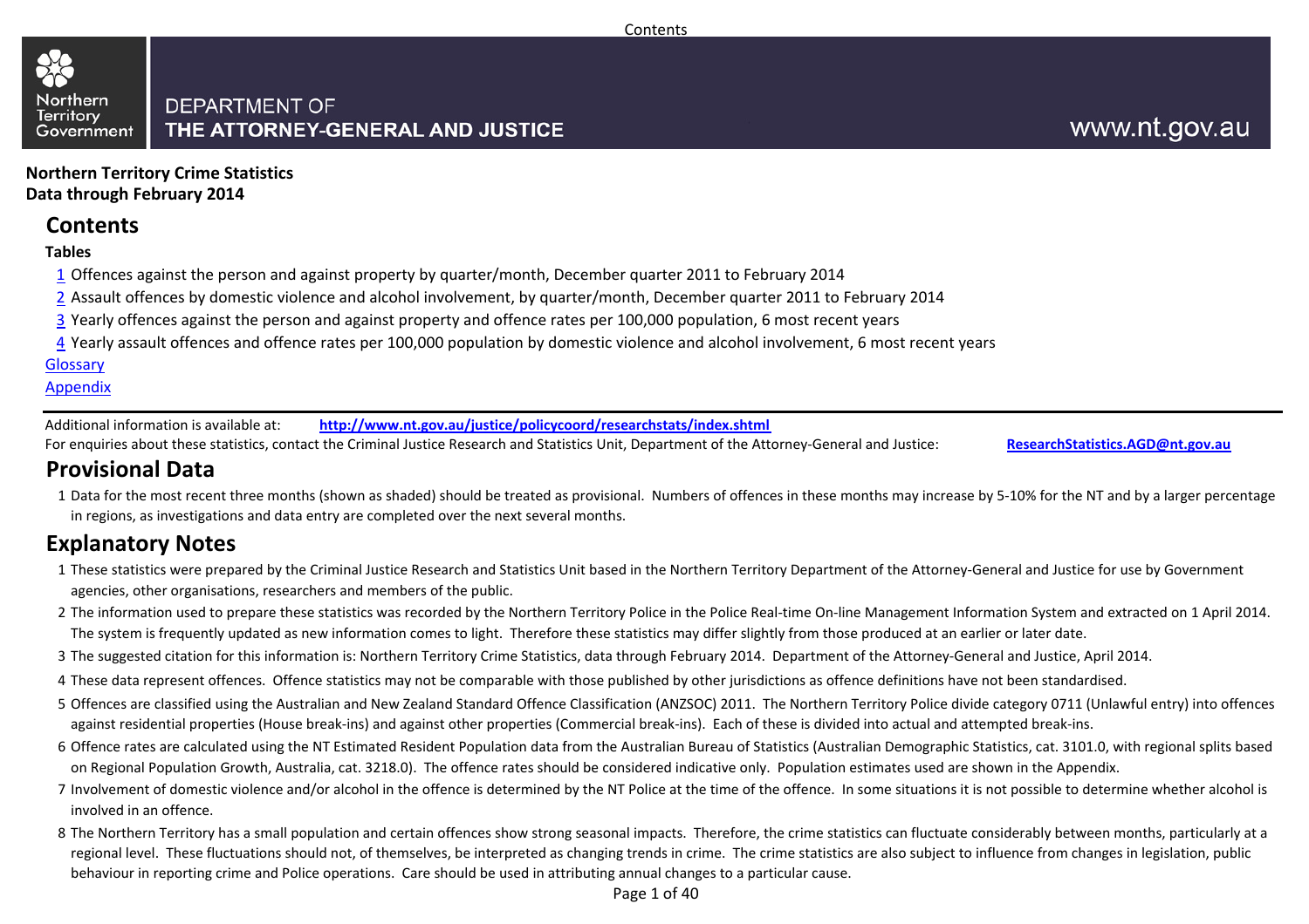DEPARTMENT OF
**THE ATTORNEY-GENERAL AND JUSTICE**

www.nt.gov.au

**Northern Territory Crime Statistics**
**Data through February 2014**

## Contents

**Tables**

1 Offences against the person and against property by quarter/month, December quarter 2011 to February 2014
2 Assault offences by domestic violence and alcohol involvement, by quarter/month, December quarter 2011 to February 2014
3 Yearly offences against the person and against property and offence rates per 100,000 population, 6 most recent years
4 Yearly assault offences and offence rates per 100,000 population by domestic violence and alcohol involvement, 6 most recent years

Glossary
Appendix

Additional information is available at: **http://www.nt.gov.au/justice/policycoord/researchstats/index.shtml**
For enquiries about these statistics, contact the Criminal Justice Research and Statistics Unit, Department of the Attorney-General and Justice: **ResearchStatistics.AGD@nt.gov.au**

## Provisional Data

1 Data for the most recent three months (shown as shaded) should be treated as provisional. Numbers of offences in these months may increase by 5-10% for the NT and by a larger percentage in regions, as investigations and data entry are completed over the next several months.

## Explanatory Notes

1 These statistics were prepared by the Criminal Justice Research and Statistics Unit based in the Northern Territory Department of the Attorney-General and Justice for use by Government agencies, other organisations, researchers and members of the public.
2 The information used to prepare these statistics was recorded by the Northern Territory Police in the Police Real-time On-line Management Information System and extracted on 1 April 2014. The system is frequently updated as new information comes to light. Therefore these statistics may differ slightly from those produced at an earlier or later date.
3 The suggested citation for this information is: Northern Territory Crime Statistics, data through February 2014. Department of the Attorney-General and Justice, April 2014.
4 These data represent offences. Offence statistics may not be comparable with those published by other jurisdictions as offence definitions have not been standardised.
5 Offences are classified using the Australian and New Zealand Standard Offence Classification (ANZSOC) 2011. The Northern Territory Police divide category 0711 (Unlawful entry) into offences against residential properties (House break-ins) and against other properties (Commercial break-ins). Each of these is divided into actual and attempted break-ins.
6 Offence rates are calculated using the NT Estimated Resident Population data from the Australian Bureau of Statistics (Australian Demographic Statistics, cat. 3101.0, with regional splits based on Regional Population Growth, Australia, cat. 3218.0). The offence rates should be considered indicative only. Population estimates used are shown in the Appendix.
7 Involvement of domestic violence and/or alcohol in the offence is determined by the NT Police at the time of the offence. In some situations it is not possible to determine whether alcohol is involved in an offence.
8 The Northern Territory has a small population and certain offences show strong seasonal impacts. Therefore, the crime statistics can fluctuate considerably between months, particularly at a regional level. These fluctuations should not, of themselves, be interpreted as changing trends in crime. The crime statistics are also subject to influence from changes in legislation, public behaviour in reporting crime and Police operations. Care should be used in attributing annual changes to a particular cause.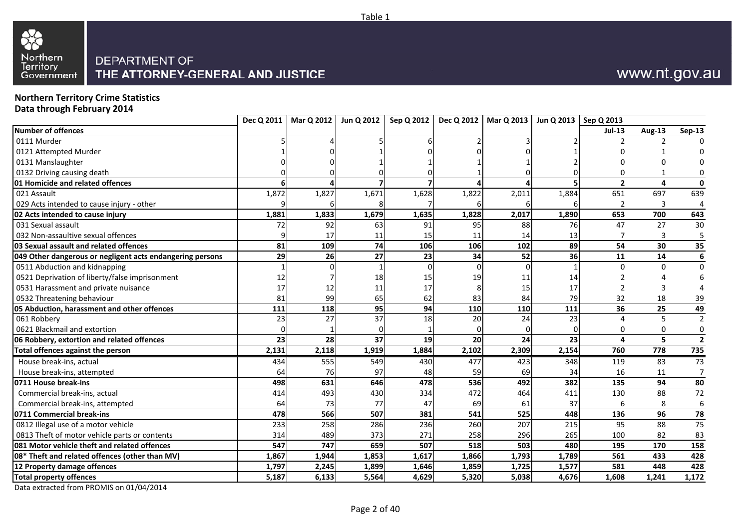Table 1

DEPARTMENT OF THE ATTORNEY-GENERAL AND JUSTICE

www.nt.gov.au

**Northern Territory Crime Statistics**
**Data through February 2014**

| | Dec Q 2011 | Mar Q 2012 | Jun Q 2012 | Sep Q 2012 | Dec Q 2012 | Mar Q 2013 | Jun Q 2013 | Sep Q 2013 | | |
|---|---|---|---|---|---|---|---|---|---|---|
| **Number of offences** | | | | | | | | **Jul-13** | **Aug-13** | **Sep-13** |
| 0111 Murder | 5 | 4 | 5 | 6 | 2 | 3 | 2 | 2 | 2 | 0 |
| 0121 Attempted Murder | 1 | 0 | 1 | 0 | 0 | 0 | 1 | 0 | 1 | 0 |
| 0131 Manslaughter | 0 | 0 | 1 | 1 | 1 | 1 | 2 | 0 | 0 | 0 |
| 0132 Driving causing death | 0 | 0 | 0 | 0 | 1 | 0 | 0 | 0 | 1 | 0 |
| **01 Homicide and related offences** | **6** | **4** | **7** | **7** | **4** | **4** | **5** | **2** | **4** | **0** |
| 021 Assault | 1,872 | 1,827 | 1,671 | 1,628 | 1,822 | 2,011 | 1,884 | 651 | 697 | 639 |
| 029 Acts intended to cause injury - other | 9 | 6 | 8 | 7 | 6 | 6 | 6 | 2 | 3 | 4 |
| **02 Acts intended to cause injury** | **1,881** | **1,833** | **1,679** | **1,635** | **1,828** | **2,017** | **1,890** | **653** | **700** | **643** |
| 031 Sexual assault | 72 | 92 | 63 | 91 | 95 | 88 | 76 | 47 | 27 | 30 |
| 032 Non-assaultive sexual offences | 9 | 17 | 11 | 15 | 11 | 14 | 13 | 7 | 3 | 5 |
| **03 Sexual assault and related offences** | **81** | **109** | **74** | **106** | **106** | **102** | **89** | **54** | **30** | **35** |
| **049 Other dangerous or negligent acts endangering persons** | **29** | **26** | **27** | **23** | **34** | **52** | **36** | **11** | **14** | **6** |
| 0511 Abduction and kidnapping | 1 | 0 | 1 | 0 | 0 | 0 | 1 | 0 | 0 | 0 |
| 0521 Deprivation of liberty/false imprisonment | 12 | 7 | 18 | 15 | 19 | 11 | 14 | 2 | 4 | 6 |
| 0531 Harassment and private nuisance | 17 | 12 | 11 | 17 | 8 | 15 | 17 | 2 | 3 | 4 |
| 0532 Threatening behaviour | 81 | 99 | 65 | 62 | 83 | 84 | 79 | 32 | 18 | 39 |
| **05 Abduction, harassment and other offences** | **111** | **118** | **95** | **94** | **110** | **110** | **111** | **36** | **25** | **49** |
| 061 Robbery | 23 | 27 | 37 | 18 | 20 | 24 | 23 | 4 | 5 | 2 |
| 0621 Blackmail and extortion | 0 | 1 | 0 | 1 | 0 | 0 | 0 | 0 | 0 | 0 |
| **06 Robbery, extortion and related offences** | **23** | **28** | **37** | **19** | **20** | **24** | **23** | **4** | **5** | **2** |
| **Total offences against the person** | **2,131** | **2,118** | **1,919** | **1,884** | **2,102** | **2,309** | **2,154** | **760** | **778** | **735** |
| House break-ins, actual | 434 | 555 | 549 | 430 | 477 | 423 | 348 | 119 | 83 | 73 |
| House break-ins, attempted | 64 | 76 | 97 | 48 | 59 | 69 | 34 | 16 | 11 | 7 |
| **0711 House break-ins** | **498** | **631** | **646** | **478** | **536** | **492** | **382** | **135** | **94** | **80** |
| Commercial break-ins, actual | 414 | 493 | 430 | 334 | 472 | 464 | 411 | 130 | 88 | 72 |
| Commercial break-ins, attempted | 64 | 73 | 77 | 47 | 69 | 61 | 37 | 6 | 8 | 6 |
| **0711 Commercial break-ins** | **478** | **566** | **507** | **381** | **541** | **525** | **448** | **136** | **96** | **78** |
| 0812 Illegal use of a motor vehicle | 233 | 258 | 286 | 236 | 260 | 207 | 215 | 95 | 88 | 75 |
| 0813 Theft of motor vehicle parts or contents | 314 | 489 | 373 | 271 | 258 | 296 | 265 | 100 | 82 | 83 |
| **081 Motor vehicle theft and related offences** | **547** | **747** | **659** | **507** | **518** | **503** | **480** | **195** | **170** | **158** |
| **08* Theft and related offences (other than MV)** | **1,867** | **1,944** | **1,853** | **1,617** | **1,866** | **1,793** | **1,789** | **561** | **433** | **428** |
| **12 Property damage offences** | **1,797** | **2,245** | **1,899** | **1,646** | **1,859** | **1,725** | **1,577** | **581** | **448** | **428** |
| **Total property offences** | **5,187** | **6,133** | **5,564** | **4,629** | **5,320** | **5,038** | **4,676** | **1,608** | **1,241** | **1,172** |

Data extracted from PROMIS on 01/04/2014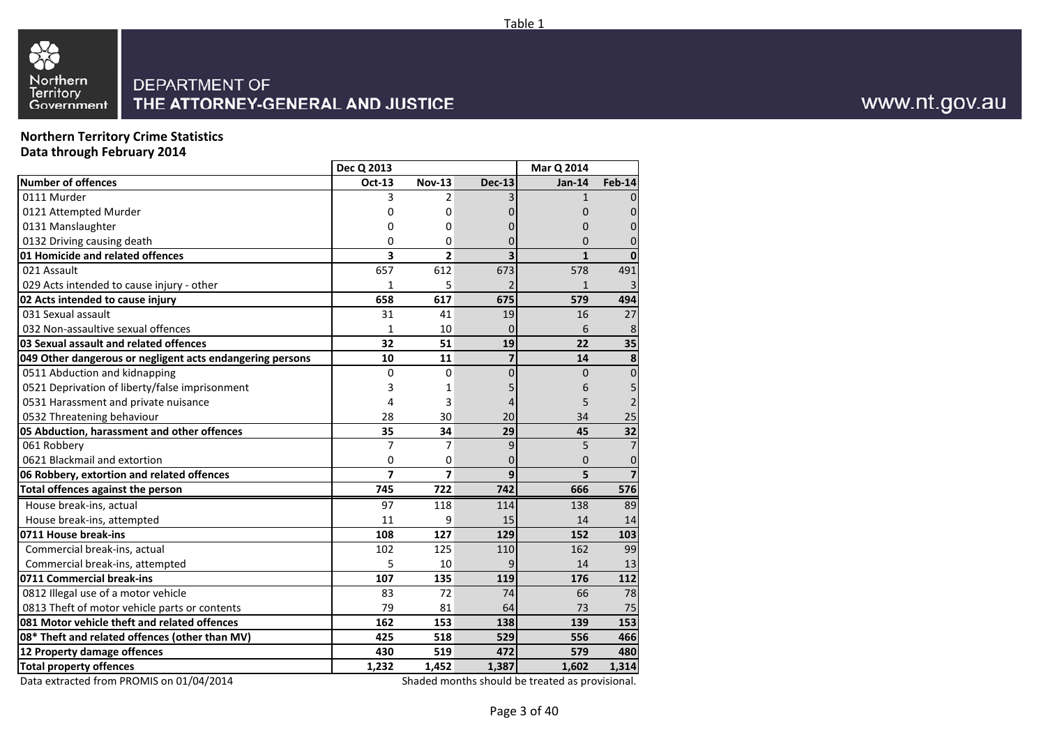Table 1

DEPARTMENT OF
THE ATTORNEY-GENERAL AND JUSTICE

www.nt.gov.au

**Northern Territory Crime Statistics**
**Data through February 2014**

| | Dec Q 2013 | | | Mar Q 2014 | |
|---|---|---|---|---|---|
| **Number of offences** | **Oct-13** | **Nov-13** | **Dec-13** | **Jan-14** | **Feb-14** |
| 0111 Murder | 3 | 2 | 3 | 1 | 0 |
| 0121 Attempted Murder | 0 | 0 | 0 | 0 | 0 |
| 0131 Manslaughter | 0 | 0 | 0 | 0 | 0 |
| 0132 Driving causing death | 0 | 0 | 0 | 0 | 0 |
| **01 Homicide and related offences** | **3** | **2** | **3** | **1** | **0** |
| 021 Assault | 657 | 612 | 673 | 578 | 491 |
| 029 Acts intended to cause injury - other | 1 | 5 | 2 | 1 | 3 |
| **02 Acts intended to cause injury** | **658** | **617** | **675** | **579** | **494** |
| 031 Sexual assault | 31 | 41 | 19 | 16 | 27 |
| 032 Non-assaultive sexual offences | 1 | 10 | 0 | 6 | 8 |
| **03 Sexual assault and related offences** | **32** | **51** | **19** | **22** | **35** |
| **049 Other dangerous or negligent acts endangering persons** | **10** | **11** | **7** | **14** | **8** |
| 0511 Abduction and kidnapping | 0 | 0 | 0 | 0 | 0 |
| 0521 Deprivation of liberty/false imprisonment | 3 | 1 | 5 | 6 | 5 |
| 0531 Harassment and private nuisance | 4 | 3 | 4 | 5 | 2 |
| 0532 Threatening behaviour | 28 | 30 | 20 | 34 | 25 |
| **05 Abduction, harassment and other offences** | **35** | **34** | **29** | **45** | **32** |
| 061 Robbery | 7 | 7 | 9 | 5 | 7 |
| 0621 Blackmail and extortion | 0 | 0 | 0 | 0 | 0 |
| **06 Robbery, extortion and related offences** | **7** | **7** | **9** | **5** | **7** |
| **Total offences against the person** | **745** | **722** | **742** | **666** | **576** |
| House break-ins, actual | 97 | 118 | 114 | 138 | 89 |
| House break-ins, attempted | 11 | 9 | 15 | 14 | 14 |
| **0711 House break-ins** | **108** | **127** | **129** | **152** | **103** |
| Commercial break-ins, actual | 102 | 125 | 110 | 162 | 99 |
| Commercial break-ins, attempted | 5 | 10 | 9 | 14 | 13 |
| **0711 Commercial break-ins** | **107** | **135** | **119** | **176** | **112** |
| 0812 Illegal use of a motor vehicle | 83 | 72 | 74 | 66 | 78 |
| 0813 Theft of motor vehicle parts or contents | 79 | 81 | 64 | 73 | 75 |
| **081 Motor vehicle theft and related offences** | **162** | **153** | **138** | **139** | **153** |
| **08* Theft and related offences (other than MV)** | **425** | **518** | **529** | **556** | **466** |
| **12 Property damage offences** | **430** | **519** | **472** | **579** | **480** |
| **Total property offences** | **1,232** | **1,452** | **1,387** | **1,602** | **1,314** |

Data extracted from PROMIS on 01/04/2014

Shaded months should be treated as provisional.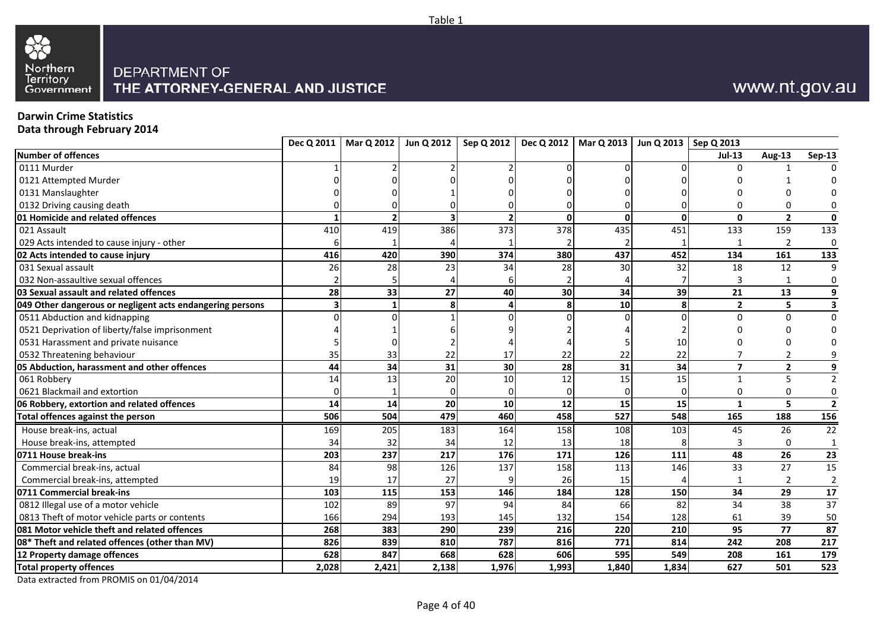Table 1

Northern Territory Government

DEPARTMENT OF THE ATTORNEY-GENERAL AND JUSTICE

www.nt.gov.au

**Darwin Crime Statistics**
**Data through February 2014**

| | Dec Q 2011 | Mar Q 2012 | Jun Q 2012 | Sep Q 2012 | Dec Q 2012 | Mar Q 2013 | Jun Q 2013 | Sep Q 2013 | | |
|---|---|---|---|---|---|---|---|---|---|---|
| **Number of offences** | | | | | | | | **Jul-13** | **Aug-13** | **Sep-13** |
| 0111 Murder | 1 | 2 | 2 | 2 | 0 | 0 | 0 | 0 | 1 | 0 |
| 0121 Attempted Murder | 0 | 0 | 0 | 0 | 0 | 0 | 0 | 0 | 1 | 0 |
| 0131 Manslaughter | 0 | 0 | 1 | 0 | 0 | 0 | 0 | 0 | 0 | 0 |
| 0132 Driving causing death | 0 | 0 | 0 | 0 | 0 | 0 | 0 | 0 | 0 | 0 |
| **01 Homicide and related offences** | **1** | **2** | **3** | **2** | **0** | **0** | **0** | **0** | **2** | **0** |
| 021 Assault | 410 | 419 | 386 | 373 | 378 | 435 | 451 | 133 | 159 | 133 |
| 029 Acts intended to cause injury - other | 6 | 1 | 4 | 1 | 2 | 2 | 1 | 1 | 2 | 0 |
| **02 Acts intended to cause injury** | **416** | **420** | **390** | **374** | **380** | **437** | **452** | **134** | **161** | **133** |
| 031 Sexual assault | 26 | 28 | 23 | 34 | 28 | 30 | 32 | 18 | 12 | 9 |
| 032 Non-assaultive sexual offences | 2 | 5 | 4 | 6 | 2 | 4 | 7 | 3 | 1 | 0 |
| **03 Sexual assault and related offences** | **28** | **33** | **27** | **40** | **30** | **34** | **39** | **21** | **13** | **9** |
| **049 Other dangerous or negligent acts endangering persons** | **3** | **1** | **8** | **4** | **8** | **10** | **8** | **2** | **5** | **3** |
| 0511 Abduction and kidnapping | 0 | 0 | 1 | 0 | 0 | 0 | 0 | 0 | 0 | 0 |
| 0521 Deprivation of liberty/false imprisonment | 4 | 1 | 6 | 9 | 2 | 4 | 2 | 0 | 0 | 0 |
| 0531 Harassment and private nuisance | 5 | 0 | 2 | 4 | 4 | 5 | 10 | 0 | 0 | 0 |
| 0532 Threatening behaviour | 35 | 33 | 22 | 17 | 22 | 22 | 22 | 7 | 2 | 9 |
| **05 Abduction, harassment and other offences** | **44** | **34** | **31** | **30** | **28** | **31** | **34** | **7** | **2** | **9** |
| 061 Robbery | 14 | 13 | 20 | 10 | 12 | 15 | 15 | 1 | 5 | 2 |
| 0621 Blackmail and extortion | 0 | 1 | 0 | 0 | 0 | 0 | 0 | 0 | 0 | 0 |
| **06 Robbery, extortion and related offences** | **14** | **14** | **20** | **10** | **12** | **15** | **15** | **1** | **5** | **2** |
| **Total offences against the person** | **506** | **504** | **479** | **460** | **458** | **527** | **548** | **165** | **188** | **156** |
| House break-ins, actual | 169 | 205 | 183 | 164 | 158 | 108 | 103 | 45 | 26 | 22 |
| House break-ins, attempted | 34 | 32 | 34 | 12 | 13 | 18 | 8 | 3 | 0 | 1 |
| **0711 House break-ins** | **203** | **237** | **217** | **176** | **171** | **126** | **111** | **48** | **26** | **23** |
| Commercial break-ins, actual | 84 | 98 | 126 | 137 | 158 | 113 | 146 | 33 | 27 | 15 |
| Commercial break-ins, attempted | 19 | 17 | 27 | 9 | 26 | 15 | 4 | 1 | 2 | 2 |
| **0711 Commercial break-ins** | **103** | **115** | **153** | **146** | **184** | **128** | **150** | **34** | **29** | **17** |
| 0812 Illegal use of a motor vehicle | 102 | 89 | 97 | 94 | 84 | 66 | 82 | 34 | 38 | 37 |
| 0813 Theft of motor vehicle parts or contents | 166 | 294 | 193 | 145 | 132 | 154 | 128 | 61 | 39 | 50 |
| **081 Motor vehicle theft and related offences** | **268** | **383** | **290** | **239** | **216** | **220** | **210** | **95** | **77** | **87** |
| **08* Theft and related offences (other than MV)** | **826** | **839** | **810** | **787** | **816** | **771** | **814** | **242** | **208** | **217** |
| **12 Property damage offences** | **628** | **847** | **668** | **628** | **606** | **595** | **549** | **208** | **161** | **179** |
| **Total property offences** | **2,028** | **2,421** | **2,138** | **1,976** | **1,993** | **1,840** | **1,834** | **627** | **501** | **523** |

Data extracted from PROMIS on 01/04/2014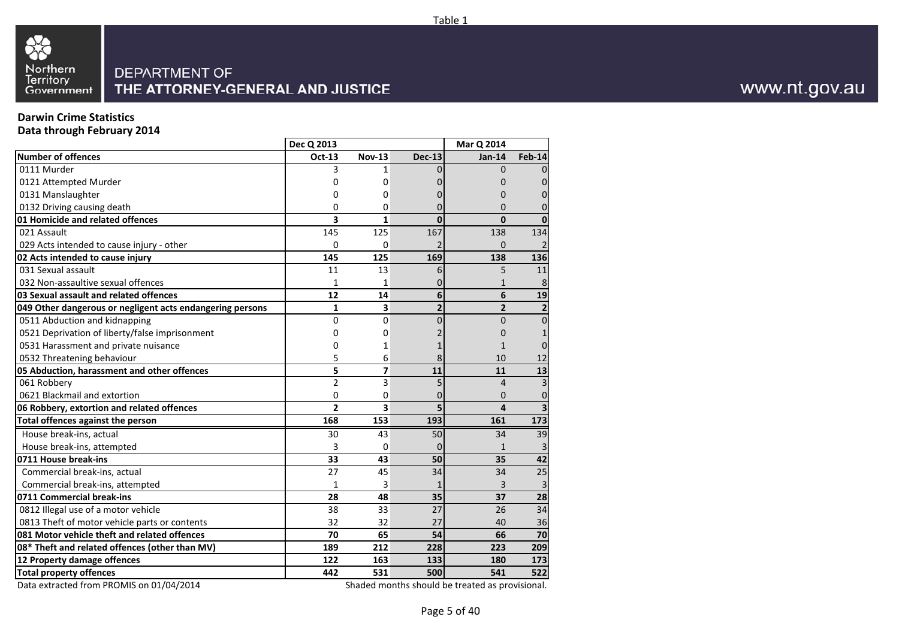Table 1

DEPARTMENT OF
THE ATTORNEY-GENERAL AND JUSTICE

www.nt.gov.au

**Darwin Crime Statistics**
**Data through February 2014**

| | Dec Q 2013 | | | Mar Q 2014 | |
|---|---|---|---|---|---|
| **Number of offences** | **Oct-13** | **Nov-13** | **Dec-13** | **Jan-14** | **Feb-14** |
| 0111 Murder | 3 | 1 | 0 | 0 | 0 |
| 0121 Attempted Murder | 0 | 0 | 0 | 0 | 0 |
| 0131 Manslaughter | 0 | 0 | 0 | 0 | 0 |
| 0132 Driving causing death | 0 | 0 | 0 | 0 | 0 |
| **01 Homicide and related offences** | **3** | **1** | **0** | **0** | **0** |
| 021 Assault | 145 | 125 | 167 | 138 | 134 |
| 029 Acts intended to cause injury - other | 0 | 0 | 2 | 0 | 2 |
| **02 Acts intended to cause injury** | **145** | **125** | **169** | **138** | **136** |
| 031 Sexual assault | 11 | 13 | 6 | 5 | 11 |
| 032 Non-assaultive sexual offences | 1 | 1 | 0 | 1 | 8 |
| **03 Sexual assault and related offences** | **12** | **14** | **6** | **6** | **19** |
| **049 Other dangerous or negligent acts endangering persons** | **1** | **3** | **2** | **2** | **2** |
| 0511 Abduction and kidnapping | 0 | 0 | 0 | 0 | 0 |
| 0521 Deprivation of liberty/false imprisonment | 0 | 0 | 2 | 0 | 1 |
| 0531 Harassment and private nuisance | 0 | 1 | 1 | 1 | 0 |
| 0532 Threatening behaviour | 5 | 6 | 8 | 10 | 12 |
| **05 Abduction, harassment and other offences** | **5** | **7** | **11** | **11** | **13** |
| 061 Robbery | 2 | 3 | 5 | 4 | 3 |
| 0621 Blackmail and extortion | 0 | 0 | 0 | 0 | 0 |
| **06 Robbery, extortion and related offences** | **2** | **3** | **5** | **4** | **3** |
| **Total offences against the person** | **168** | **153** | **193** | **161** | **173** |
| House break-ins, actual | 30 | 43 | 50 | 34 | 39 |
| House break-ins, attempted | 3 | 0 | 0 | 1 | 3 |
| **0711 House break-ins** | **33** | **43** | **50** | **35** | **42** |
| Commercial break-ins, actual | 27 | 45 | 34 | 34 | 25 |
| Commercial break-ins, attempted | 1 | 3 | 1 | 3 | 3 |
| **0711 Commercial break-ins** | **28** | **48** | **35** | **37** | **28** |
| 0812 Illegal use of a motor vehicle | 38 | 33 | 27 | 26 | 34 |
| 0813 Theft of motor vehicle parts or contents | 32 | 32 | 27 | 40 | 36 |
| **081 Motor vehicle theft and related offences** | **70** | **65** | **54** | **66** | **70** |
| **08* Theft and related offences (other than MV)** | **189** | **212** | **228** | **223** | **209** |
| **12 Property damage offences** | **122** | **163** | **133** | **180** | **173** |
| **Total property offences** | **442** | **531** | **500** | **541** | **522** |

Data extracted from PROMIS on 01/04/2014

Shaded months should be treated as provisional.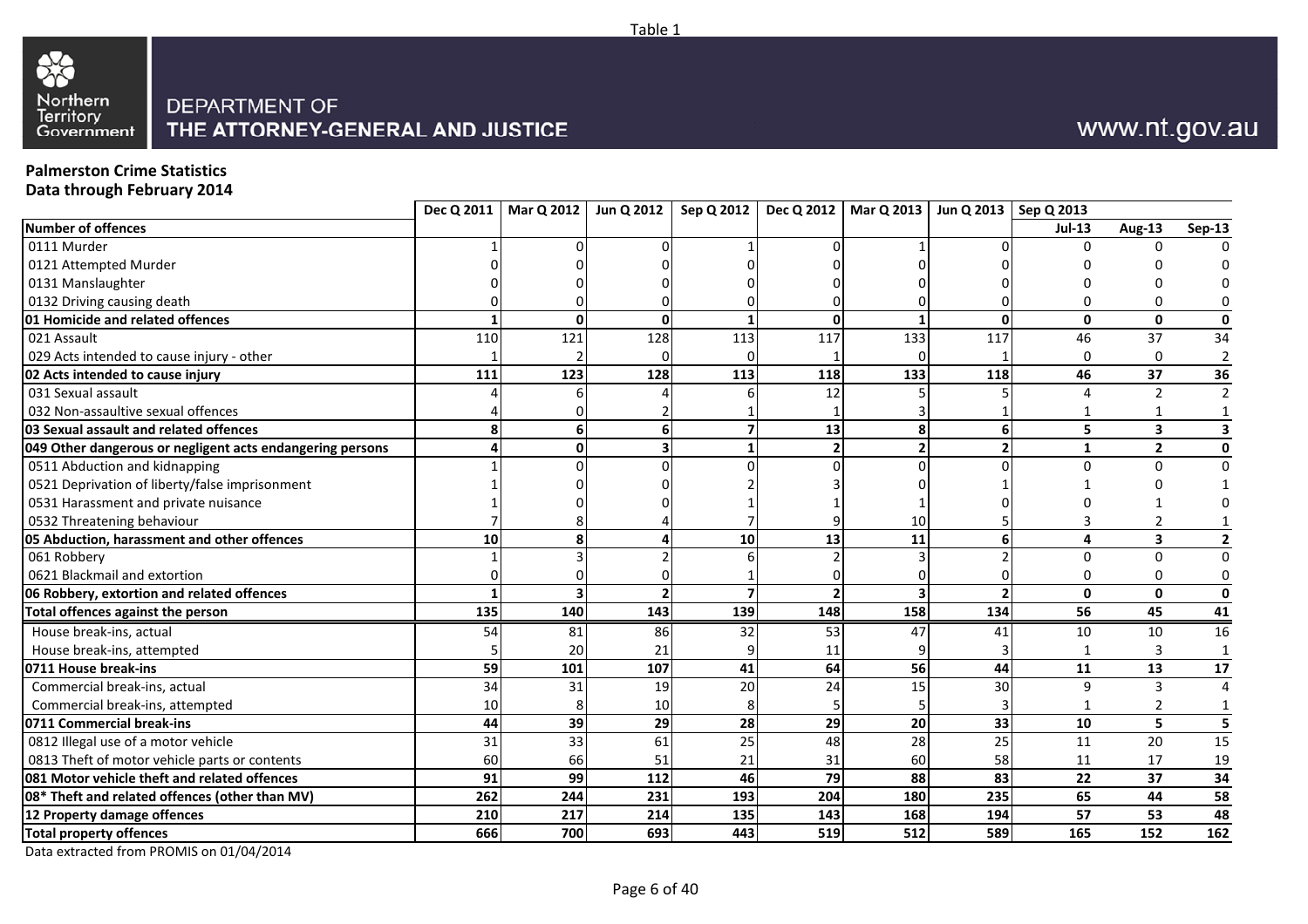Table 1

DEPARTMENT OF
THE ATTORNEY-GENERAL AND JUSTICE

www.nt.gov.au

**Palmerston Crime Statistics**
**Data through February 2014**

| | Dec Q 2011 | Mar Q 2012 | Jun Q 2012 | Sep Q 2012 | Dec Q 2012 | Mar Q 2013 | Jun Q 2013 | Sep Q 2013 | | |
|---|---|---|---|---|---|---|---|---|---|---|
| **Number of offences** | | | | | | | | **Jul-13** | **Aug-13** | **Sep-13** |
| 0111 Murder | 1 | 0 | 0 | 1 | 0 | 1 | 0 | 0 | 0 | 0 |
| 0121 Attempted Murder | 0 | 0 | 0 | 0 | 0 | 0 | 0 | 0 | 0 | 0 |
| 0131 Manslaughter | 0 | 0 | 0 | 0 | 0 | 0 | 0 | 0 | 0 | 0 |
| 0132 Driving causing death | 0 | 0 | 0 | 0 | 0 | 0 | 0 | 0 | 0 | 0 |
| **01 Homicide and related offences** | **1** | **0** | **0** | **1** | **0** | **1** | **0** | **0** | **0** | **0** |
| 021 Assault | 110 | 121 | 128 | 113 | 117 | 133 | 117 | 46 | 37 | 34 |
| 029 Acts intended to cause injury - other | 1 | 2 | 0 | 0 | 1 | 0 | 1 | 0 | 0 | 2 |
| **02 Acts intended to cause injury** | **111** | **123** | **128** | **113** | **118** | **133** | **118** | **46** | **37** | **36** |
| 031 Sexual assault | 4 | 6 | 4 | 6 | 12 | 5 | 5 | 4 | 2 | 2 |
| 032 Non-assaultive sexual offences | 4 | 0 | 2 | 1 | 1 | 3 | 1 | 1 | 1 | 1 |
| **03 Sexual assault and related offences** | **8** | **6** | **6** | **7** | **13** | **8** | **6** | **5** | **3** | **3** |
| **049 Other dangerous or negligent acts endangering persons** | **4** | **0** | **3** | **1** | **2** | **2** | **2** | **1** | **2** | **0** |
| 0511 Abduction and kidnapping | 1 | 0 | 0 | 0 | 0 | 0 | 0 | 0 | 0 | 0 |
| 0521 Deprivation of liberty/false imprisonment | 1 | 0 | 0 | 2 | 3 | 0 | 1 | 1 | 0 | 1 |
| 0531 Harassment and private nuisance | 1 | 0 | 0 | 1 | 1 | 1 | 0 | 0 | 1 | 0 |
| 0532 Threatening behaviour | 7 | 8 | 4 | 7 | 9 | 10 | 5 | 3 | 2 | 1 |
| **05 Abduction, harassment and other offences** | **10** | **8** | **4** | **10** | **13** | **11** | **6** | **4** | **3** | **2** |
| 061 Robbery | 1 | 3 | 2 | 6 | 2 | 3 | 2 | 0 | 0 | 0 |
| 0621 Blackmail and extortion | 0 | 0 | 0 | 1 | 0 | 0 | 0 | 0 | 0 | 0 |
| **06 Robbery, extortion and related offences** | **1** | **3** | **2** | **7** | **2** | **3** | **2** | **0** | **0** | **0** |
| **Total offences against the person** | **135** | **140** | **143** | **139** | **148** | **158** | **134** | **56** | **45** | **41** |
| House break-ins, actual | 54 | 81 | 86 | 32 | 53 | 47 | 41 | 10 | 10 | 16 |
| House break-ins, attempted | 5 | 20 | 21 | 9 | 11 | 9 | 3 | 1 | 3 | 1 |
| **0711 House break-ins** | **59** | **101** | **107** | **41** | **64** | **56** | **44** | **11** | **13** | **17** |
| Commercial break-ins, actual | 34 | 31 | 19 | 20 | 24 | 15 | 30 | 9 | 3 | 4 |
| Commercial break-ins, attempted | 10 | 8 | 10 | 8 | 5 | 5 | 3 | 1 | 2 | 1 |
| **0711 Commercial break-ins** | **44** | **39** | **29** | **28** | **29** | **20** | **33** | **10** | **5** | **5** |
| 0812 Illegal use of a motor vehicle | 31 | 33 | 61 | 25 | 48 | 28 | 25 | 11 | 20 | 15 |
| 0813 Theft of motor vehicle parts or contents | 60 | 66 | 51 | 21 | 31 | 60 | 58 | 11 | 17 | 19 |
| **081 Motor vehicle theft and related offences** | **91** | **99** | **112** | **46** | **79** | **88** | **83** | **22** | **37** | **34** |
| **08* Theft and related offences (other than MV)** | **262** | **244** | **231** | **193** | **204** | **180** | **235** | **65** | **44** | **58** |
| **12 Property damage offences** | **210** | **217** | **214** | **135** | **143** | **168** | **194** | **57** | **53** | **48** |
| **Total property offences** | **666** | **700** | **693** | **443** | **519** | **512** | **589** | **165** | **152** | **162** |

Data extracted from PROMIS on 01/04/2014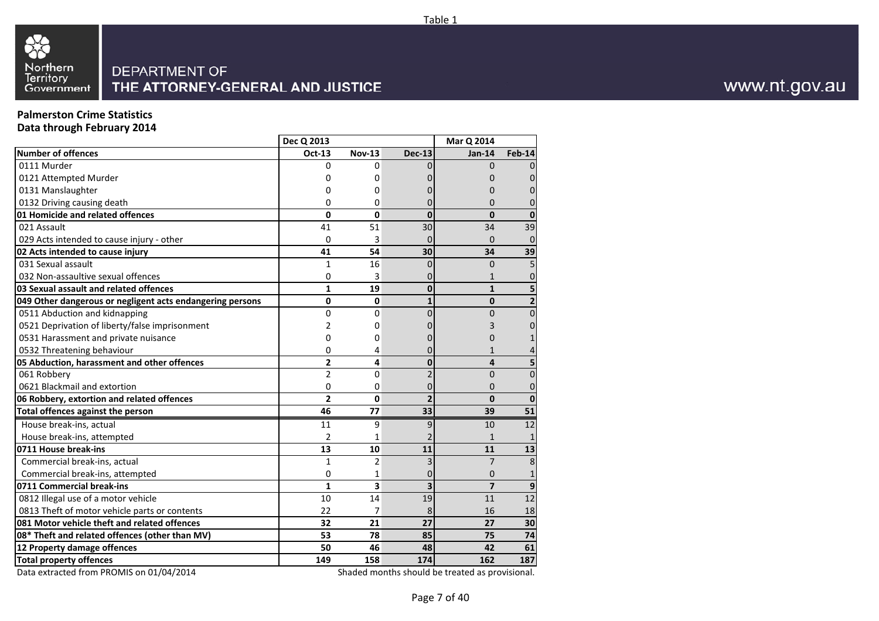Table 1

DEPARTMENT OF THE ATTORNEY-GENERAL AND JUSTICE

www.nt.gov.au

**Palmerston Crime Statistics**
**Data through February 2014**

| | Dec Q 2013 | | | Mar Q 2014 | |
|---|---|---|---|---|---|
| **Number of offences** | **Oct-13** | **Nov-13** | **Dec-13** | **Jan-14** | **Feb-14** |
| 0111 Murder | 0 | 0 | 0 | 0 | 0 |
| 0121 Attempted Murder | 0 | 0 | 0 | 0 | 0 |
| 0131 Manslaughter | 0 | 0 | 0 | 0 | 0 |
| 0132 Driving causing death | 0 | 0 | 0 | 0 | 0 |
| **01 Homicide and related offences** | **0** | **0** | **0** | **0** | **0** |
| 021 Assault | 41 | 51 | 30 | 34 | 39 |
| 029 Acts intended to cause injury - other | 0 | 3 | 0 | 0 | 0 |
| **02 Acts intended to cause injury** | **41** | **54** | **30** | **34** | **39** |
| 031 Sexual assault | 1 | 16 | 0 | 0 | 5 |
| 032 Non-assaultive sexual offences | 0 | 3 | 0 | 1 | 0 |
| **03 Sexual assault and related offences** | **1** | **19** | **0** | **1** | **5** |
| **049 Other dangerous or negligent acts endangering persons** | **0** | **0** | **1** | **0** | **2** |
| 0511 Abduction and kidnapping | 0 | 0 | 0 | 0 | 0 |
| 0521 Deprivation of liberty/false imprisonment | 2 | 0 | 0 | 3 | 0 |
| 0531 Harassment and private nuisance | 0 | 0 | 0 | 0 | 1 |
| 0532 Threatening behaviour | 0 | 4 | 0 | 1 | 4 |
| **05 Abduction, harassment and other offences** | **2** | **4** | **0** | **4** | **5** |
| 061 Robbery | 2 | 0 | 2 | 0 | 0 |
| 0621 Blackmail and extortion | 0 | 0 | 0 | 0 | 0 |
| **06 Robbery, extortion and related offences** | **2** | **0** | **2** | **0** | **0** |
| **Total offences against the person** | **46** | **77** | **33** | **39** | **51** |
| House break-ins, actual | 11 | 9 | 9 | 10 | 12 |
| House break-ins, attempted | 2 | 1 | 2 | 1 | 1 |
| **0711 House break-ins** | **13** | **10** | **11** | **11** | **13** |
| Commercial break-ins, actual | 1 | 2 | 3 | 7 | 8 |
| Commercial break-ins, attempted | 0 | 1 | 0 | 0 | 1 |
| **0711 Commercial break-ins** | **1** | **3** | **3** | **7** | **9** |
| 0812 Illegal use of a motor vehicle | 10 | 14 | 19 | 11 | 12 |
| 0813 Theft of motor vehicle parts or contents | 22 | 7 | 8 | 16 | 18 |
| **081 Motor vehicle theft and related offences** | **32** | **21** | **27** | **27** | **30** |
| **08* Theft and related offences (other than MV)** | **53** | **78** | **85** | **75** | **74** |
| **12 Property damage offences** | **50** | **46** | **48** | **42** | **61** |
| **Total property offences** | **149** | **158** | **174** | **162** | **187** |

Data extracted from PROMIS on 01/04/2014

Shaded months should be treated as provisional.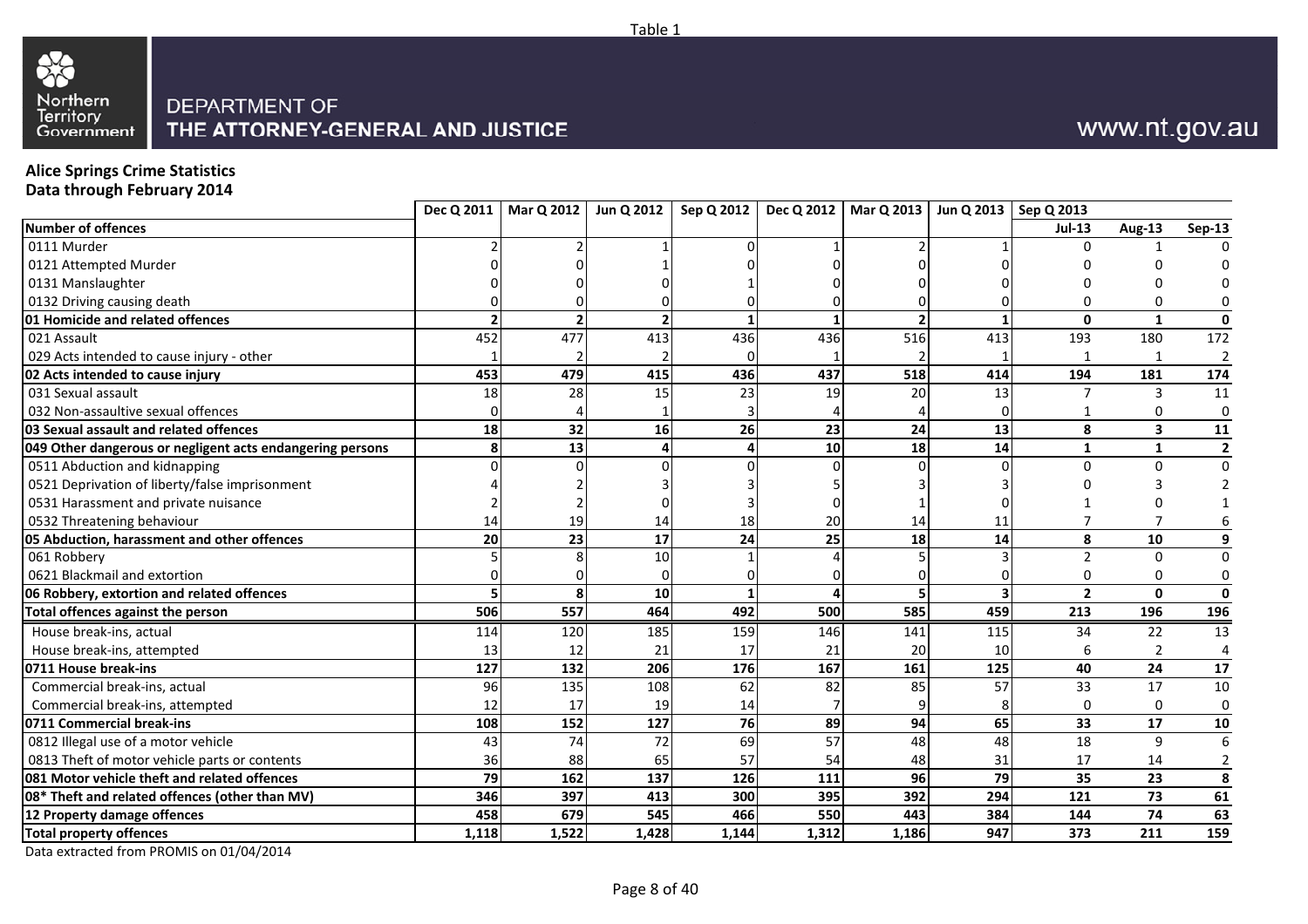Table 1

Northern Territory Government

DEPARTMENT OF
THE ATTORNEY-GENERAL AND JUSTICE

www.nt.gov.au

**Alice Springs Crime Statistics**
**Data through February 2014**

| | Dec Q 2011 | Mar Q 2012 | Jun Q 2012 | Sep Q 2012 | Dec Q 2012 | Mar Q 2013 | Jun Q 2013 | Sep Q 2013 | | |
|---|---|---|---|---|---|---|---|---|---|---|
| **Number of offences** | | | | | | | | **Jul-13** | **Aug-13** | **Sep-13** |
| 0111 Murder | 2 | 2 | 1 | 0 | 1 | 2 | 1 | 0 | 1 | 0 |
| 0121 Attempted Murder | 0 | 0 | 1 | 0 | 0 | 0 | 0 | 0 | 0 | 0 |
| 0131 Manslaughter | 0 | 0 | 0 | 1 | 0 | 0 | 0 | 0 | 0 | 0 |
| 0132 Driving causing death | 0 | 0 | 0 | 0 | 0 | 0 | 0 | 0 | 0 | 0 |
| **01 Homicide and related offences** | **2** | **2** | **2** | **1** | **1** | **2** | **1** | **0** | **1** | **0** |
| 021 Assault | 452 | 477 | 413 | 436 | 436 | 516 | 413 | 193 | 180 | 172 |
| 029 Acts intended to cause injury - other | 1 | 2 | 2 | 0 | 1 | 2 | 1 | 1 | 1 | 2 |
| **02 Acts intended to cause injury** | **453** | **479** | **415** | **436** | **437** | **518** | **414** | **194** | **181** | **174** |
| 031 Sexual assault | 18 | 28 | 15 | 23 | 19 | 20 | 13 | 7 | 3 | 11 |
| 032 Non-assaultive sexual offences | 0 | 4 | 1 | 3 | 4 | 4 | 0 | 1 | 0 | 0 |
| **03 Sexual assault and related offences** | **18** | **32** | **16** | **26** | **23** | **24** | **13** | **8** | **3** | **11** |
| **049 Other dangerous or negligent acts endangering persons** | **8** | **13** | **4** | **4** | **10** | **18** | **14** | **1** | **1** | **2** |
| 0511 Abduction and kidnapping | 0 | 0 | 0 | 0 | 0 | 0 | 0 | 0 | 0 | 0 |
| 0521 Deprivation of liberty/false imprisonment | 4 | 2 | 3 | 3 | 5 | 3 | 3 | 0 | 3 | 2 |
| 0531 Harassment and private nuisance | 2 | 2 | 0 | 3 | 0 | 1 | 0 | 1 | 0 | 1 |
| 0532 Threatening behaviour | 14 | 19 | 14 | 18 | 20 | 14 | 11 | 7 | 7 | 6 |
| **05 Abduction, harassment and other offences** | **20** | **23** | **17** | **24** | **25** | **18** | **14** | **8** | **10** | **9** |
| 061 Robbery | 5 | 8 | 10 | 1 | 4 | 5 | 3 | 2 | 0 | 0 |
| 0621 Blackmail and extortion | 0 | 0 | 0 | 0 | 0 | 0 | 0 | 0 | 0 | 0 |
| **06 Robbery, extortion and related offences** | **5** | **8** | **10** | **1** | **4** | **5** | **3** | **2** | **0** | **0** |
| **Total offences against the person** | **506** | **557** | **464** | **492** | **500** | **585** | **459** | **213** | **196** | **196** |
| House break-ins, actual | 114 | 120 | 185 | 159 | 146 | 141 | 115 | 34 | 22 | 13 |
| House break-ins, attempted | 13 | 12 | 21 | 17 | 21 | 20 | 10 | 6 | 2 | 4 |
| **0711 House break-ins** | **127** | **132** | **206** | **176** | **167** | **161** | **125** | **40** | **24** | **17** |
| Commercial break-ins, actual | 96 | 135 | 108 | 62 | 82 | 85 | 57 | 33 | 17 | 10 |
| Commercial break-ins, attempted | 12 | 17 | 19 | 14 | 7 | 9 | 8 | 0 | 0 | 0 |
| **0711 Commercial break-ins** | **108** | **152** | **127** | **76** | **89** | **94** | **65** | **33** | **17** | **10** |
| 0812 Illegal use of a motor vehicle | 43 | 74 | 72 | 69 | 57 | 48 | 48 | 18 | 9 | 6 |
| 0813 Theft of motor vehicle parts or contents | 36 | 88 | 65 | 57 | 54 | 48 | 31 | 17 | 14 | 2 |
| **081 Motor vehicle theft and related offences** | **79** | **162** | **137** | **126** | **111** | **96** | **79** | **35** | **23** | **8** |
| **08* Theft and related offences (other than MV)** | **346** | **397** | **413** | **300** | **395** | **392** | **294** | **121** | **73** | **61** |
| **12 Property damage offences** | **458** | **679** | **545** | **466** | **550** | **443** | **384** | **144** | **74** | **63** |
| **Total property offences** | **1,118** | **1,522** | **1,428** | **1,144** | **1,312** | **1,186** | **947** | **373** | **211** | **159** |

Data extracted from PROMIS on 01/04/2014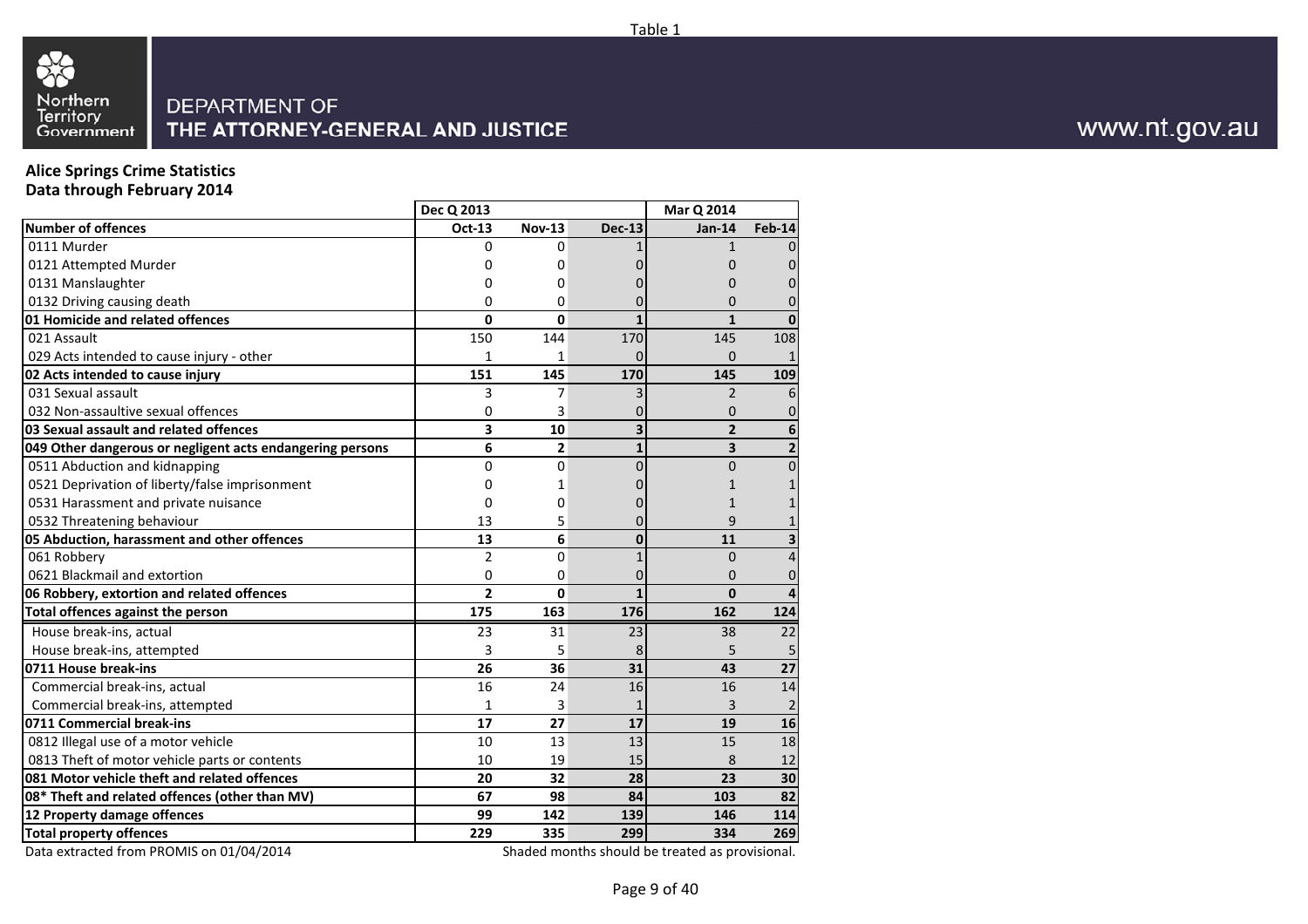Table 1

Northern Territory Government

DEPARTMENT OF THE ATTORNEY-GENERAL AND JUSTICE

www.nt.gov.au

**Alice Springs Crime Statistics**
**Data through February 2014**

| | Dec Q 2013 | | | Mar Q 2014 | |
|---|---|---|---|---|---|
| **Number of offences** | **Oct-13** | **Nov-13** | **Dec-13** | **Jan-14** | **Feb-14** |
| 0111 Murder | 0 | 0 | 1 | 1 | 0 |
| 0121 Attempted Murder | 0 | 0 | 0 | 0 | 0 |
| 0131 Manslaughter | 0 | 0 | 0 | 0 | 0 |
| 0132 Driving causing death | 0 | 0 | 0 | 0 | 0 |
| **01 Homicide and related offences** | **0** | **0** | **1** | **1** | **0** |
| 021 Assault | 150 | 144 | 170 | 145 | 108 |
| 029 Acts intended to cause injury - other | 1 | 1 | 0 | 0 | 1 |
| **02 Acts intended to cause injury** | **151** | **145** | **170** | **145** | **109** |
| 031 Sexual assault | 3 | 7 | 3 | 2 | 6 |
| 032 Non-assaultive sexual offences | 0 | 3 | 0 | 0 | 0 |
| **03 Sexual assault and related offences** | **3** | **10** | **3** | **2** | **6** |
| **049 Other dangerous or negligent acts endangering persons** | **6** | **2** | **1** | **3** | **2** |
| 0511 Abduction and kidnapping | 0 | 0 | 0 | 0 | 0 |
| 0521 Deprivation of liberty/false imprisonment | 0 | 1 | 0 | 1 | 1 |
| 0531 Harassment and private nuisance | 0 | 0 | 0 | 1 | 1 |
| 0532 Threatening behaviour | 13 | 5 | 0 | 9 | 1 |
| **05 Abduction, harassment and other offences** | **13** | **6** | **0** | **11** | **3** |
| 061 Robbery | 2 | 0 | 1 | 0 | 4 |
| 0621 Blackmail and extortion | 0 | 0 | 0 | 0 | 0 |
| **06 Robbery, extortion and related offences** | **2** | **0** | **1** | **0** | **4** |
| **Total offences against the person** | **175** | **163** | **176** | **162** | **124** |
| House break-ins, actual | 23 | 31 | 23 | 38 | 22 |
| House break-ins, attempted | 3 | 5 | 8 | 5 | 5 |
| **0711 House break-ins** | **26** | **36** | **31** | **43** | **27** |
| Commercial break-ins, actual | 16 | 24 | 16 | 16 | 14 |
| Commercial break-ins, attempted | 1 | 3 | 1 | 3 | 2 |
| **0711 Commercial break-ins** | **17** | **27** | **17** | **19** | **16** |
| 0812 Illegal use of a motor vehicle | 10 | 13 | 13 | 15 | 18 |
| 0813 Theft of motor vehicle parts or contents | 10 | 19 | 15 | 8 | 12 |
| **081 Motor vehicle theft and related offences** | **20** | **32** | **28** | **23** | **30** |
| **08* Theft and related offences (other than MV)** | **67** | **98** | **84** | **103** | **82** |
| **12 Property damage offences** | **99** | **142** | **139** | **146** | **114** |
| **Total property offences** | **229** | **335** | **299** | **334** | **269** |

Data extracted from PROMIS on 01/04/2014

Shaded months should be treated as provisional.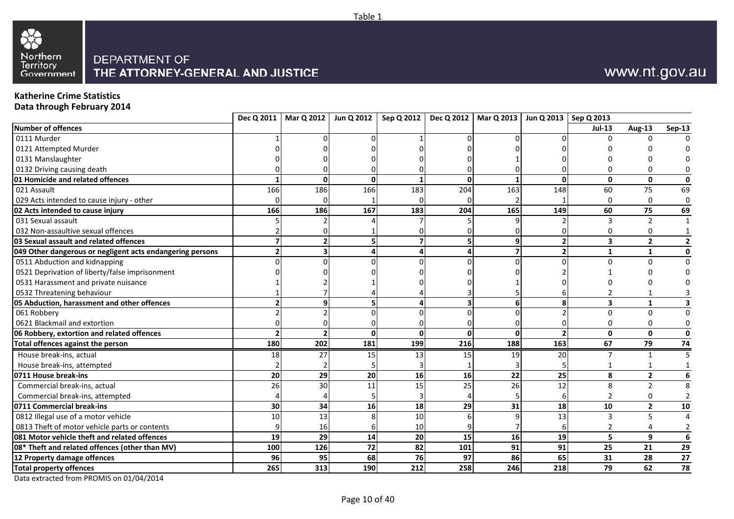Table 1

DEPARTMENT OF
THE ATTORNEY-GENERAL AND JUSTICE

www.nt.gov.au

**Katherine Crime Statistics**
**Data through February 2014**

| | Dec Q 2011 | Mar Q 2012 | Jun Q 2012 | Sep Q 2012 | Dec Q 2012 | Mar Q 2013 | Jun Q 2013 | Sep Q 2013 | | |
|---|---|---|---|---|---|---|---|---|---|---|
| **Number of offences** | | | | | | | | **Jul-13** | **Aug-13** | **Sep-13** |
| 0111 Murder | 1 | 0 | 0 | 1 | 0 | 0 | 0 | 0 | 0 | 0 |
| 0121 Attempted Murder | 0 | 0 | 0 | 0 | 0 | 0 | 0 | 0 | 0 | 0 |
| 0131 Manslaughter | 0 | 0 | 0 | 0 | 0 | 1 | 0 | 0 | 0 | 0 |
| 0132 Driving causing death | 0 | 0 | 0 | 0 | 0 | 0 | 0 | 0 | 0 | 0 |
| **01 Homicide and related offences** | **1** | **0** | **0** | **1** | **0** | **1** | **0** | **0** | **0** | **0** |
| 021 Assault | 166 | 186 | 166 | 183 | 204 | 163 | 148 | 60 | 75 | 69 |
| 029 Acts intended to cause injury - other | 0 | 0 | 1 | 0 | 0 | 2 | 1 | 0 | 0 | 0 |
| **02 Acts intended to cause injury** | **166** | **186** | **167** | **183** | **204** | **165** | **149** | **60** | **75** | **69** |
| 031 Sexual assault | 5 | 2 | 4 | 7 | 5 | 9 | 2 | 3 | 2 | 1 |
| 032 Non-assaultive sexual offences | 2 | 0 | 1 | 0 | 0 | 0 | 0 | 0 | 0 | 1 |
| **03 Sexual assault and related offences** | **7** | **2** | **5** | **7** | **5** | **9** | **2** | **3** | **2** | **2** |
| **049 Other dangerous or negligent acts endangering persons** | **2** | **3** | **4** | **4** | **4** | **7** | **2** | **1** | **1** | **0** |
| 0511 Abduction and kidnapping | 0 | 0 | 0 | 0 | 0 | 0 | 0 | 0 | 0 | 0 |
| 0521 Deprivation of liberty/false imprisonment | 0 | 0 | 0 | 0 | 0 | 0 | 2 | 1 | 0 | 0 |
| 0531 Harassment and private nuisance | 1 | 2 | 1 | 0 | 0 | 1 | 0 | 0 | 0 | 0 |
| 0532 Threatening behaviour | 1 | 7 | 4 | 4 | 3 | 5 | 6 | 2 | 1 | 3 |
| **05 Abduction, harassment and other offences** | **2** | **9** | **5** | **4** | **3** | **6** | **8** | **3** | **1** | **3** |
| 061 Robbery | 2 | 2 | 0 | 0 | 0 | 0 | 2 | 0 | 0 | 0 |
| 0621 Blackmail and extortion | 0 | 0 | 0 | 0 | 0 | 0 | 0 | 0 | 0 | 0 |
| **06 Robbery, extortion and related offences** | **2** | **2** | **0** | **0** | **0** | **0** | **2** | **0** | **0** | **0** |
| **Total offences against the person** | **180** | **202** | **181** | **199** | **216** | **188** | **163** | **67** | **79** | **74** |
| House break-ins, actual | 18 | 27 | 15 | 13 | 15 | 19 | 20 | 7 | 1 | 5 |
| House break-ins, attempted | 2 | 2 | 5 | 3 | 1 | 3 | 5 | 1 | 1 | 1 |
| **0711 House break-ins** | **20** | **29** | **20** | **16** | **16** | **22** | **25** | **8** | **2** | **6** |
| Commercial break-ins, actual | 26 | 30 | 11 | 15 | 25 | 26 | 12 | 8 | 2 | 8 |
| Commercial break-ins, attempted | 4 | 4 | 5 | 3 | 4 | 5 | 6 | 2 | 0 | 2 |
| **0711 Commercial break-ins** | **30** | **34** | **16** | **18** | **29** | **31** | **18** | **10** | **2** | **10** |
| 0812 Illegal use of a motor vehicle | 10 | 13 | 8 | 10 | 6 | 9 | 13 | 3 | 5 | 4 |
| 0813 Theft of motor vehicle parts or contents | 9 | 16 | 6 | 10 | 9 | 7 | 6 | 2 | 4 | 2 |
| **081 Motor vehicle theft and related offences** | **19** | **29** | **14** | **20** | **15** | **16** | **19** | **5** | **9** | **6** |
| **08* Theft and related offences (other than MV)** | **100** | **126** | **72** | **82** | **101** | **91** | **91** | **25** | **21** | **29** |
| **12 Property damage offences** | **96** | **95** | **68** | **76** | **97** | **86** | **65** | **31** | **28** | **27** |
| **Total property offences** | **265** | **313** | **190** | **212** | **258** | **246** | **218** | **79** | **62** | **78** |

Data extracted from PROMIS on 01/04/2014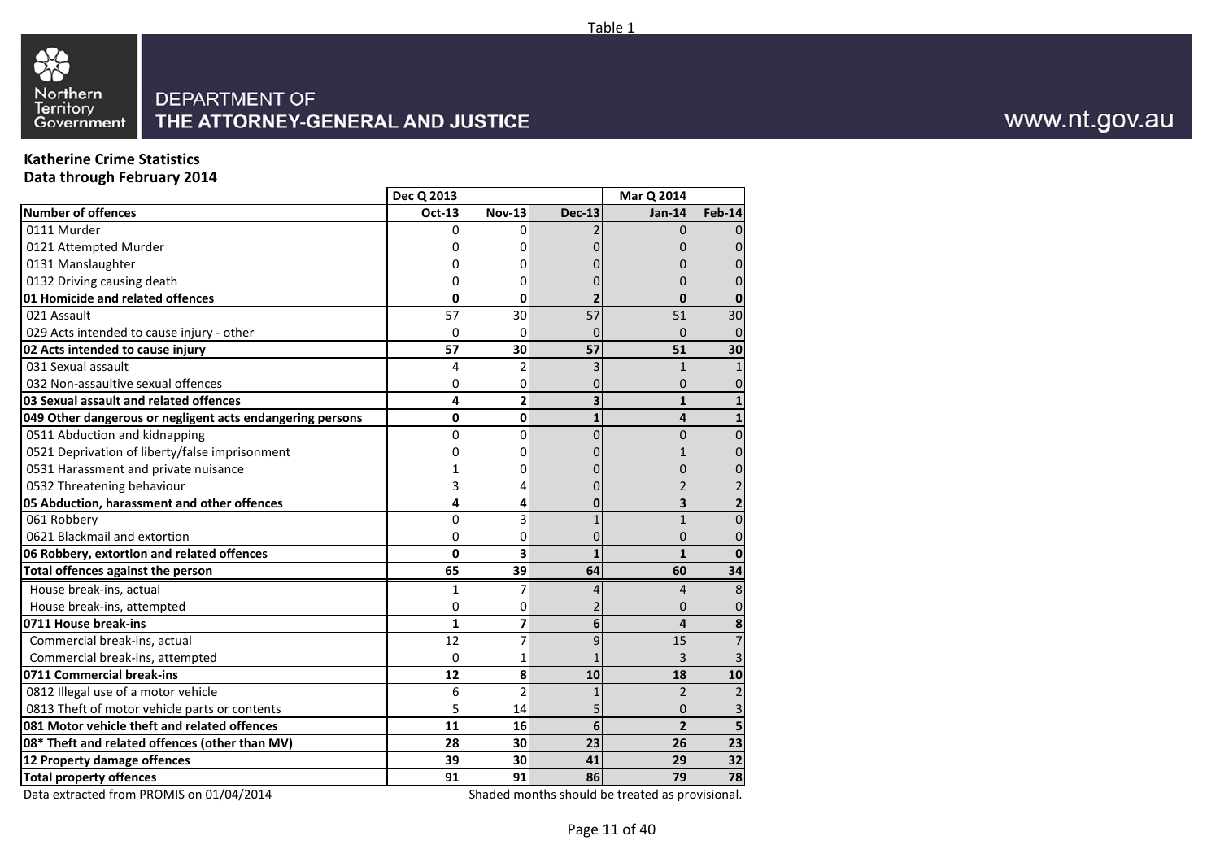Table 1

DEPARTMENT OF
THE ATTORNEY-GENERAL AND JUSTICE

www.nt.gov.au

**Katherine Crime Statistics**
**Data through February 2014**

| | Dec Q 2013 | | | Mar Q 2014 | |
|---|---|---|---|---|---|
| **Number of offences** | **Oct-13** | **Nov-13** | **Dec-13** | **Jan-14** | **Feb-14** |
| 0111 Murder | 0 | 0 | 2 | 0 | 0 |
| 0121 Attempted Murder | 0 | 0 | 0 | 0 | 0 |
| 0131 Manslaughter | 0 | 0 | 0 | 0 | 0 |
| 0132 Driving causing death | 0 | 0 | 0 | 0 | 0 |
| **01 Homicide and related offences** | **0** | **0** | **2** | **0** | **0** |
| 021 Assault | 57 | 30 | 57 | 51 | 30 |
| 029 Acts intended to cause injury - other | 0 | 0 | 0 | 0 | 0 |
| **02 Acts intended to cause injury** | **57** | **30** | **57** | **51** | **30** |
| 031 Sexual assault | 4 | 2 | 3 | 1 | 1 |
| 032 Non-assaultive sexual offences | 0 | 0 | 0 | 0 | 0 |
| **03 Sexual assault and related offences** | **4** | **2** | **3** | **1** | **1** |
| **049 Other dangerous or negligent acts endangering persons** | **0** | **0** | **1** | **4** | **1** |
| 0511 Abduction and kidnapping | 0 | 0 | 0 | 0 | 0 |
| 0521 Deprivation of liberty/false imprisonment | 0 | 0 | 0 | 1 | 0 |
| 0531 Harassment and private nuisance | 1 | 0 | 0 | 0 | 0 |
| 0532 Threatening behaviour | 3 | 4 | 0 | 2 | 2 |
| **05 Abduction, harassment and other offences** | **4** | **4** | **0** | **3** | **2** |
| 061 Robbery | 0 | 3 | 1 | 1 | 0 |
| 0621 Blackmail and extortion | 0 | 0 | 0 | 0 | 0 |
| **06 Robbery, extortion and related offences** | **0** | **3** | **1** | **1** | **0** |
| **Total offences against the person** | **65** | **39** | **64** | **60** | **34** |
| House break-ins, actual | 1 | 7 | 4 | 4 | 8 |
| House break-ins, attempted | 0 | 0 | 2 | 0 | 0 |
| **0711 House break-ins** | **1** | **7** | **6** | **4** | **8** |
| Commercial break-ins, actual | 12 | 7 | 9 | 15 | 7 |
| Commercial break-ins, attempted | 0 | 1 | 1 | 3 | 3 |
| **0711 Commercial break-ins** | **12** | **8** | **10** | **18** | **10** |
| 0812 Illegal use of a motor vehicle | 6 | 2 | 1 | 2 | 2 |
| 0813 Theft of motor vehicle parts or contents | 5 | 14 | 5 | 0 | 3 |
| **081 Motor vehicle theft and related offences** | **11** | **16** | **6** | **2** | **5** |
| **08* Theft and related offences (other than MV)** | **28** | **30** | **23** | **26** | **23** |
| **12 Property damage offences** | **39** | **30** | **41** | **29** | **32** |
| **Total property offences** | **91** | **91** | **86** | **79** | **78** |

Data extracted from PROMIS on 01/04/2014

Shaded months should be treated as provisional.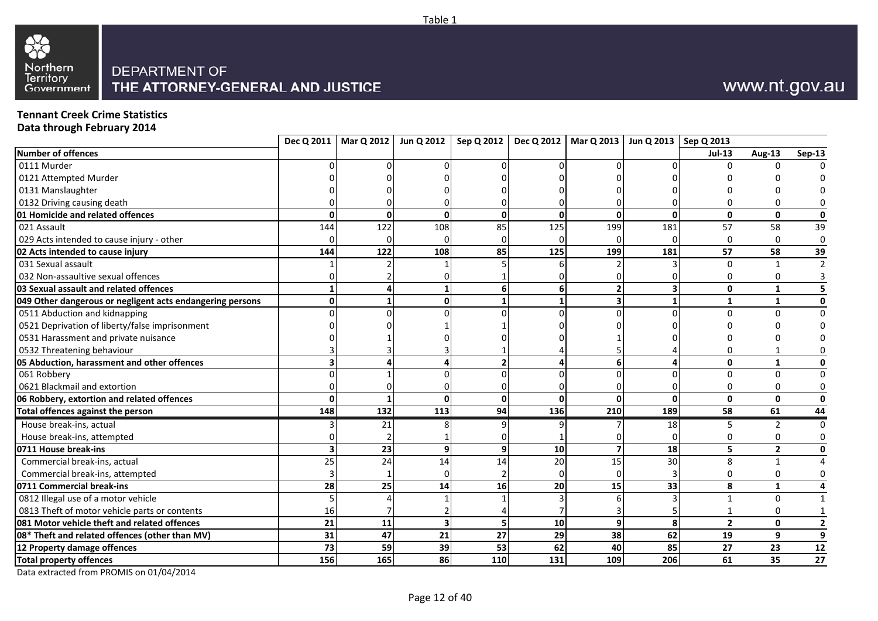Table 1

Northern Territory Government

DEPARTMENT OF
THE ATTORNEY-GENERAL AND JUSTICE

www.nt.gov.au

**Tennant Creek Crime Statistics**
**Data through February 2014**

| | Dec Q 2011 | Mar Q 2012 | Jun Q 2012 | Sep Q 2012 | Dec Q 2012 | Mar Q 2013 | Jun Q 2013 | Sep Q 2013 | | |
|---|---|---|---|---|---|---|---|---|---|---|
| **Number of offences** | | | | | | | | **Jul-13** | **Aug-13** | **Sep-13** |
| 0111 Murder | 0 | 0 | 0 | 0 | 0 | 0 | 0 | 0 | 0 | 0 |
| 0121 Attempted Murder | 0 | 0 | 0 | 0 | 0 | 0 | 0 | 0 | 0 | 0 |
| 0131 Manslaughter | 0 | 0 | 0 | 0 | 0 | 0 | 0 | 0 | 0 | 0 |
| 0132 Driving causing death | 0 | 0 | 0 | 0 | 0 | 0 | 0 | 0 | 0 | 0 |
| **01 Homicide and related offences** | **0** | **0** | **0** | **0** | **0** | **0** | **0** | **0** | **0** | **0** |
| 021 Assault | 144 | 122 | 108 | 85 | 125 | 199 | 181 | 57 | 58 | 39 |
| 029 Acts intended to cause injury - other | 0 | 0 | 0 | 0 | 0 | 0 | 0 | 0 | 0 | 0 |
| **02 Acts intended to cause injury** | **144** | **122** | **108** | **85** | **125** | **199** | **181** | **57** | **58** | **39** |
| 031 Sexual assault | 1 | 2 | 1 | 5 | 6 | 2 | 3 | 0 | 1 | 2 |
| 032 Non-assaultive sexual offences | 0 | 2 | 0 | 1 | 0 | 0 | 0 | 0 | 0 | 3 |
| **03 Sexual assault and related offences** | **1** | **4** | **1** | **6** | **6** | **2** | **3** | **0** | **1** | **5** |
| **049 Other dangerous or negligent acts endangering persons** | **0** | **1** | **0** | **1** | **1** | **3** | **1** | **1** | **1** | **0** |
| 0511 Abduction and kidnapping | 0 | 0 | 0 | 0 | 0 | 0 | 0 | 0 | 0 | 0 |
| 0521 Deprivation of liberty/false imprisonment | 0 | 0 | 1 | 1 | 0 | 0 | 0 | 0 | 0 | 0 |
| 0531 Harassment and private nuisance | 0 | 1 | 0 | 0 | 0 | 1 | 0 | 0 | 0 | 0 |
| 0532 Threatening behaviour | 3 | 3 | 3 | 1 | 4 | 5 | 4 | 0 | 1 | 0 |
| **05 Abduction, harassment and other offences** | **3** | **4** | **4** | **2** | **4** | **6** | **4** | **0** | **1** | **0** |
| 061 Robbery | 0 | 1 | 0 | 0 | 0 | 0 | 0 | 0 | 0 | 0 |
| 0621 Blackmail and extortion | 0 | 0 | 0 | 0 | 0 | 0 | 0 | 0 | 0 | 0 |
| **06 Robbery, extortion and related offences** | **0** | **1** | **0** | **0** | **0** | **0** | **0** | **0** | **0** | **0** |
| **Total offences against the person** | **148** | **132** | **113** | **94** | **136** | **210** | **189** | **58** | **61** | **44** |
| House break-ins, actual | 3 | 21 | 8 | 9 | 9 | 7 | 18 | 5 | 2 | 0 |
| House break-ins, attempted | 0 | 2 | 1 | 0 | 1 | 0 | 0 | 0 | 0 | 0 |
| **0711 House break-ins** | **3** | **23** | **9** | **9** | **10** | **7** | **18** | **5** | **2** | **0** |
| Commercial break-ins, actual | 25 | 24 | 14 | 14 | 20 | 15 | 30 | 8 | 1 | 4 |
| Commercial break-ins, attempted | 3 | 1 | 0 | 2 | 0 | 0 | 3 | 0 | 0 | 0 |
| **0711 Commercial break-ins** | **28** | **25** | **14** | **16** | **20** | **15** | **33** | **8** | **1** | **4** |
| 0812 Illegal use of a motor vehicle | 5 | 4 | 1 | 1 | 3 | 6 | 3 | 1 | 0 | 1 |
| 0813 Theft of motor vehicle parts or contents | 16 | 7 | 2 | 4 | 7 | 3 | 5 | 1 | 0 | 1 |
| **081 Motor vehicle theft and related offences** | **21** | **11** | **3** | **5** | **10** | **9** | **8** | **2** | **0** | **2** |
| **08* Theft and related offences (other than MV)** | **31** | **47** | **21** | **27** | **29** | **38** | **62** | **19** | **9** | **9** |
| **12 Property damage offences** | **73** | **59** | **39** | **53** | **62** | **40** | **85** | **27** | **23** | **12** |
| **Total property offences** | **156** | **165** | **86** | **110** | **131** | **109** | **206** | **61** | **35** | **27** |

Data extracted from PROMIS on 01/04/2014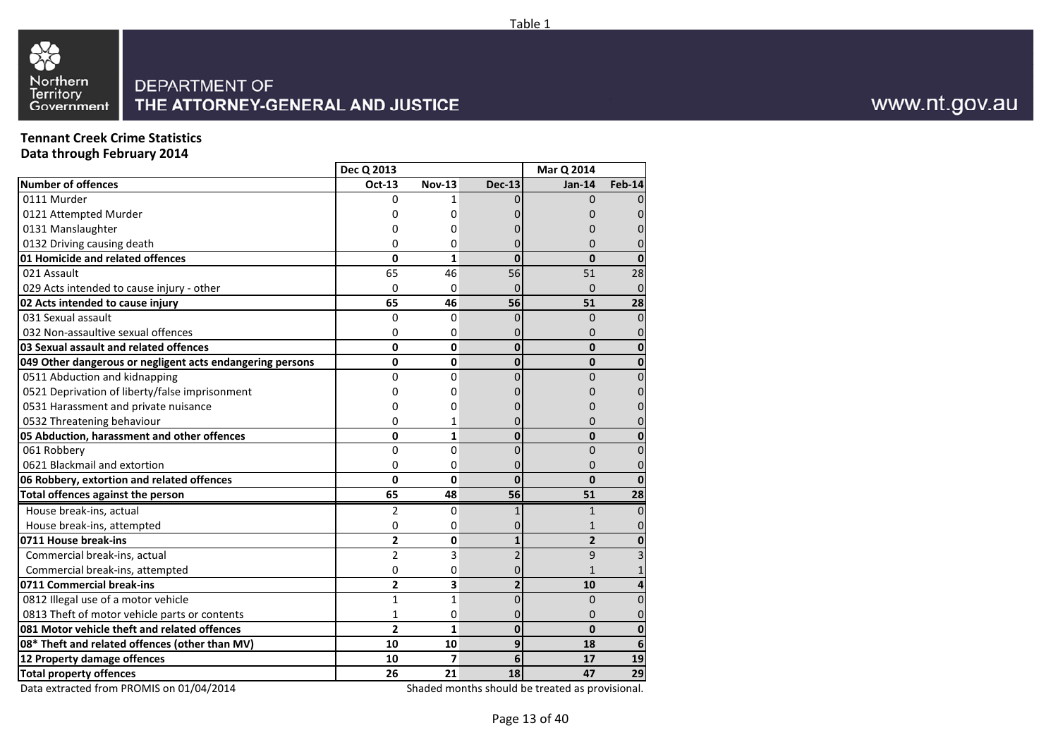Table 1

DEPARTMENT OF THE ATTORNEY-GENERAL AND JUSTICE

www.nt.gov.au

## Tennant Creek Crime Statistics
## Data through February 2014

| | Dec Q 2013 | | | Mar Q 2014 | |
|---|---|---|---|---|---|
| **Number of offences** | **Oct-13** | **Nov-13** | **Dec-13** | **Jan-14** | **Feb-14** |
| 0111 Murder | 0 | 1 | 0 | 0 | 0 |
| 0121 Attempted Murder | 0 | 0 | 0 | 0 | 0 |
| 0131 Manslaughter | 0 | 0 | 0 | 0 | 0 |
| 0132 Driving causing death | 0 | 0 | 0 | 0 | 0 |
| **01 Homicide and related offences** | **0** | **1** | **0** | **0** | **0** |
| 021 Assault | 65 | 46 | 56 | 51 | 28 |
| 029 Acts intended to cause injury - other | 0 | 0 | 0 | 0 | 0 |
| **02 Acts intended to cause injury** | **65** | **46** | **56** | **51** | **28** |
| 031 Sexual assault | 0 | 0 | 0 | 0 | 0 |
| 032 Non-assaultive sexual offences | 0 | 0 | 0 | 0 | 0 |
| **03 Sexual assault and related offences** | **0** | **0** | **0** | **0** | **0** |
| **049 Other dangerous or negligent acts endangering persons** | **0** | **0** | **0** | **0** | **0** |
| 0511 Abduction and kidnapping | 0 | 0 | 0 | 0 | 0 |
| 0521 Deprivation of liberty/false imprisonment | 0 | 0 | 0 | 0 | 0 |
| 0531 Harassment and private nuisance | 0 | 0 | 0 | 0 | 0 |
| 0532 Threatening behaviour | 0 | 1 | 0 | 0 | 0 |
| **05 Abduction, harassment and other offences** | **0** | **1** | **0** | **0** | **0** |
| 061 Robbery | 0 | 0 | 0 | 0 | 0 |
| 0621 Blackmail and extortion | 0 | 0 | 0 | 0 | 0 |
| **06 Robbery, extortion and related offences** | **0** | **0** | **0** | **0** | **0** |
| **Total offences against the person** | **65** | **48** | **56** | **51** | **28** |
| House break-ins, actual | 2 | 0 | 1 | 1 | 0 |
| House break-ins, attempted | 0 | 0 | 0 | 1 | 0 |
| **0711 House break-ins** | **2** | **0** | **1** | **2** | **0** |
| Commercial break-ins, actual | 2 | 3 | 2 | 9 | 3 |
| Commercial break-ins, attempted | 0 | 0 | 0 | 1 | 1 |
| **0711 Commercial break-ins** | **2** | **3** | **2** | **10** | **4** |
| 0812 Illegal use of a motor vehicle | 1 | 1 | 0 | 0 | 0 |
| 0813 Theft of motor vehicle parts or contents | 1 | 0 | 0 | 0 | 0 |
| **081 Motor vehicle theft and related offences** | **2** | **1** | **0** | **0** | **0** |
| **08* Theft and related offences (other than MV)** | **10** | **10** | **9** | **18** | **6** |
| **12 Property damage offences** | **10** | **7** | **6** | **17** | **19** |
| **Total property offences** | **26** | **21** | **18** | **47** | **29** |

Data extracted from PROMIS on 01/04/2014

Shaded months should be treated as provisional.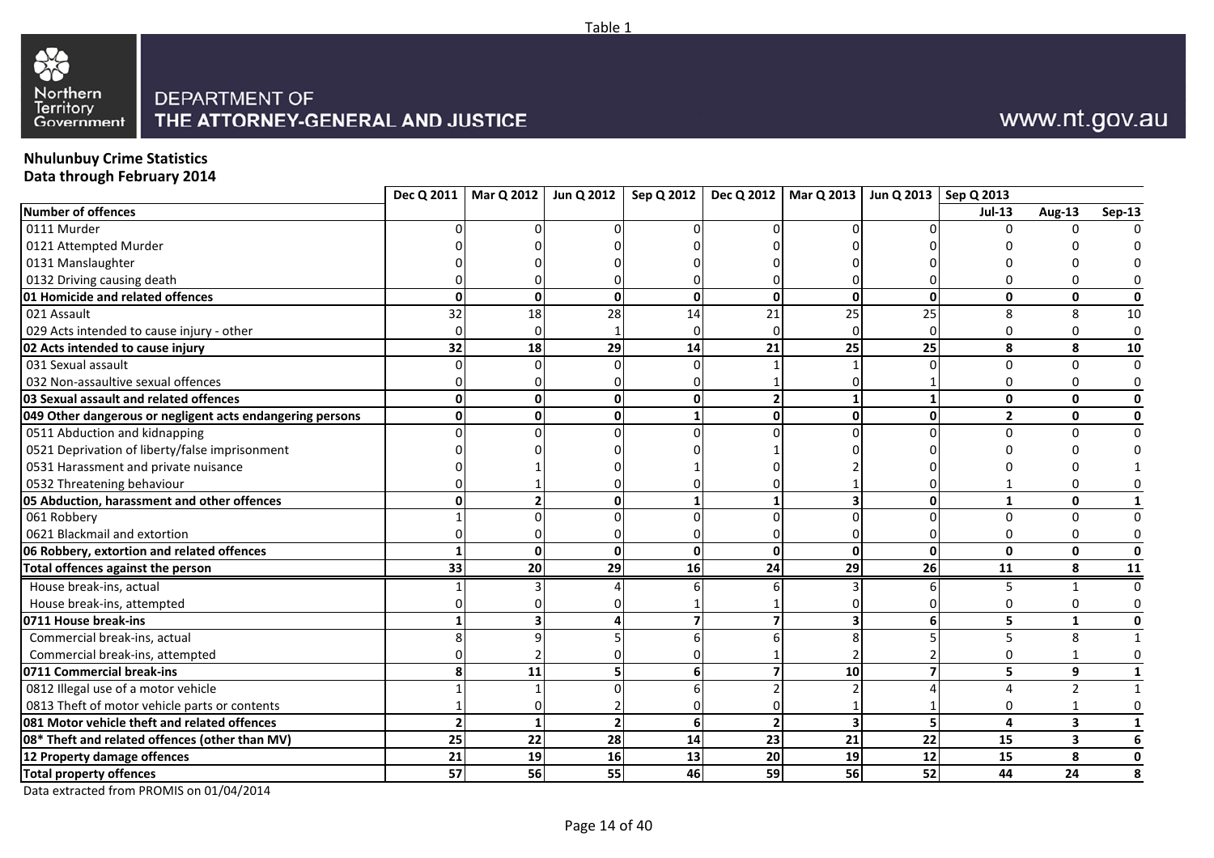Table 1

Northern Territory Government

DEPARTMENT OF
THE ATTORNEY-GENERAL AND JUSTICE

www.nt.gov.au

**Nhulunbuy Crime Statistics**
**Data through February 2014**

| | Dec Q 2011 | Mar Q 2012 | Jun Q 2012 | Sep Q 2012 | Dec Q 2012 | Mar Q 2013 | Jun Q 2013 | Sep Q 2013 | | |
|---|---|---|---|---|---|---|---|---|---|---|
| **Number of offences** | | | | | | | | **Jul-13** | **Aug-13** | **Sep-13** |
| 0111 Murder | 0 | 0 | 0 | 0 | 0 | 0 | 0 | 0 | 0 | 0 |
| 0121 Attempted Murder | 0 | 0 | 0 | 0 | 0 | 0 | 0 | 0 | 0 | 0 |
| 0131 Manslaughter | 0 | 0 | 0 | 0 | 0 | 0 | 0 | 0 | 0 | 0 |
| 0132 Driving causing death | 0 | 0 | 0 | 0 | 0 | 0 | 0 | 0 | 0 | 0 |
| **01 Homicide and related offences** | **0** | **0** | **0** | **0** | **0** | **0** | **0** | **0** | **0** | **0** |
| 021 Assault | 32 | 18 | 28 | 14 | 21 | 25 | 25 | 8 | 8 | 10 |
| 029 Acts intended to cause injury - other | 0 | 0 | 1 | 0 | 0 | 0 | 0 | 0 | 0 | 0 |
| **02 Acts intended to cause injury** | **32** | **18** | **29** | **14** | **21** | **25** | **25** | **8** | **8** | **10** |
| 031 Sexual assault | 0 | 0 | 0 | 0 | 1 | 1 | 0 | 0 | 0 | 0 |
| 032 Non-assaultive sexual offences | 0 | 0 | 0 | 0 | 1 | 0 | 1 | 0 | 0 | 0 |
| **03 Sexual assault and related offences** | **0** | **0** | **0** | **0** | **2** | **1** | **1** | **0** | **0** | **0** |
| **049 Other dangerous or negligent acts endangering persons** | **0** | **0** | **0** | **1** | **0** | **0** | **0** | **2** | **0** | **0** |
| 0511 Abduction and kidnapping | 0 | 0 | 0 | 0 | 0 | 0 | 0 | 0 | 0 | 0 |
| 0521 Deprivation of liberty/false imprisonment | 0 | 0 | 0 | 0 | 1 | 0 | 0 | 0 | 0 | 0 |
| 0531 Harassment and private nuisance | 0 | 1 | 0 | 1 | 0 | 2 | 0 | 0 | 0 | 1 |
| 0532 Threatening behaviour | 0 | 1 | 0 | 0 | 0 | 1 | 0 | 1 | 0 | 0 |
| **05 Abduction, harassment and other offences** | **0** | **2** | **0** | **1** | **1** | **3** | **0** | **1** | **0** | **1** |
| 061 Robbery | 1 | 0 | 0 | 0 | 0 | 0 | 0 | 0 | 0 | 0 |
| 0621 Blackmail and extortion | 0 | 0 | 0 | 0 | 0 | 0 | 0 | 0 | 0 | 0 |
| **06 Robbery, extortion and related offences** | **1** | **0** | **0** | **0** | **0** | **0** | **0** | **0** | **0** | **0** |
| **Total offences against the person** | **33** | **20** | **29** | **16** | **24** | **29** | **26** | **11** | **8** | **11** |
| House break-ins, actual | 1 | 3 | 4 | 6 | 6 | 3 | 6 | 5 | 1 | 0 |
| House break-ins, attempted | 0 | 0 | 0 | 1 | 1 | 0 | 0 | 0 | 0 | 0 |
| **0711 House break-ins** | **1** | **3** | **4** | **7** | **7** | **3** | **6** | **5** | **1** | **0** |
| Commercial break-ins, actual | 8 | 9 | 5 | 6 | 6 | 8 | 5 | 5 | 8 | 1 |
| Commercial break-ins, attempted | 0 | 2 | 0 | 0 | 1 | 2 | 2 | 0 | 1 | 0 |
| **0711 Commercial break-ins** | **8** | **11** | **5** | **6** | **7** | **10** | **7** | **5** | **9** | **1** |
| 0812 Illegal use of a motor vehicle | 1 | 1 | 0 | 6 | 2 | 2 | 4 | 4 | 2 | 1 |
| 0813 Theft of motor vehicle parts or contents | 1 | 0 | 2 | 0 | 0 | 1 | 1 | 0 | 1 | 0 |
| **081 Motor vehicle theft and related offences** | **2** | **1** | **2** | **6** | **2** | **3** | **5** | **4** | **3** | **1** |
| **08* Theft and related offences (other than MV)** | **25** | **22** | **28** | **14** | **23** | **21** | **22** | **15** | **3** | **6** |
| **12 Property damage offences** | **21** | **19** | **16** | **13** | **20** | **19** | **12** | **15** | **8** | **0** |
| **Total property offences** | **57** | **56** | **55** | **46** | **59** | **56** | **52** | **44** | **24** | **8** |

Data extracted from PROMIS on 01/04/2014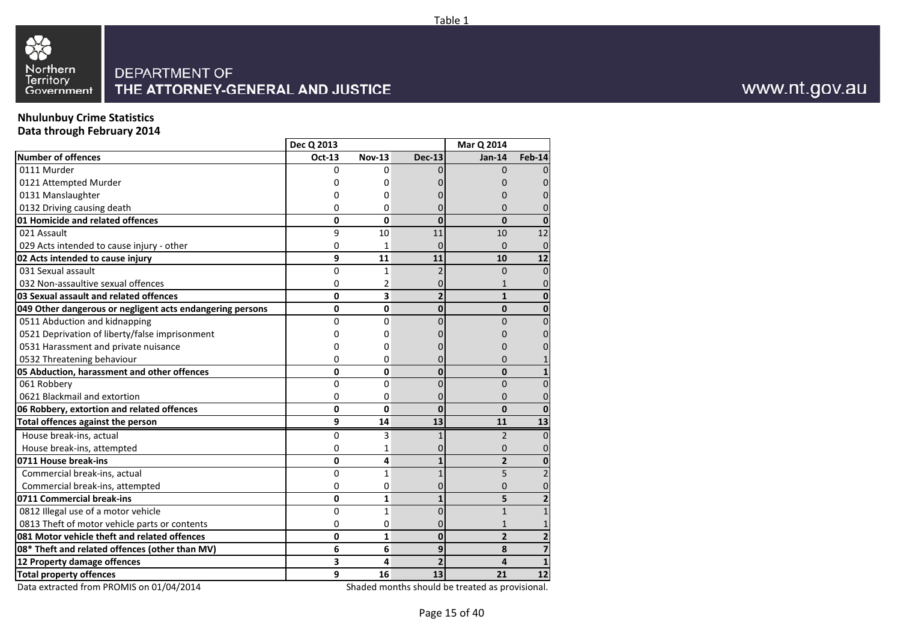Table 1

DEPARTMENT OF
THE ATTORNEY-GENERAL AND JUSTICE

www.nt.gov.au

**Nhulunbuy Crime Statistics**
**Data through February 2014**

| | Dec Q 2013 | | | Mar Q 2014 | |
|---|---|---|---|---|---|
| **Number of offences** | **Oct-13** | **Nov-13** | **Dec-13** | **Jan-14** | **Feb-14** |
| 0111 Murder | 0 | 0 | 0 | 0 | 0 |
| 0121 Attempted Murder | 0 | 0 | 0 | 0 | 0 |
| 0131 Manslaughter | 0 | 0 | 0 | 0 | 0 |
| 0132 Driving causing death | 0 | 0 | 0 | 0 | 0 |
| **01 Homicide and related offences** | **0** | **0** | **0** | **0** | **0** |
| 021 Assault | 9 | 10 | 11 | 10 | 12 |
| 029 Acts intended to cause injury - other | 0 | 1 | 0 | 0 | 0 |
| **02 Acts intended to cause injury** | **9** | **11** | **11** | **10** | **12** |
| 031 Sexual assault | 0 | 1 | 2 | 0 | 0 |
| 032 Non-assaultive sexual offences | 0 | 2 | 0 | 1 | 0 |
| **03 Sexual assault and related offences** | **0** | **3** | **2** | **1** | **0** |
| **049 Other dangerous or negligent acts endangering persons** | **0** | **0** | **0** | **0** | **0** |
| 0511 Abduction and kidnapping | 0 | 0 | 0 | 0 | 0 |
| 0521 Deprivation of liberty/false imprisonment | 0 | 0 | 0 | 0 | 0 |
| 0531 Harassment and private nuisance | 0 | 0 | 0 | 0 | 0 |
| 0532 Threatening behaviour | 0 | 0 | 0 | 0 | 1 |
| **05 Abduction, harassment and other offences** | **0** | **0** | **0** | **0** | **1** |
| 061 Robbery | 0 | 0 | 0 | 0 | 0 |
| 0621 Blackmail and extortion | 0 | 0 | 0 | 0 | 0 |
| **06 Robbery, extortion and related offences** | **0** | **0** | **0** | **0** | **0** |
| **Total offences against the person** | **9** | **14** | **13** | **11** | **13** |
| House break-ins, actual | 0 | 3 | 1 | 2 | 0 |
| House break-ins, attempted | 0 | 1 | 0 | 0 | 0 |
| **0711 House break-ins** | **0** | **4** | **1** | **2** | **0** |
| Commercial break-ins, actual | 0 | 1 | 1 | 5 | 2 |
| Commercial break-ins, attempted | 0 | 0 | 0 | 0 | 0 |
| **0711 Commercial break-ins** | **0** | **1** | **1** | **5** | **2** |
| 0812 Illegal use of a motor vehicle | 0 | 1 | 0 | 1 | 1 |
| 0813 Theft of motor vehicle parts or contents | 0 | 0 | 0 | 1 | 1 |
| **081 Motor vehicle theft and related offences** | **0** | **1** | **0** | **2** | **2** |
| **08* Theft and related offences (other than MV)** | **6** | **6** | **9** | **8** | **7** |
| **12 Property damage offences** | **3** | **4** | **2** | **4** | **1** |
| **Total property offences** | **9** | **16** | **13** | **21** | **12** |

Data extracted from PROMIS on 01/04/2014

Shaded months should be treated as provisional.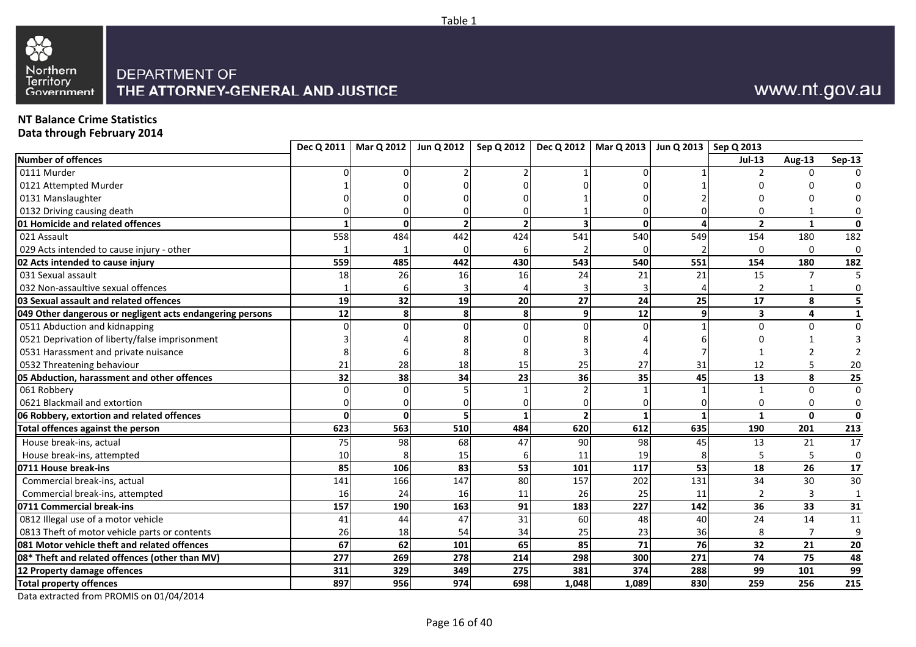Table 1

Northern Territory Government

DEPARTMENT OF
THE ATTORNEY-GENERAL AND JUSTICE

www.nt.gov.au

**NT Balance Crime Statistics**
**Data through February 2014**

| | Dec Q 2011 | Mar Q 2012 | Jun Q 2012 | Sep Q 2012 | Dec Q 2012 | Mar Q 2013 | Jun Q 2013 | Sep Q 2013 | | |
|---|---|---|---|---|---|---|---|---|---|---|
| **Number of offences** | | | | | | | | **Jul-13** | **Aug-13** | **Sep-13** |
| 0111 Murder | 0 | 0 | 2 | 2 | 1 | 0 | 1 | 2 | 0 | 0 |
| 0121 Attempted Murder | 1 | 0 | 0 | 0 | 0 | 0 | 1 | 0 | 0 | 0 |
| 0131 Manslaughter | 0 | 0 | 0 | 0 | 1 | 0 | 2 | 0 | 0 | 0 |
| 0132 Driving causing death | 0 | 0 | 0 | 0 | 1 | 0 | 0 | 0 | 1 | 0 |
| **01 Homicide and related offences** | **1** | **0** | **2** | **2** | **3** | **0** | **4** | **2** | **1** | **0** |
| 021 Assault | 558 | 484 | 442 | 424 | 541 | 540 | 549 | 154 | 180 | 182 |
| 029 Acts intended to cause injury - other | 1 | 1 | 0 | 6 | 2 | 0 | 2 | 0 | 0 | 0 |
| **02 Acts intended to cause injury** | **559** | **485** | **442** | **430** | **543** | **540** | **551** | **154** | **180** | **182** |
| 031 Sexual assault | 18 | 26 | 16 | 16 | 24 | 21 | 21 | 15 | 7 | 5 |
| 032 Non-assaultive sexual offences | 1 | 6 | 3 | 4 | 3 | 3 | 4 | 2 | 1 | 0 |
| **03 Sexual assault and related offences** | **19** | **32** | **19** | **20** | **27** | **24** | **25** | **17** | **8** | **5** |
| **049 Other dangerous or negligent acts endangering persons** | **12** | **8** | **8** | **8** | **9** | **12** | **9** | **3** | **4** | **1** |
| 0511 Abduction and kidnapping | 0 | 0 | 0 | 0 | 0 | 0 | 1 | 0 | 0 | 0 |
| 0521 Deprivation of liberty/false imprisonment | 3 | 4 | 8 | 0 | 8 | 4 | 6 | 0 | 1 | 3 |
| 0531 Harassment and private nuisance | 8 | 6 | 8 | 8 | 3 | 4 | 7 | 1 | 2 | 2 |
| 0532 Threatening behaviour | 21 | 28 | 18 | 15 | 25 | 27 | 31 | 12 | 5 | 20 |
| **05 Abduction, harassment and other offences** | **32** | **38** | **34** | **23** | **36** | **35** | **45** | **13** | **8** | **25** |
| 061 Robbery | 0 | 0 | 5 | 1 | 2 | 1 | 1 | 1 | 0 | 0 |
| 0621 Blackmail and extortion | 0 | 0 | 0 | 0 | 0 | 0 | 0 | 0 | 0 | 0 |
| **06 Robbery, extortion and related offences** | **0** | **0** | **5** | **1** | **2** | **1** | **1** | **1** | **0** | **0** |
| **Total offences against the person** | **623** | **563** | **510** | **484** | **620** | **612** | **635** | **190** | **201** | **213** |
| House break-ins, actual | 75 | 98 | 68 | 47 | 90 | 98 | 45 | 13 | 21 | 17 |
| House break-ins, attempted | 10 | 8 | 15 | 6 | 11 | 19 | 8 | 5 | 5 | 0 |
| **0711 House break-ins** | **85** | **106** | **83** | **53** | **101** | **117** | **53** | **18** | **26** | **17** |
| Commercial break-ins, actual | 141 | 166 | 147 | 80 | 157 | 202 | 131 | 34 | 30 | 30 |
| Commercial break-ins, attempted | 16 | 24 | 16 | 11 | 26 | 25 | 11 | 2 | 3 | 1 |
| **0711 Commercial break-ins** | **157** | **190** | **163** | **91** | **183** | **227** | **142** | **36** | **33** | **31** |
| 0812 Illegal use of a motor vehicle | 41 | 44 | 47 | 31 | 60 | 48 | 40 | 24 | 14 | 11 |
| 0813 Theft of motor vehicle parts or contents | 26 | 18 | 54 | 34 | 25 | 23 | 36 | 8 | 7 | 9 |
| **081 Motor vehicle theft and related offences** | **67** | **62** | **101** | **65** | **85** | **71** | **76** | **32** | **21** | **20** |
| **08* Theft and related offences (other than MV)** | **277** | **269** | **278** | **214** | **298** | **300** | **271** | **74** | **75** | **48** |
| **12 Property damage offences** | **311** | **329** | **349** | **275** | **381** | **374** | **288** | **99** | **101** | **99** |
| **Total property offences** | **897** | **956** | **974** | **698** | **1,048** | **1,089** | **830** | **259** | **256** | **215** |

Data extracted from PROMIS on 01/04/2014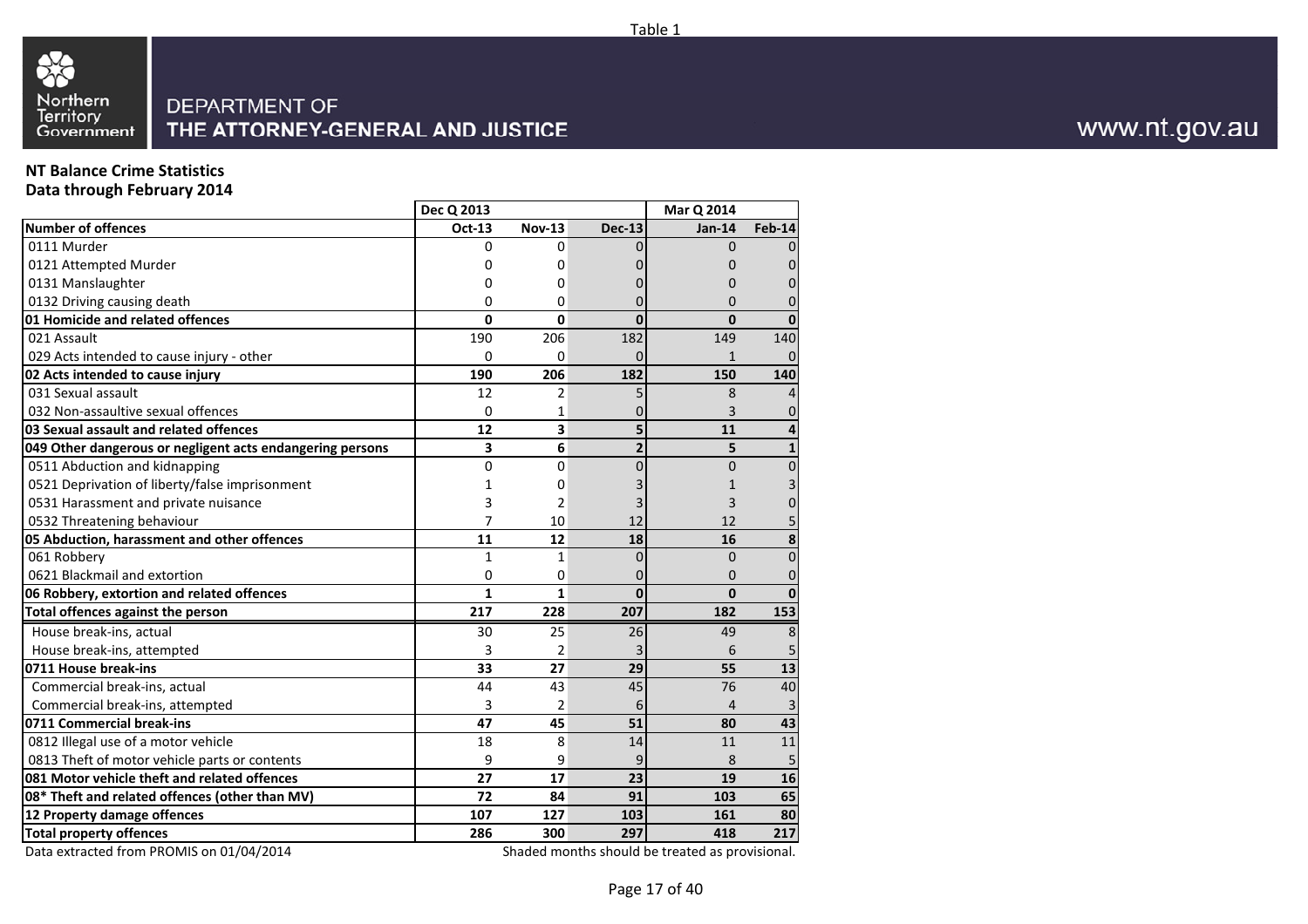Table 1

DEPARTMENT OF
THE ATTORNEY-GENERAL AND JUSTICE

www.nt.gov.au

**NT Balance Crime Statistics**
**Data through February 2014**

| | Dec Q 2013 | | | Mar Q 2014 | |
|---|---|---|---|---|---|
| **Number of offences** | **Oct-13** | **Nov-13** | **Dec-13** | **Jan-14** | **Feb-14** |
| 0111 Murder | 0 | 0 | 0 | 0 | 0 |
| 0121 Attempted Murder | 0 | 0 | 0 | 0 | 0 |
| 0131 Manslaughter | 0 | 0 | 0 | 0 | 0 |
| 0132 Driving causing death | 0 | 0 | 0 | 0 | 0 |
| **01 Homicide and related offences** | **0** | **0** | **0** | **0** | **0** |
| 021 Assault | 190 | 206 | 182 | 149 | 140 |
| 029 Acts intended to cause injury - other | 0 | 0 | 0 | 1 | 0 |
| **02 Acts intended to cause injury** | **190** | **206** | **182** | **150** | **140** |
| 031 Sexual assault | 12 | 2 | 5 | 8 | 4 |
| 032 Non-assaultive sexual offences | 0 | 1 | 0 | 3 | 0 |
| **03 Sexual assault and related offences** | **12** | **3** | **5** | **11** | **4** |
| **049 Other dangerous or negligent acts endangering persons** | **3** | **6** | **2** | **5** | **1** |
| 0511 Abduction and kidnapping | 0 | 0 | 0 | 0 | 0 |
| 0521 Deprivation of liberty/false imprisonment | 1 | 0 | 3 | 1 | 3 |
| 0531 Harassment and private nuisance | 3 | 2 | 3 | 3 | 0 |
| 0532 Threatening behaviour | 7 | 10 | 12 | 12 | 5 |
| **05 Abduction, harassment and other offences** | **11** | **12** | **18** | **16** | **8** |
| 061 Robbery | 1 | 1 | 0 | 0 | 0 |
| 0621 Blackmail and extortion | 0 | 0 | 0 | 0 | 0 |
| **06 Robbery, extortion and related offences** | **1** | **1** | **0** | **0** | **0** |
| **Total offences against the person** | **217** | **228** | **207** | **182** | **153** |
| House break-ins, actual | 30 | 25 | 26 | 49 | 8 |
| House break-ins, attempted | 3 | 2 | 3 | 6 | 5 |
| **0711 House break-ins** | **33** | **27** | **29** | **55** | **13** |
| Commercial break-ins, actual | 44 | 43 | 45 | 76 | 40 |
| Commercial break-ins, attempted | 3 | 2 | 6 | 4 | 3 |
| **0711 Commercial break-ins** | **47** | **45** | **51** | **80** | **43** |
| 0812 Illegal use of a motor vehicle | 18 | 8 | 14 | 11 | 11 |
| 0813 Theft of motor vehicle parts or contents | 9 | 9 | 9 | 8 | 5 |
| **081 Motor vehicle theft and related offences** | **27** | **17** | **23** | **19** | **16** |
| **08* Theft and related offences (other than MV)** | **72** | **84** | **91** | **103** | **65** |
| **12 Property damage offences** | **107** | **127** | **103** | **161** | **80** |
| **Total property offences** | **286** | **300** | **297** | **418** | **217** |

Data extracted from PROMIS on 01/04/2014

Shaded months should be treated as provisional.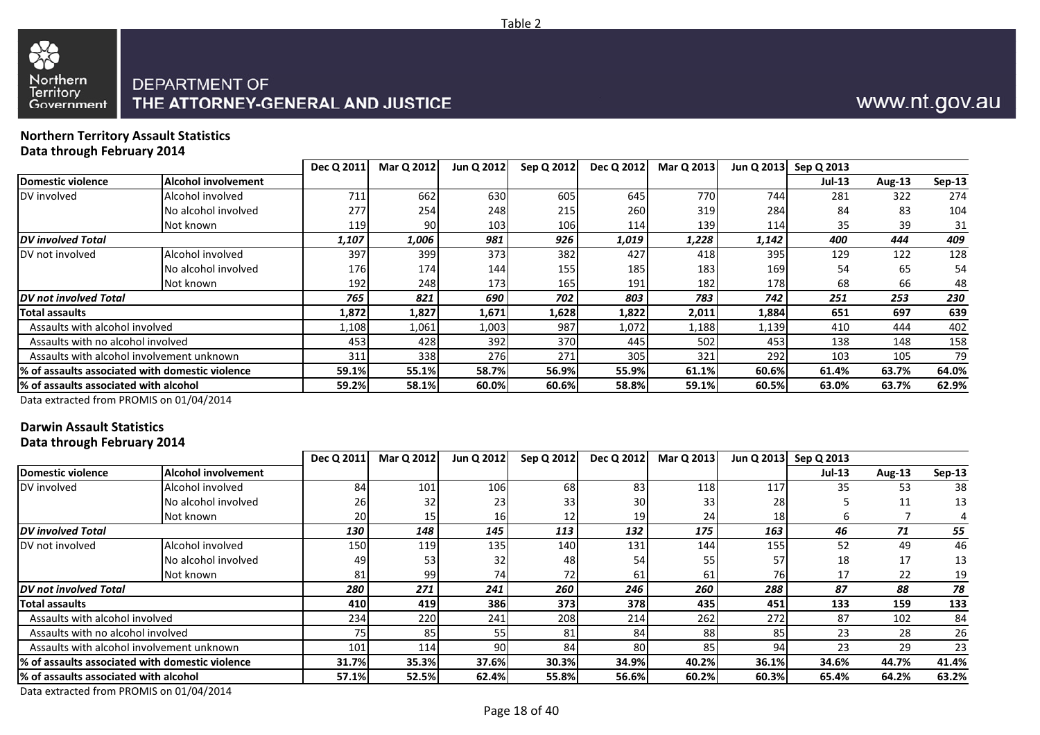Table 2

DEPARTMENT OF
THE ATTORNEY-GENERAL AND JUSTICE

www.nt.gov.au

**Northern Territory Assault Statistics**
**Data through February 2014**

| Domestic violence | Alcohol involvement | Dec Q 2011 | Mar Q 2012 | Jun Q 2012 | Sep Q 2012 | Dec Q 2012 | Mar Q 2013 | Jun Q 2013 | Sep Q 2013 | | |
|---|---|---|---|---|---|---|---|---|---|---|---|
| | | | | | | | | | Jul-13 | Aug-13 | Sep-13 |
| DV involved | Alcohol involved | 711 | 662 | 630 | 605 | 645 | 770 | 744 | 281 | 322 | 274 |
| | No alcohol involved | 277 | 254 | 248 | 215 | 260 | 319 | 284 | 84 | 83 | 104 |
| | Not known | 119 | 90 | 103 | 106 | 114 | 139 | 114 | 35 | 39 | 31 |
| ***DV involved Total*** | | ***1,107*** | ***1,006*** | ***981*** | ***926*** | ***1,019*** | ***1,228*** | ***1,142*** | ***400*** | ***444*** | ***409*** |
| DV not involved | Alcohol involved | 397 | 399 | 373 | 382 | 427 | 418 | 395 | 129 | 122 | 128 |
| | No alcohol involved | 176 | 174 | 144 | 155 | 185 | 183 | 169 | 54 | 65 | 54 |
| | Not known | 192 | 248 | 173 | 165 | 191 | 182 | 178 | 68 | 66 | 48 |
| ***DV not involved Total*** | | ***765*** | ***821*** | ***690*** | ***702*** | ***803*** | ***783*** | ***742*** | ***251*** | ***253*** | ***230*** |
| **Total assaults** | | **1,872** | **1,827** | **1,671** | **1,628** | **1,822** | **2,011** | **1,884** | **651** | **697** | **639** |
| Assaults with alcohol involved | | 1,108 | 1,061 | 1,003 | 987 | 1,072 | 1,188 | 1,139 | 410 | 444 | 402 |
| Assaults with no alcohol involved | | 453 | 428 | 392 | 370 | 445 | 502 | 453 | 138 | 148 | 158 |
| Assaults with alcohol involvement unknown | | 311 | 338 | 276 | 271 | 305 | 321 | 292 | 103 | 105 | 79 |
| **% of assaults associated with domestic violence** | | **59.1%** | **55.1%** | **58.7%** | **56.9%** | **55.9%** | **61.1%** | **60.6%** | **61.4%** | **63.7%** | **64.0%** |
| **% of assaults associated with alcohol** | | **59.2%** | **58.1%** | **60.0%** | **60.6%** | **58.8%** | **59.1%** | **60.5%** | **63.0%** | **63.7%** | **62.9%** |

Data extracted from PROMIS on 01/04/2014

**Darwin Assault Statistics**
**Data through February 2014**

| Domestic violence | Alcohol involvement | Dec Q 2011 | Mar Q 2012 | Jun Q 2012 | Sep Q 2012 | Dec Q 2012 | Mar Q 2013 | Jun Q 2013 | Sep Q 2013 | | |
|---|---|---|---|---|---|---|---|---|---|---|---|
| | | | | | | | | | Jul-13 | Aug-13 | Sep-13 |
| DV involved | Alcohol involved | 84 | 101 | 106 | 68 | 83 | 118 | 117 | 35 | 53 | 38 |
| | No alcohol involved | 26 | 32 | 23 | 33 | 30 | 33 | 28 | 5 | 11 | 13 |
| | Not known | 20 | 15 | 16 | 12 | 19 | 24 | 18 | 6 | 7 | 4 |
| ***DV involved Total*** | | ***130*** | ***148*** | ***145*** | ***113*** | ***132*** | ***175*** | ***163*** | ***46*** | ***71*** | ***55*** |
| DV not involved | Alcohol involved | 150 | 119 | 135 | 140 | 131 | 144 | 155 | 52 | 49 | 46 |
| | No alcohol involved | 49 | 53 | 32 | 48 | 54 | 55 | 57 | 18 | 17 | 13 |
| | Not known | 81 | 99 | 74 | 72 | 61 | 61 | 76 | 17 | 22 | 19 |
| ***DV not involved Total*** | | ***280*** | ***271*** | ***241*** | ***260*** | ***246*** | ***260*** | ***288*** | ***87*** | ***88*** | ***78*** |
| **Total assaults** | | **410** | **419** | **386** | **373** | **378** | **435** | **451** | **133** | **159** | **133** |
| Assaults with alcohol involved | | 234 | 220 | 241 | 208 | 214 | 262 | 272 | 87 | 102 | 84 |
| Assaults with no alcohol involved | | 75 | 85 | 55 | 81 | 84 | 88 | 85 | 23 | 28 | 26 |
| Assaults with alcohol involvement unknown | | 101 | 114 | 90 | 84 | 80 | 85 | 94 | 23 | 29 | 23 |
| **% of assaults associated with domestic violence** | | **31.7%** | **35.3%** | **37.6%** | **30.3%** | **34.9%** | **40.2%** | **36.1%** | **34.6%** | **44.7%** | **41.4%** |
| **% of assaults associated with alcohol** | | **57.1%** | **52.5%** | **62.4%** | **55.8%** | **56.6%** | **60.2%** | **60.3%** | **65.4%** | **64.2%** | **63.2%** |

Data extracted from PROMIS on 01/04/2014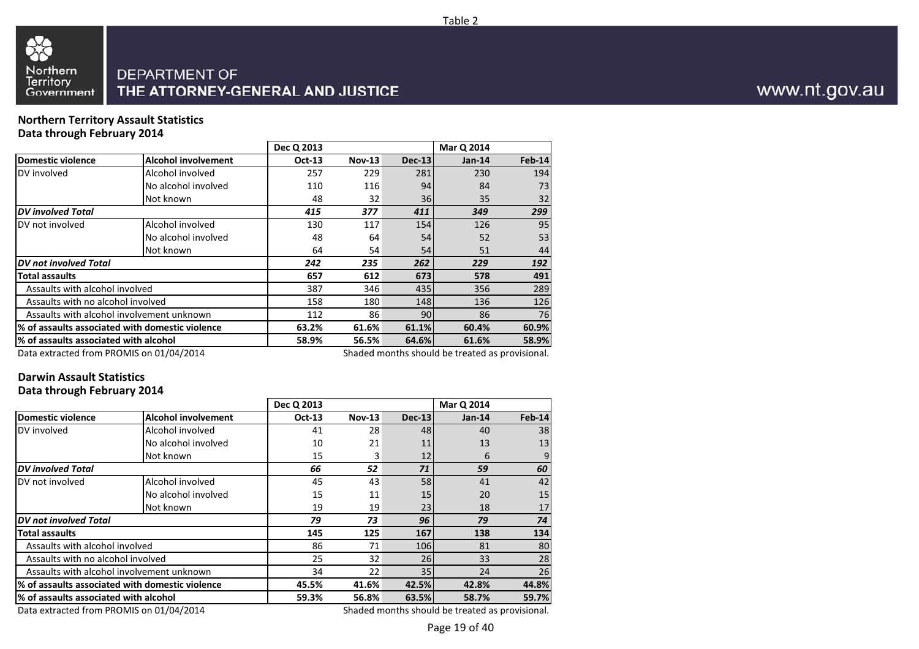Table 2

DEPARTMENT OF
THE ATTORNEY-GENERAL AND JUSTICE

www.nt.gov.au

**Northern Territory Assault Statistics**
**Data through February 2014**

| | | Dec Q 2013 | | | Mar Q 2014 | |
|---|---|---|---|---|---|---|
| **Domestic violence** | **Alcohol involvement** | **Oct-13** | **Nov-13** | **Dec-13** | **Jan-14** | **Feb-14** |
| DV involved | Alcohol involved | 257 | 229 | 281 | 230 | 194 |
| | No alcohol involved | 110 | 116 | 94 | 84 | 73 |
| | Not known | 48 | 32 | 36 | 35 | 32 |
| ***DV involved Total*** | | ***415*** | ***377*** | ***411*** | ***349*** | ***299*** |
| DV not involved | Alcohol involved | 130 | 117 | 154 | 126 | 95 |
| | No alcohol involved | 48 | 64 | 54 | 52 | 53 |
| | Not known | 64 | 54 | 54 | 51 | 44 |
| ***DV not involved Total*** | | ***242*** | ***235*** | ***262*** | ***229*** | ***192*** |
| **Total assaults** | | **657** | **612** | **673** | **578** | **491** |
| Assaults with alcohol involved | | 387 | 346 | 435 | 356 | 289 |
| Assaults with no alcohol involved | | 158 | 180 | 148 | 136 | 126 |
| Assaults with alcohol involvement unknown | | 112 | 86 | 90 | 86 | 76 |
| **% of assaults associated with domestic violence** | | **63.2%** | **61.6%** | **61.1%** | **60.4%** | **60.9%** |
| **% of assaults associated with alcohol** | | **58.9%** | **56.5%** | **64.6%** | **61.6%** | **58.9%** |

Data extracted from PROMIS on 01/04/2014 — Shaded months should be treated as provisional.

**Darwin Assault Statistics**
**Data through February 2014**

| | | Dec Q 2013 | | | Mar Q 2014 | |
|---|---|---|---|---|---|---|
| **Domestic violence** | **Alcohol involvement** | **Oct-13** | **Nov-13** | **Dec-13** | **Jan-14** | **Feb-14** |
| DV involved | Alcohol involved | 41 | 28 | 48 | 40 | 38 |
| | No alcohol involved | 10 | 21 | 11 | 13 | 13 |
| | Not known | 15 | 3 | 12 | 6 | 9 |
| ***DV involved Total*** | | ***66*** | ***52*** | ***71*** | ***59*** | ***60*** |
| DV not involved | Alcohol involved | 45 | 43 | 58 | 41 | 42 |
| | No alcohol involved | 15 | 11 | 15 | 20 | 15 |
| | Not known | 19 | 19 | 23 | 18 | 17 |
| ***DV not involved Total*** | | ***79*** | ***73*** | ***96*** | ***79*** | ***74*** |
| **Total assaults** | | **145** | **125** | **167** | **138** | **134** |
| Assaults with alcohol involved | | 86 | 71 | 106 | 81 | 80 |
| Assaults with no alcohol involved | | 25 | 32 | 26 | 33 | 28 |
| Assaults with alcohol involvement unknown | | 34 | 22 | 35 | 24 | 26 |
| **% of assaults associated with domestic violence** | | **45.5%** | **41.6%** | **42.5%** | **42.8%** | **44.8%** |
| **% of assaults associated with alcohol** | | **59.3%** | **56.8%** | **63.5%** | **58.7%** | **59.7%** |

Data extracted from PROMIS on 01/04/2014 — Shaded months should be treated as provisional.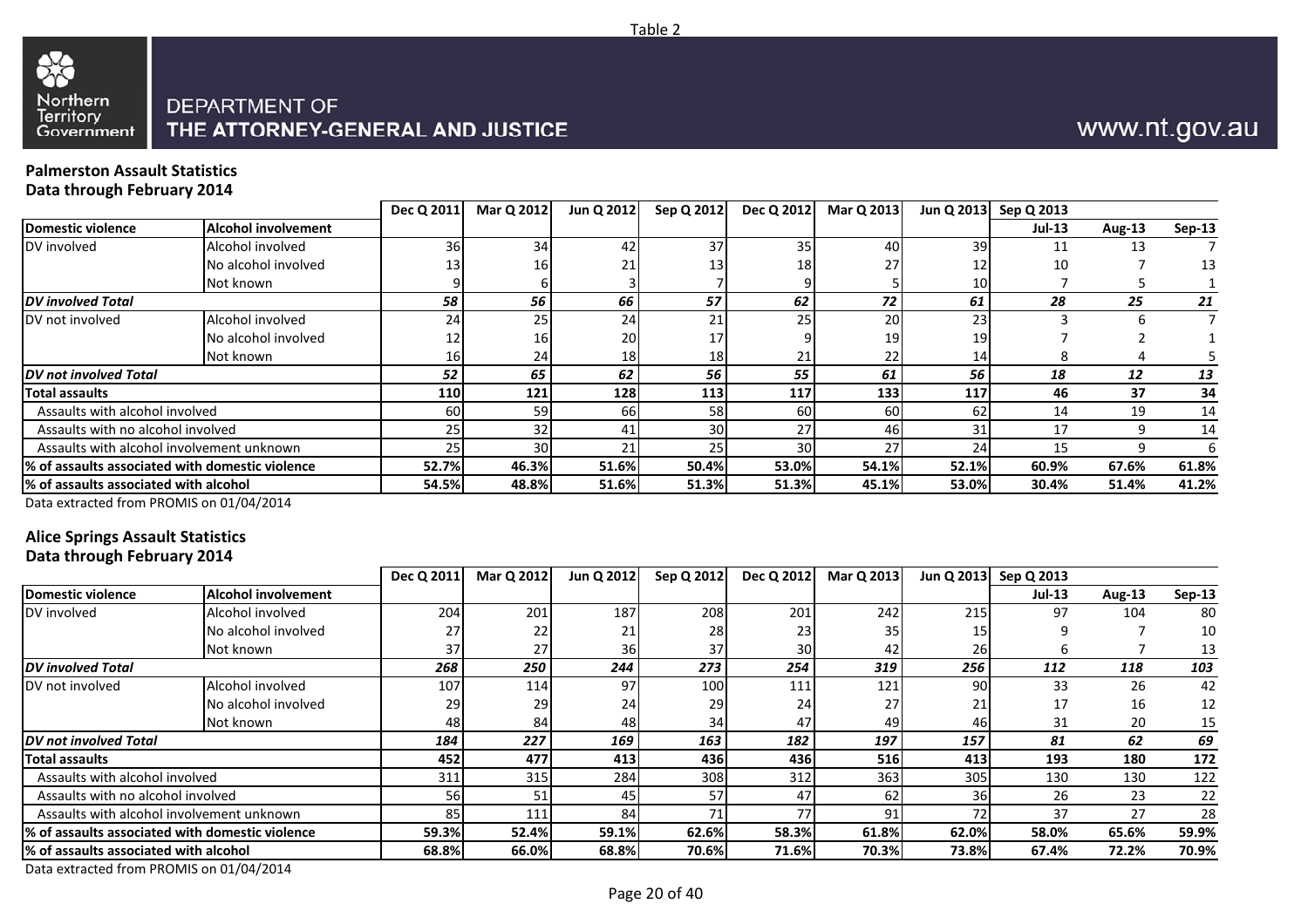Table 2

DEPARTMENT OF THE ATTORNEY-GENERAL AND JUSTICE

www.nt.gov.au

**Palmerston Assault Statistics**
**Data through February 2014**

| Domestic violence | Alcohol involvement | Dec Q 2011 | Mar Q 2012 | Jun Q 2012 | Sep Q 2012 | Dec Q 2012 | Mar Q 2013 | Jun Q 2013 | Sep Q 2013 Jul-13 | Aug-13 | Sep-13 |
|---|---|---|---|---|---|---|---|---|---|---|---|
| DV involved | Alcohol involved | 36 | 34 | 42 | 37 | 35 | 40 | 39 | 11 | 13 | 7 |
| | No alcohol involved | 13 | 16 | 21 | 13 | 18 | 27 | 12 | 10 | 7 | 13 |
| | Not known | 9 | 6 | 3 | 7 | 9 | 5 | 10 | 7 | 5 | 1 |
| ***DV involved Total*** | | ***58*** | ***56*** | ***66*** | ***57*** | ***62*** | ***72*** | ***61*** | ***28*** | ***25*** | ***21*** |
| DV not involved | Alcohol involved | 24 | 25 | 24 | 21 | 25 | 20 | 23 | 3 | 6 | 7 |
| | No alcohol involved | 12 | 16 | 20 | 17 | 9 | 19 | 19 | 7 | 2 | 1 |
| | Not known | 16 | 24 | 18 | 18 | 21 | 22 | 14 | 8 | 4 | 5 |
| ***DV not involved Total*** | | ***52*** | ***65*** | ***62*** | ***56*** | ***55*** | ***61*** | ***56*** | ***18*** | ***12*** | ***13*** |
| **Total assaults** | | **110** | **121** | **128** | **113** | **117** | **133** | **117** | **46** | **37** | **34** |
| Assaults with alcohol involved | | 60 | 59 | 66 | 58 | 60 | 60 | 62 | 14 | 19 | 14 |
| Assaults with no alcohol involved | | 25 | 32 | 41 | 30 | 27 | 46 | 31 | 17 | 9 | 14 |
| Assaults with alcohol involvement unknown | | 25 | 30 | 21 | 25 | 30 | 27 | 24 | 15 | 9 | 6 |
| **% of assaults associated with domestic violence** | | **52.7%** | **46.3%** | **51.6%** | **50.4%** | **53.0%** | **54.1%** | **52.1%** | **60.9%** | **67.6%** | **61.8%** |
| **% of assaults associated with alcohol** | | **54.5%** | **48.8%** | **51.6%** | **51.3%** | **51.3%** | **45.1%** | **53.0%** | **30.4%** | **51.4%** | **41.2%** |

Data extracted from PROMIS on 01/04/2014

**Alice Springs Assault Statistics**
**Data through February 2014**

| Domestic violence | Alcohol involvement | Dec Q 2011 | Mar Q 2012 | Jun Q 2012 | Sep Q 2012 | Dec Q 2012 | Mar Q 2013 | Jun Q 2013 | Sep Q 2013 Jul-13 | Aug-13 | Sep-13 |
|---|---|---|---|---|---|---|---|---|---|---|---|
| DV involved | Alcohol involved | 204 | 201 | 187 | 208 | 201 | 242 | 215 | 97 | 104 | 80 |
| | No alcohol involved | 27 | 22 | 21 | 28 | 23 | 35 | 15 | 9 | 7 | 10 |
| | Not known | 37 | 27 | 36 | 37 | 30 | 42 | 26 | 6 | 7 | 13 |
| ***DV involved Total*** | | ***268*** | ***250*** | ***244*** | ***273*** | ***254*** | ***319*** | ***256*** | ***112*** | ***118*** | ***103*** |
| DV not involved | Alcohol involved | 107 | 114 | 97 | 100 | 111 | 121 | 90 | 33 | 26 | 42 |
| | No alcohol involved | 29 | 29 | 24 | 29 | 24 | 27 | 21 | 17 | 16 | 12 |
| | Not known | 48 | 84 | 48 | 34 | 47 | 49 | 46 | 31 | 20 | 15 |
| ***DV not involved Total*** | | ***184*** | ***227*** | ***169*** | ***163*** | ***182*** | ***197*** | ***157*** | ***81*** | ***62*** | ***69*** |
| **Total assaults** | | **452** | **477** | **413** | **436** | **436** | **516** | **413** | **193** | **180** | **172** |
| Assaults with alcohol involved | | 311 | 315 | 284 | 308 | 312 | 363 | 305 | 130 | 130 | 122 |
| Assaults with no alcohol involved | | 56 | 51 | 45 | 57 | 47 | 62 | 36 | 26 | 23 | 22 |
| Assaults with alcohol involvement unknown | | 85 | 111 | 84 | 71 | 77 | 91 | 72 | 37 | 27 | 28 |
| **% of assaults associated with domestic violence** | | **59.3%** | **52.4%** | **59.1%** | **62.6%** | **58.3%** | **61.8%** | **62.0%** | **58.0%** | **65.6%** | **59.9%** |
| **% of assaults associated with alcohol** | | **68.8%** | **66.0%** | **68.8%** | **70.6%** | **71.6%** | **70.3%** | **73.8%** | **67.4%** | **72.2%** | **70.9%** |

Data extracted from PROMIS on 01/04/2014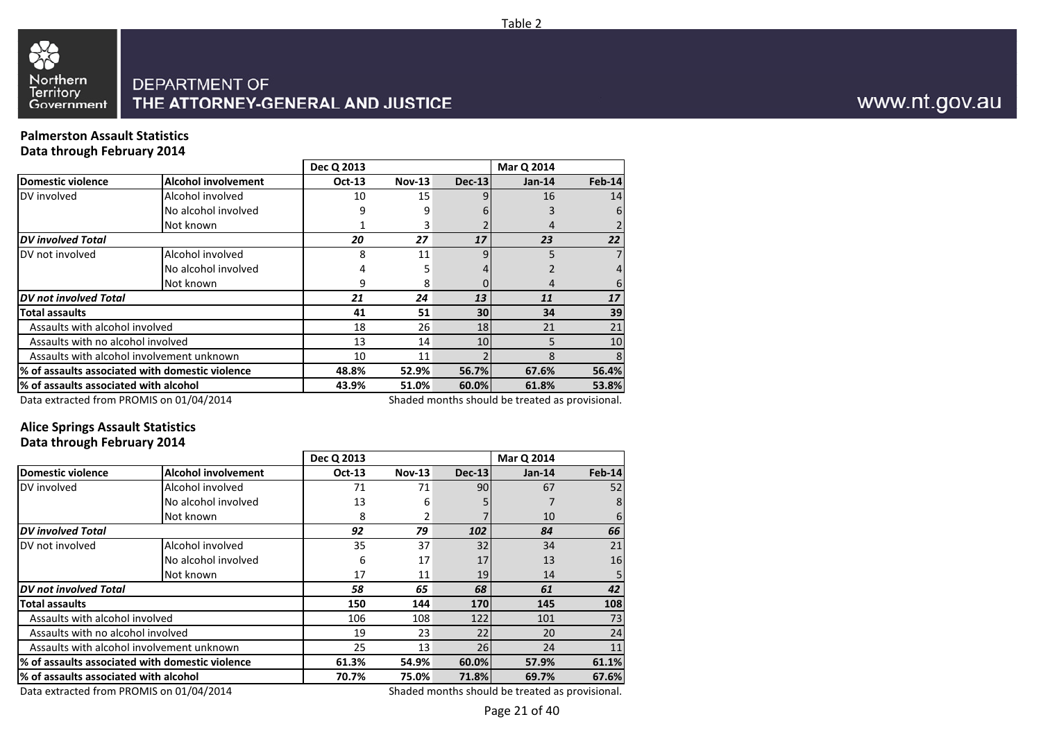Table 2

DEPARTMENT OF
THE ATTORNEY-GENERAL AND JUSTICE

www.nt.gov.au

**Palmerston Assault Statistics**
**Data through February 2014**

| | | Dec Q 2013 | | | Mar Q 2014 | |
|---|---|---|---|---|---|---|
| **Domestic violence** | **Alcohol involvement** | **Oct-13** | **Nov-13** | **Dec-13** | **Jan-14** | **Feb-14** |
| DV involved | Alcohol involved | 10 | 15 | 9 | 16 | 14 |
| | No alcohol involved | 9 | 9 | 6 | 3 | 6 |
| | Not known | 1 | 3 | 2 | 4 | 2 |
| ***DV involved Total*** | | ***20*** | ***27*** | ***17*** | ***23*** | ***22*** |
| DV not involved | Alcohol involved | 8 | 11 | 9 | 5 | 7 |
| | No alcohol involved | 4 | 5 | 4 | 2 | 4 |
| | Not known | 9 | 8 | 0 | 4 | 6 |
| ***DV not involved Total*** | | ***21*** | ***24*** | ***13*** | ***11*** | ***17*** |
| **Total assaults** | | **41** | **51** | **30** | **34** | **39** |
| Assaults with alcohol involved | | 18 | 26 | 18 | 21 | 21 |
| Assaults with no alcohol involved | | 13 | 14 | 10 | 5 | 10 |
| Assaults with alcohol involvement unknown | | 10 | 11 | 2 | 8 | 8 |
| **% of assaults associated with domestic violence** | | **48.8%** | **52.9%** | **56.7%** | **67.6%** | **56.4%** |
| **% of assaults associated with alcohol** | | **43.9%** | **51.0%** | **60.0%** | **61.8%** | **53.8%** |

Data extracted from PROMIS on 01/04/2014 — Shaded months should be treated as provisional.

**Alice Springs Assault Statistics**
**Data through February 2014**

| | | Dec Q 2013 | | | Mar Q 2014 | |
|---|---|---|---|---|---|---|
| **Domestic violence** | **Alcohol involvement** | **Oct-13** | **Nov-13** | **Dec-13** | **Jan-14** | **Feb-14** |
| DV involved | Alcohol involved | 71 | 71 | 90 | 67 | 52 |
| | No alcohol involved | 13 | 6 | 5 | 7 | 8 |
| | Not known | 8 | 2 | 7 | 10 | 6 |
| ***DV involved Total*** | | ***92*** | ***79*** | ***102*** | ***84*** | ***66*** |
| DV not involved | Alcohol involved | 35 | 37 | 32 | 34 | 21 |
| | No alcohol involved | 6 | 17 | 17 | 13 | 16 |
| | Not known | 17 | 11 | 19 | 14 | 5 |
| ***DV not involved Total*** | | ***58*** | ***65*** | ***68*** | ***61*** | ***42*** |
| **Total assaults** | | **150** | **144** | **170** | **145** | **108** |
| Assaults with alcohol involved | | 106 | 108 | 122 | 101 | 73 |
| Assaults with no alcohol involved | | 19 | 23 | 22 | 20 | 24 |
| Assaults with alcohol involvement unknown | | 25 | 13 | 26 | 24 | 11 |
| **% of assaults associated with domestic violence** | | **61.3%** | **54.9%** | **60.0%** | **57.9%** | **61.1%** |
| **% of assaults associated with alcohol** | | **70.7%** | **75.0%** | **71.8%** | **69.7%** | **67.6%** |

Data extracted from PROMIS on 01/04/2014 — Shaded months should be treated as provisional.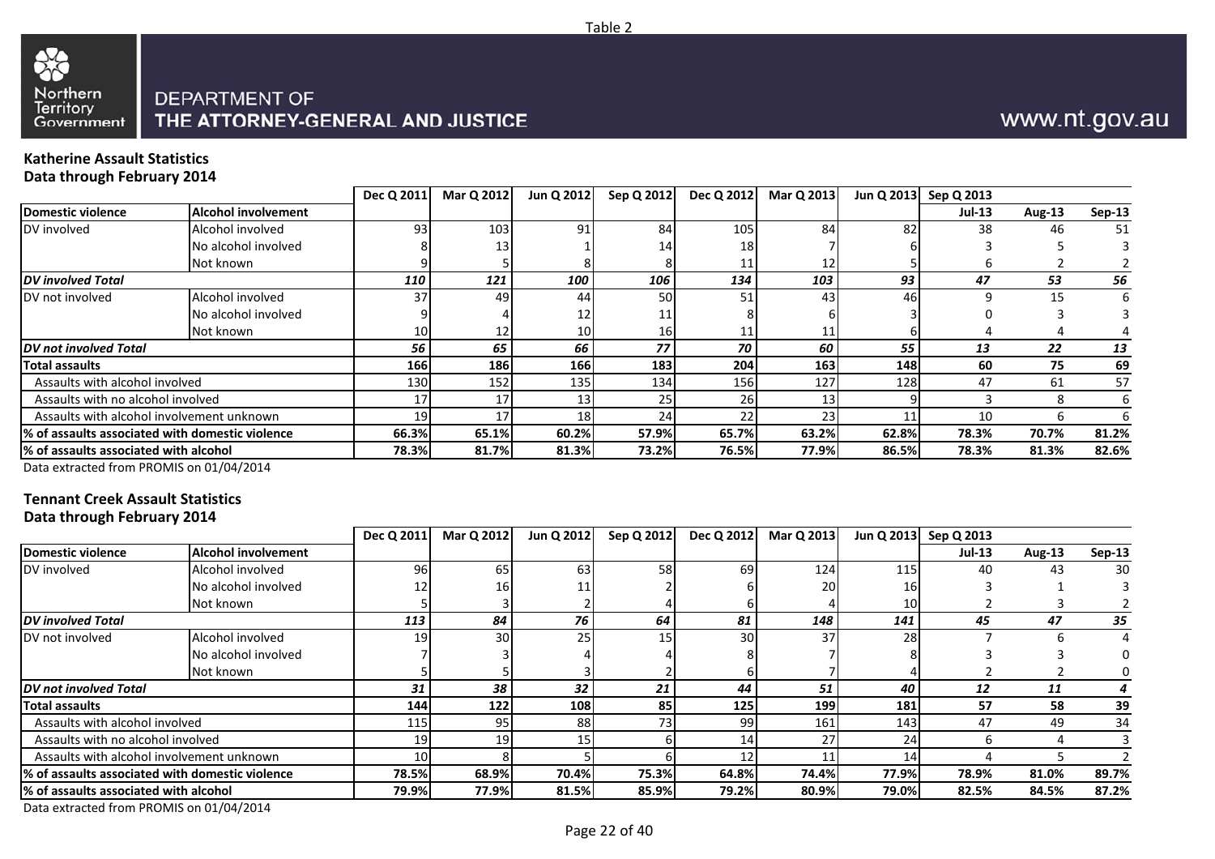Table 2

DEPARTMENT OF
THE ATTORNEY-GENERAL AND JUSTICE

www.nt.gov.au

**Katherine Assault Statistics**
**Data through February 2014**

| | | Dec Q 2011 | Mar Q 2012 | Jun Q 2012 | Sep Q 2012 | Dec Q 2012 | Mar Q 2013 | Jun Q 2013 | Sep Q 2013 | | |
|---|---|---|---|---|---|---|---|---|---|---|---|
| **Domestic violence** | **Alcohol involvement** | | | | | | | | **Jul-13** | **Aug-13** | **Sep-13** |
| DV involved | Alcohol involved | 93 | 103 | 91 | 84 | 105 | 84 | 82 | 38 | 46 | 51 |
| | No alcohol involved | 8 | 13 | 1 | 14 | 18 | 7 | 6 | 3 | 5 | 3 |
| | Not known | 9 | 5 | 8 | 8 | 11 | 12 | 5 | 6 | 2 | 2 |
| ***DV involved Total*** | | ***110*** | ***121*** | ***100*** | ***106*** | ***134*** | ***103*** | ***93*** | ***47*** | ***53*** | ***56*** |
| DV not involved | Alcohol involved | 37 | 49 | 44 | 50 | 51 | 43 | 46 | 9 | 15 | 6 |
| | No alcohol involved | 9 | 4 | 12 | 11 | 8 | 6 | 3 | 0 | 3 | 3 |
| | Not known | 10 | 12 | 10 | 16 | 11 | 11 | 6 | 4 | 4 | 4 |
| ***DV not involved Total*** | | ***56*** | ***65*** | ***66*** | ***77*** | ***70*** | ***60*** | ***55*** | ***13*** | ***22*** | ***13*** |
| **Total assaults** | | **166** | **186** | **166** | **183** | **204** | **163** | **148** | **60** | **75** | **69** |
| Assaults with alcohol involved | | 130 | 152 | 135 | 134 | 156 | 127 | 128 | 47 | 61 | 57 |
| Assaults with no alcohol involved | | 17 | 17 | 13 | 25 | 26 | 13 | 9 | 3 | 8 | 6 |
| Assaults with alcohol involvement unknown | | 19 | 17 | 18 | 24 | 22 | 23 | 11 | 10 | 6 | 6 |
| **% of assaults associated with domestic violence** | | **66.3%** | **65.1%** | **60.2%** | **57.9%** | **65.7%** | **63.2%** | **62.8%** | **78.3%** | **70.7%** | **81.2%** |
| **% of assaults associated with alcohol** | | **78.3%** | **81.7%** | **81.3%** | **73.2%** | **76.5%** | **77.9%** | **86.5%** | **78.3%** | **81.3%** | **82.6%** |

Data extracted from PROMIS on 01/04/2014

**Tennant Creek Assault Statistics**
**Data through February 2014**

| | | Dec Q 2011 | Mar Q 2012 | Jun Q 2012 | Sep Q 2012 | Dec Q 2012 | Mar Q 2013 | Jun Q 2013 | Sep Q 2013 | | |
|---|---|---|---|---|---|---|---|---|---|---|---|
| **Domestic violence** | **Alcohol involvement** | | | | | | | | **Jul-13** | **Aug-13** | **Sep-13** |
| DV involved | Alcohol involved | 96 | 65 | 63 | 58 | 69 | 124 | 115 | 40 | 43 | 30 |
| | No alcohol involved | 12 | 16 | 11 | 2 | 6 | 20 | 16 | 3 | 1 | 3 |
| | Not known | 5 | 3 | 2 | 4 | 6 | 4 | 10 | 2 | 3 | 2 |
| ***DV involved Total*** | | ***113*** | ***84*** | ***76*** | ***64*** | ***81*** | ***148*** | ***141*** | ***45*** | ***47*** | ***35*** |
| DV not involved | Alcohol involved | 19 | 30 | 25 | 15 | 30 | 37 | 28 | 7 | 6 | 4 |
| | No alcohol involved | 7 | 3 | 4 | 4 | 8 | 7 | 8 | 3 | 3 | 0 |
| | Not known | 5 | 5 | 3 | 2 | 6 | 7 | 4 | 2 | 2 | 0 |
| ***DV not involved Total*** | | ***31*** | ***38*** | ***32*** | ***21*** | ***44*** | ***51*** | ***40*** | ***12*** | ***11*** | ***4*** |
| **Total assaults** | | **144** | **122** | **108** | **85** | **125** | **199** | **181** | **57** | **58** | **39** |
| Assaults with alcohol involved | | 115 | 95 | 88 | 73 | 99 | 161 | 143 | 47 | 49 | 34 |
| Assaults with no alcohol involved | | 19 | 19 | 15 | 6 | 14 | 27 | 24 | 6 | 4 | 3 |
| Assaults with alcohol involvement unknown | | 10 | 8 | 5 | 6 | 12 | 11 | 14 | 4 | 5 | 2 |
| **% of assaults associated with domestic violence** | | **78.5%** | **68.9%** | **70.4%** | **75.3%** | **64.8%** | **74.4%** | **77.9%** | **78.9%** | **81.0%** | **89.7%** |
| **% of assaults associated with alcohol** | | **79.9%** | **77.9%** | **81.5%** | **85.9%** | **79.2%** | **80.9%** | **79.0%** | **82.5%** | **84.5%** | **87.2%** |

Data extracted from PROMIS on 01/04/2014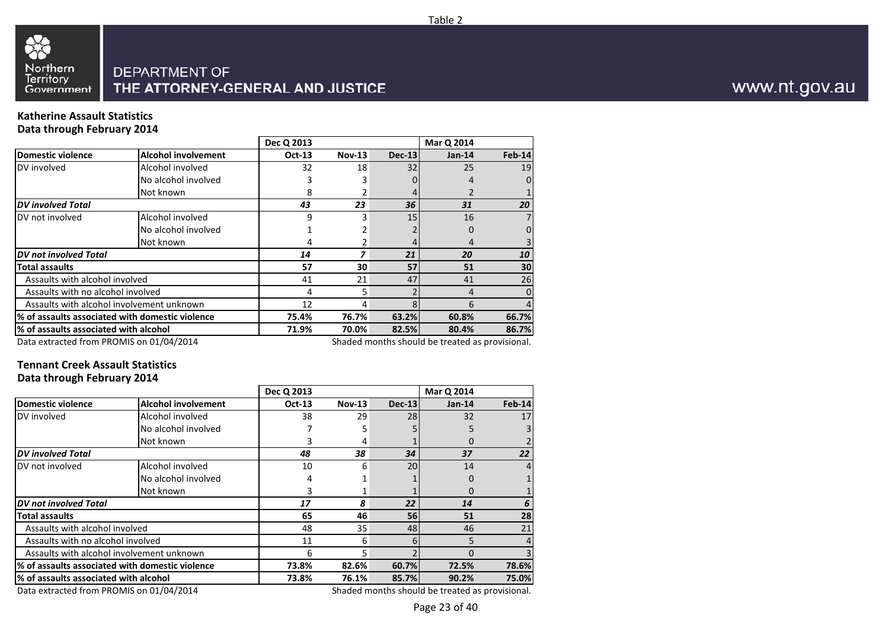Table 2

DEPARTMENT OF
THE ATTORNEY-GENERAL AND JUSTICE

www.nt.gov.au

**Katherine Assault Statistics**
**Data through February 2014**

| | | Dec Q 2013 | | | Mar Q 2014 | |
|---|---|---|---|---|---|---|
| **Domestic violence** | **Alcohol involvement** | **Oct-13** | **Nov-13** | **Dec-13** | **Jan-14** | **Feb-14** |
| DV involved | Alcohol involved | 32 | 18 | 32 | 25 | 19 |
| | No alcohol involved | 3 | 3 | 0 | 4 | 0 |
| | Not known | 8 | 2 | 4 | 2 | 1 |
| ***DV involved Total*** | | ***43*** | ***23*** | ***36*** | ***31*** | ***20*** |
| DV not involved | Alcohol involved | 9 | 3 | 15 | 16 | 7 |
| | No alcohol involved | 1 | 2 | 2 | 0 | 0 |
| | Not known | 4 | 2 | 4 | 4 | 3 |
| ***DV not involved Total*** | | ***14*** | ***7*** | ***21*** | ***20*** | ***10*** |
| **Total assaults** | | **57** | **30** | **57** | **51** | **30** |
| Assaults with alcohol involved | | 41 | 21 | 47 | 41 | 26 |
| Assaults with no alcohol involved | | 4 | 5 | 2 | 4 | 0 |
| Assaults with alcohol involvement unknown | | 12 | 4 | 8 | 6 | 4 |
| **% of assaults associated with domestic violence** | | **75.4%** | **76.7%** | **63.2%** | **60.8%** | **66.7%** |
| **% of assaults associated with alcohol** | | **71.9%** | **70.0%** | **82.5%** | **80.4%** | **86.7%** |

Data extracted from PROMIS on 01/04/2014

Shaded months should be treated as provisional.

**Tennant Creek Assault Statistics**
**Data through February 2014**

| | | Dec Q 2013 | | | Mar Q 2014 | |
|---|---|---|---|---|---|---|
| **Domestic violence** | **Alcohol involvement** | **Oct-13** | **Nov-13** | **Dec-13** | **Jan-14** | **Feb-14** |
| DV involved | Alcohol involved | 38 | 29 | 28 | 32 | 17 |
| | No alcohol involved | 7 | 5 | 5 | 5 | 3 |
| | Not known | 3 | 4 | 1 | 0 | 2 |
| ***DV involved Total*** | | ***48*** | ***38*** | ***34*** | ***37*** | ***22*** |
| DV not involved | Alcohol involved | 10 | 6 | 20 | 14 | 4 |
| | No alcohol involved | 4 | 1 | 1 | 0 | 1 |
| | Not known | 3 | 1 | 1 | 0 | 1 |
| ***DV not involved Total*** | | ***17*** | ***8*** | ***22*** | ***14*** | ***6*** |
| **Total assaults** | | **65** | **46** | **56** | **51** | **28** |
| Assaults with alcohol involved | | 48 | 35 | 48 | 46 | 21 |
| Assaults with no alcohol involved | | 11 | 6 | 6 | 5 | 4 |
| Assaults with alcohol involvement unknown | | 6 | 5 | 2 | 0 | 3 |
| **% of assaults associated with domestic violence** | | **73.8%** | **82.6%** | **60.7%** | **72.5%** | **78.6%** |
| **% of assaults associated with alcohol** | | **73.8%** | **76.1%** | **85.7%** | **90.2%** | **75.0%** |

Data extracted from PROMIS on 01/04/2014

Shaded months should be treated as provisional.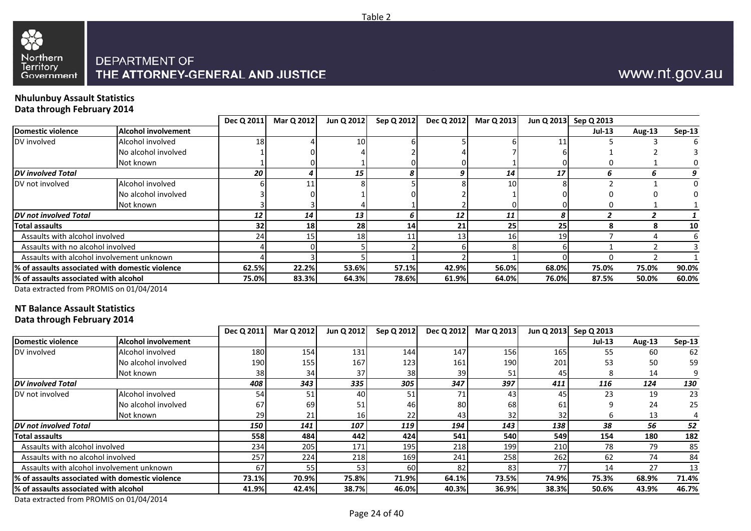Table 2

Northern Territory Government

DEPARTMENT OF THE ATTORNEY-GENERAL AND JUSTICE

www.nt.gov.au

**Nhulunbuy Assault Statistics**
**Data through February 2014**

| Domestic violence | Alcohol involvement | Dec Q 2011 | Mar Q 2012 | Jun Q 2012 | Sep Q 2012 | Dec Q 2012 | Mar Q 2013 | Jun Q 2013 | Sep Q 2013 Jul-13 | Aug-13 | Sep-13 |
|---|---|---|---|---|---|---|---|---|---|---|---|
| DV involved | Alcohol involved | 18 | 4 | 10 | 6 | 5 | 6 | 11 | 5 | 3 | 6 |
| | No alcohol involved | 1 | 0 | 4 | 2 | 4 | 7 | 6 | 1 | 2 | 3 |
| | Not known | 1 | 0 | 1 | 0 | 0 | 1 | 0 | 0 | 1 | 0 |
| ***DV involved Total*** | | ***20*** | ***4*** | ***15*** | ***8*** | ***9*** | ***14*** | ***17*** | ***6*** | ***6*** | ***9*** |
| DV not involved | Alcohol involved | 6 | 11 | 8 | 5 | 8 | 10 | 8 | 2 | 1 | 0 |
| | No alcohol involved | 3 | 0 | 1 | 0 | 2 | 1 | 0 | 0 | 0 | 0 |
| | Not known | 3 | 3 | 4 | 1 | 2 | 0 | 0 | 0 | 1 | 1 |
| ***DV not involved Total*** | | ***12*** | ***14*** | ***13*** | ***6*** | ***12*** | ***11*** | ***8*** | ***2*** | ***2*** | ***1*** |
| **Total assaults** | | **32** | **18** | **28** | **14** | **21** | **25** | **25** | **8** | **8** | **10** |
| Assaults with alcohol involved | | 24 | 15 | 18 | 11 | 13 | 16 | 19 | 7 | 4 | 6 |
| Assaults with no alcohol involved | | 4 | 0 | 5 | 2 | 6 | 8 | 6 | 1 | 2 | 3 |
| Assaults with alcohol involvement unknown | | 4 | 3 | 5 | 1 | 2 | 1 | 0 | 0 | 2 | 1 |
| **% of assaults associated with domestic violence** | | **62.5%** | **22.2%** | **53.6%** | **57.1%** | **42.9%** | **56.0%** | **68.0%** | **75.0%** | **75.0%** | **90.0%** |
| **% of assaults associated with alcohol** | | **75.0%** | **83.3%** | **64.3%** | **78.6%** | **61.9%** | **64.0%** | **76.0%** | **87.5%** | **50.0%** | **60.0%** |

Data extracted from PROMIS on 01/04/2014

**NT Balance Assault Statistics**
**Data through February 2014**

| Domestic violence | Alcohol involvement | Dec Q 2011 | Mar Q 2012 | Jun Q 2012 | Sep Q 2012 | Dec Q 2012 | Mar Q 2013 | Jun Q 2013 | Sep Q 2013 Jul-13 | Aug-13 | Sep-13 |
|---|---|---|---|---|---|---|---|---|---|---|---|
| DV involved | Alcohol involved | 180 | 154 | 131 | 144 | 147 | 156 | 165 | 55 | 60 | 62 |
| | No alcohol involved | 190 | 155 | 167 | 123 | 161 | 190 | 201 | 53 | 50 | 59 |
| | Not known | 38 | 34 | 37 | 38 | 39 | 51 | 45 | 8 | 14 | 9 |
| ***DV involved Total*** | | ***408*** | ***343*** | ***335*** | ***305*** | ***347*** | ***397*** | ***411*** | ***116*** | ***124*** | ***130*** |
| DV not involved | Alcohol involved | 54 | 51 | 40 | 51 | 71 | 43 | 45 | 23 | 19 | 23 |
| | No alcohol involved | 67 | 69 | 51 | 46 | 80 | 68 | 61 | 9 | 24 | 25 |
| | Not known | 29 | 21 | 16 | 22 | 43 | 32 | 32 | 6 | 13 | 4 |
| ***DV not involved Total*** | | ***150*** | ***141*** | ***107*** | ***119*** | ***194*** | ***143*** | ***138*** | ***38*** | ***56*** | ***52*** |
| **Total assaults** | | **558** | **484** | **442** | **424** | **541** | **540** | **549** | **154** | **180** | **182** |
| Assaults with alcohol involved | | 234 | 205 | 171 | 195 | 218 | 199 | 210 | 78 | 79 | 85 |
| Assaults with no alcohol involved | | 257 | 224 | 218 | 169 | 241 | 258 | 262 | 62 | 74 | 84 |
| Assaults with alcohol involvement unknown | | 67 | 55 | 53 | 60 | 82 | 83 | 77 | 14 | 27 | 13 |
| **% of assaults associated with domestic violence** | | **73.1%** | **70.9%** | **75.8%** | **71.9%** | **64.1%** | **73.5%** | **74.9%** | **75.3%** | **68.9%** | **71.4%** |
| **% of assaults associated with alcohol** | | **41.9%** | **42.4%** | **38.7%** | **46.0%** | **40.3%** | **36.9%** | **38.3%** | **50.6%** | **43.9%** | **46.7%** |

Data extracted from PROMIS on 01/04/2014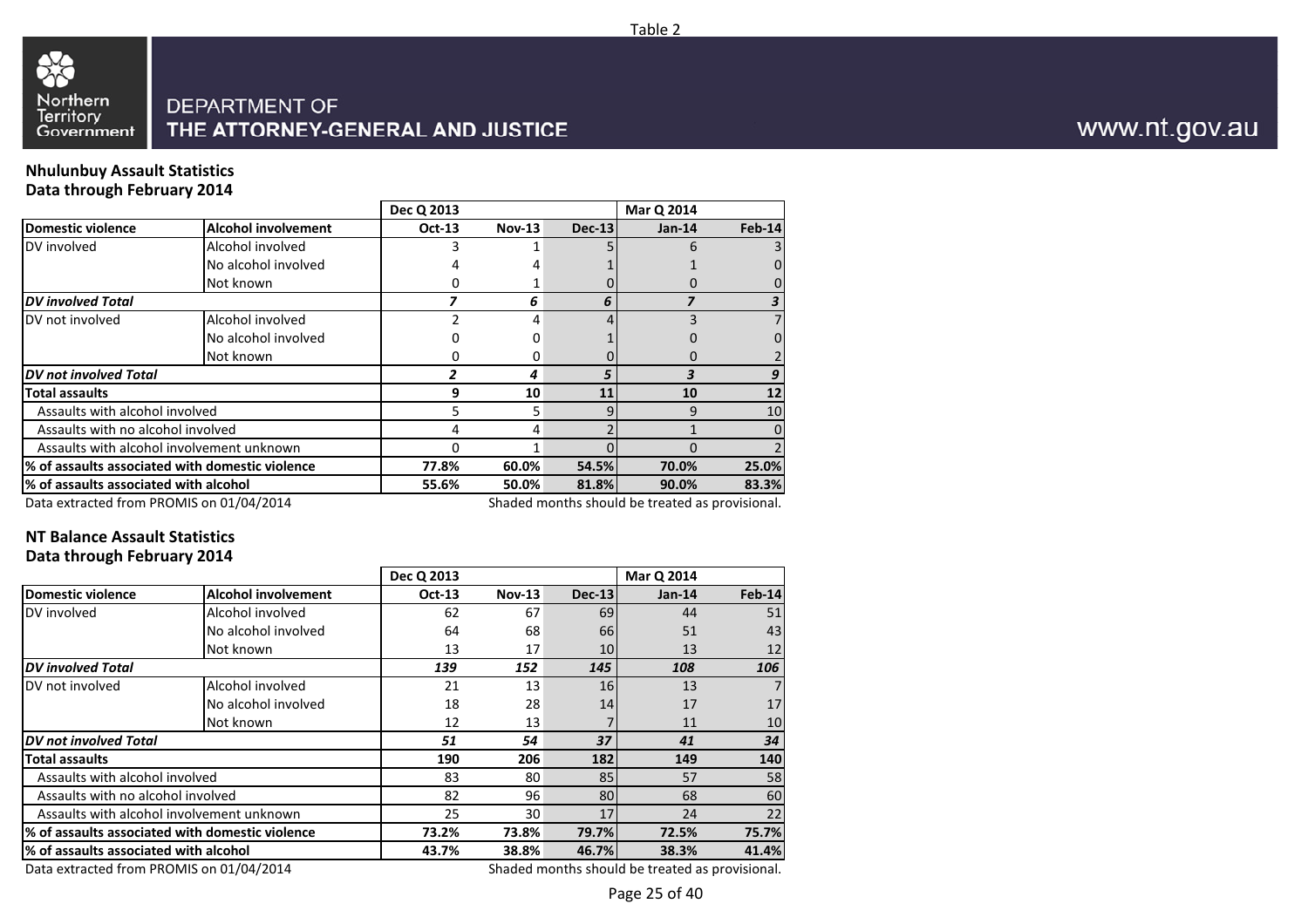Table 2

Northern Territory Government

DEPARTMENT OF
THE ATTORNEY-GENERAL AND JUSTICE

www.nt.gov.au

**Nhulunbuy Assault Statistics**
**Data through February 2014**

| | | Dec Q 2013 | | | Mar Q 2014 | |
|---|---|---|---|---|---|---|
| **Domestic violence** | **Alcohol involvement** | **Oct-13** | **Nov-13** | **Dec-13** | **Jan-14** | **Feb-14** |
| DV involved | Alcohol involved | 3 | 1 | 5 | 6 | 3 |
| | No alcohol involved | 4 | 4 | 1 | 1 | 0 |
| | Not known | 0 | 1 | 0 | 0 | 0 |
| ***DV involved Total*** | | ***7*** | ***6*** | ***6*** | ***7*** | ***3*** |
| DV not involved | Alcohol involved | 2 | 4 | 4 | 3 | 7 |
| | No alcohol involved | 0 | 0 | 1 | 0 | 0 |
| | Not known | 0 | 0 | 0 | 0 | 2 |
| ***DV not involved Total*** | | ***2*** | ***4*** | ***5*** | ***3*** | ***9*** |
| **Total assaults** | | **9** | **10** | **11** | **10** | **12** |
| Assaults with alcohol involved | | 5 | 5 | 9 | 9 | 10 |
| Assaults with no alcohol involved | | 4 | 4 | 2 | 1 | 0 |
| Assaults with alcohol involvement unknown | | 0 | 1 | 0 | 0 | 2 |
| **% of assaults associated with domestic violence** | | **77.8%** | **60.0%** | **54.5%** | **70.0%** | **25.0%** |
| **% of assaults associated with alcohol** | | **55.6%** | **50.0%** | **81.8%** | **90.0%** | **83.3%** |

Data extracted from PROMIS on 01/04/2014 — Shaded months should be treated as provisional.

**NT Balance Assault Statistics**
**Data through February 2014**

| | | Dec Q 2013 | | | Mar Q 2014 | |
|---|---|---|---|---|---|---|
| **Domestic violence** | **Alcohol involvement** | **Oct-13** | **Nov-13** | **Dec-13** | **Jan-14** | **Feb-14** |
| DV involved | Alcohol involved | 62 | 67 | 69 | 44 | 51 |
| | No alcohol involved | 64 | 68 | 66 | 51 | 43 |
| | Not known | 13 | 17 | 10 | 13 | 12 |
| ***DV involved Total*** | | ***139*** | ***152*** | ***145*** | ***108*** | ***106*** |
| DV not involved | Alcohol involved | 21 | 13 | 16 | 13 | 7 |
| | No alcohol involved | 18 | 28 | 14 | 17 | 17 |
| | Not known | 12 | 13 | 7 | 11 | 10 |
| ***DV not involved Total*** | | ***51*** | ***54*** | ***37*** | ***41*** | ***34*** |
| **Total assaults** | | **190** | **206** | **182** | **149** | **140** |
| Assaults with alcohol involved | | 83 | 80 | 85 | 57 | 58 |
| Assaults with no alcohol involved | | 82 | 96 | 80 | 68 | 60 |
| Assaults with alcohol involvement unknown | | 25 | 30 | 17 | 24 | 22 |
| **% of assaults associated with domestic violence** | | **73.2%** | **73.8%** | **79.7%** | **72.5%** | **75.7%** |
| **% of assaults associated with alcohol** | | **43.7%** | **38.8%** | **46.7%** | **38.3%** | **41.4%** |

Data extracted from PROMIS on 01/04/2014 — Shaded months should be treated as provisional.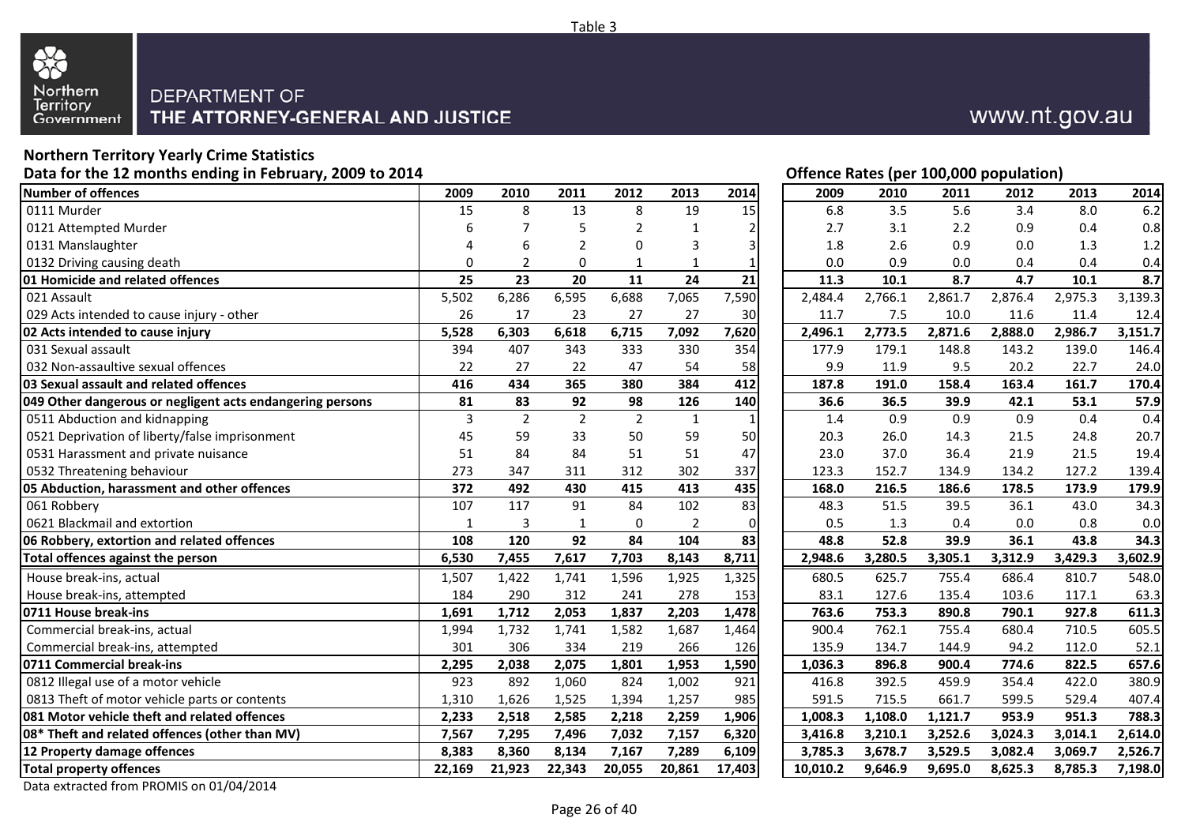Table 3

Northern Territory Government

DEPARTMENT OF
THE ATTORNEY-GENERAL AND JUSTICE

www.nt.gov.au

**Northern Territory Yearly Crime Statistics**
**Data for the 12 months ending in February, 2009 to 2014**

| Number of offences | 2009 | 2010 | 2011 | 2012 | 2013 | 2014 | Offence Rates (per 100,000 population) 2009 | 2010 | 2011 | 2012 | 2013 | 2014 |
|---|---|---|---|---|---|---|---|---|---|---|---|---|
| 0111 Murder | 15 | 8 | 13 | 8 | 19 | 15 | 6.8 | 3.5 | 5.6 | 3.4 | 8.0 | 6.2 |
| 0121 Attempted Murder | 6 | 7 | 5 | 2 | 1 | 2 | 2.7 | 3.1 | 2.2 | 0.9 | 0.4 | 0.8 |
| 0131 Manslaughter | 4 | 6 | 2 | 0 | 3 | 3 | 1.8 | 2.6 | 0.9 | 0.0 | 1.3 | 1.2 |
| 0132 Driving causing death | 0 | 2 | 0 | 1 | 1 | 1 | 0.0 | 0.9 | 0.0 | 0.4 | 0.4 | 0.4 |
| **01 Homicide and related offences** | **25** | **23** | **20** | **11** | **24** | **21** | **11.3** | **10.1** | **8.7** | **4.7** | **10.1** | **8.7** |
| 021 Assault | 5,502 | 6,286 | 6,595 | 6,688 | 7,065 | 7,590 | 2,484.4 | 2,766.1 | 2,861.7 | 2,876.4 | 2,975.3 | 3,139.3 |
| 029 Acts intended to cause injury - other | 26 | 17 | 23 | 27 | 27 | 30 | 11.7 | 7.5 | 10.0 | 11.6 | 11.4 | 12.4 |
| **02 Acts intended to cause injury** | **5,528** | **6,303** | **6,618** | **6,715** | **7,092** | **7,620** | **2,496.1** | **2,773.5** | **2,871.6** | **2,888.0** | **2,986.7** | **3,151.7** |
| 031 Sexual assault | 394 | 407 | 343 | 333 | 330 | 354 | 177.9 | 179.1 | 148.8 | 143.2 | 139.0 | 146.4 |
| 032 Non-assaultive sexual offences | 22 | 27 | 22 | 47 | 54 | 58 | 9.9 | 11.9 | 9.5 | 20.2 | 22.7 | 24.0 |
| **03 Sexual assault and related offences** | **416** | **434** | **365** | **380** | **384** | **412** | **187.8** | **191.0** | **158.4** | **163.4** | **161.7** | **170.4** |
| **049 Other dangerous or negligent acts endangering persons** | **81** | **83** | **92** | **98** | **126** | **140** | **36.6** | **36.5** | **39.9** | **42.1** | **53.1** | **57.9** |
| 0511 Abduction and kidnapping | 3 | 2 | 2 | 2 | 1 | 1 | 1.4 | 0.9 | 0.9 | 0.9 | 0.4 | 0.4 |
| 0521 Deprivation of liberty/false imprisonment | 45 | 59 | 33 | 50 | 59 | 50 | 20.3 | 26.0 | 14.3 | 21.5 | 24.8 | 20.7 |
| 0531 Harassment and private nuisance | 51 | 84 | 84 | 51 | 51 | 47 | 23.0 | 37.0 | 36.4 | 21.9 | 21.5 | 19.4 |
| 0532 Threatening behaviour | 273 | 347 | 311 | 312 | 302 | 337 | 123.3 | 152.7 | 134.9 | 134.2 | 127.2 | 139.4 |
| **05 Abduction, harassment and other offences** | **372** | **492** | **430** | **415** | **413** | **435** | **168.0** | **216.5** | **186.6** | **178.5** | **173.9** | **179.9** |
| 061 Robbery | 107 | 117 | 91 | 84 | 102 | 83 | 48.3 | 51.5 | 39.5 | 36.1 | 43.0 | 34.3 |
| 0621 Blackmail and extortion | 1 | 3 | 1 | 0 | 2 | 0 | 0.5 | 1.3 | 0.4 | 0.0 | 0.8 | 0.0 |
| **06 Robbery, extortion and related offences** | **108** | **120** | **92** | **84** | **104** | **83** | **48.8** | **52.8** | **39.9** | **36.1** | **43.8** | **34.3** |
| **Total offences against the person** | **6,530** | **7,455** | **7,617** | **7,703** | **8,143** | **8,711** | **2,948.6** | **3,280.5** | **3,305.1** | **3,312.9** | **3,429.3** | **3,602.9** |
| House break-ins, actual | 1,507 | 1,422 | 1,741 | 1,596 | 1,925 | 1,325 | 680.5 | 625.7 | 755.4 | 686.4 | 810.7 | 548.0 |
| House break-ins, attempted | 184 | 290 | 312 | 241 | 278 | 153 | 83.1 | 127.6 | 135.4 | 103.6 | 117.1 | 63.3 |
| **0711 House break-ins** | **1,691** | **1,712** | **2,053** | **1,837** | **2,203** | **1,478** | **763.6** | **753.3** | **890.8** | **790.1** | **927.8** | **611.3** |
| Commercial break-ins, actual | 1,994 | 1,732 | 1,741 | 1,582 | 1,687 | 1,464 | 900.4 | 762.1 | 755.4 | 680.4 | 710.5 | 605.5 |
| Commercial break-ins, attempted | 301 | 306 | 334 | 219 | 266 | 126 | 135.9 | 134.7 | 144.9 | 94.2 | 112.0 | 52.1 |
| **0711 Commercial break-ins** | **2,295** | **2,038** | **2,075** | **1,801** | **1,953** | **1,590** | **1,036.3** | **896.8** | **900.4** | **774.6** | **822.5** | **657.6** |
| 0812 Illegal use of a motor vehicle | 923 | 892 | 1,060 | 824 | 1,002 | 921 | 416.8 | 392.5 | 459.9 | 354.4 | 422.0 | 380.9 |
| 0813 Theft of motor vehicle parts or contents | 1,310 | 1,626 | 1,525 | 1,394 | 1,257 | 985 | 591.5 | 715.5 | 661.7 | 599.5 | 529.4 | 407.4 |
| **081 Motor vehicle theft and related offences** | **2,233** | **2,518** | **2,585** | **2,218** | **2,259** | **1,906** | **1,008.3** | **1,108.0** | **1,121.7** | **953.9** | **951.3** | **788.3** |
| **08* Theft and related offences (other than MV)** | **7,567** | **7,295** | **7,496** | **7,032** | **7,157** | **6,320** | **3,416.8** | **3,210.1** | **3,252.6** | **3,024.3** | **3,014.1** | **2,614.0** |
| **12 Property damage offences** | **8,383** | **8,360** | **8,134** | **7,167** | **7,289** | **6,109** | **3,785.3** | **3,678.7** | **3,529.5** | **3,082.4** | **3,069.7** | **2,526.7** |
| **Total property offences** | **22,169** | **21,923** | **22,343** | **20,055** | **20,861** | **17,403** | **10,010.2** | **9,646.9** | **9,695.0** | **8,625.3** | **8,785.3** | **7,198.0** |

Data extracted from PROMIS on 01/04/2014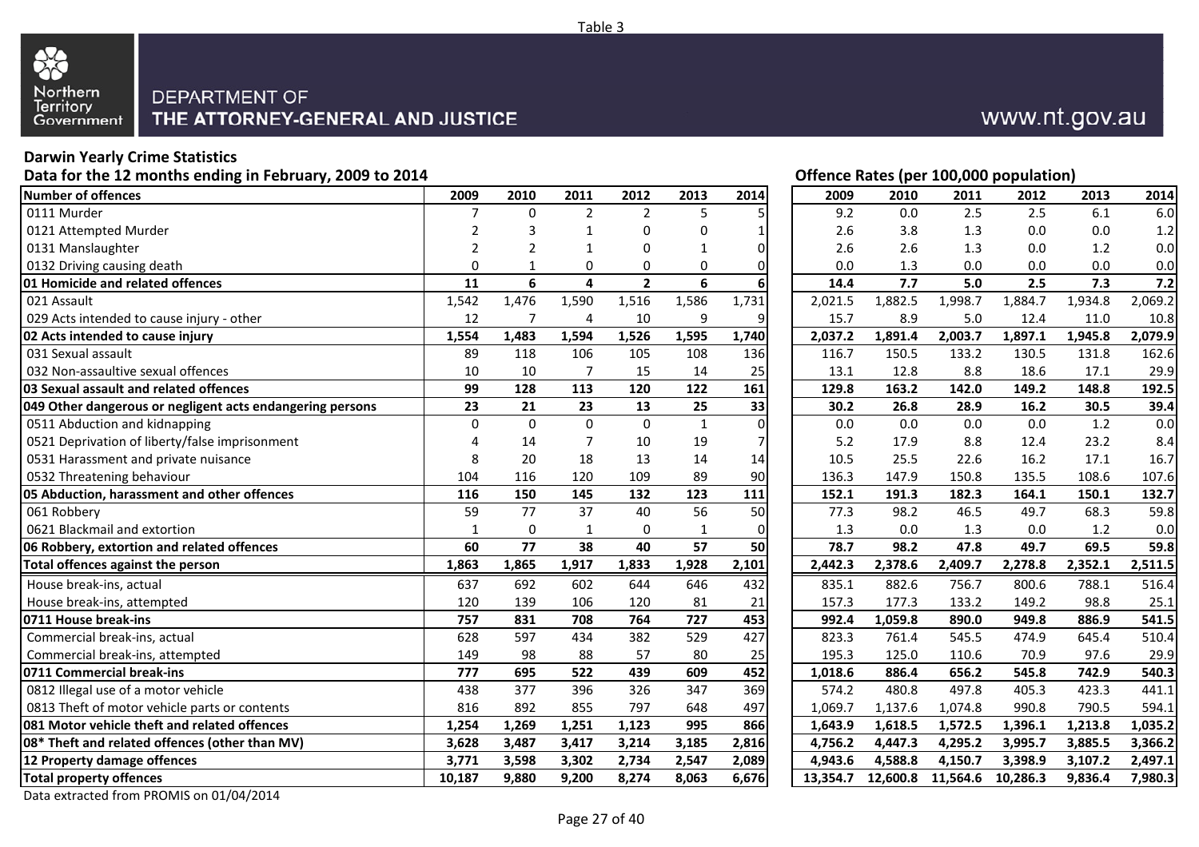Table 3

DEPARTMENT OF
THE ATTORNEY-GENERAL AND JUSTICE

www.nt.gov.au

## Darwin Yearly Crime Statistics

**Data for the 12 months ending in February, 2009 to 2014**

**Offence Rates (per 100,000 population)**

| Number of offences | 2009 | 2010 | 2011 | 2012 | 2013 | 2014 | 2009 | 2010 | 2011 | 2012 | 2013 | 2014 |
|---|---|---|---|---|---|---|---|---|---|---|---|---|
| 0111 Murder | 7 | 0 | 2 | 2 | 5 | 5 | 9.2 | 0.0 | 2.5 | 2.5 | 6.1 | 6.0 |
| 0121 Attempted Murder | 2 | 3 | 1 | 0 | 0 | 1 | 2.6 | 3.8 | 1.3 | 0.0 | 0.0 | 1.2 |
| 0131 Manslaughter | 2 | 2 | 1 | 0 | 1 | 0 | 2.6 | 2.6 | 1.3 | 0.0 | 1.2 | 0.0 |
| 0132 Driving causing death | 0 | 1 | 0 | 0 | 0 | 0 | 0.0 | 1.3 | 0.0 | 0.0 | 0.0 | 0.0 |
| **01 Homicide and related offences** | **11** | **6** | **4** | **2** | **6** | **6** | **14.4** | **7.7** | **5.0** | **2.5** | **7.3** | **7.2** |
| 021 Assault | 1,542 | 1,476 | 1,590 | 1,516 | 1,586 | 1,731 | 2,021.5 | 1,882.5 | 1,998.7 | 1,884.7 | 1,934.8 | 2,069.2 |
| 029 Acts intended to cause injury - other | 12 | 7 | 4 | 10 | 9 | 9 | 15.7 | 8.9 | 5.0 | 12.4 | 11.0 | 10.8 |
| **02 Acts intended to cause injury** | **1,554** | **1,483** | **1,594** | **1,526** | **1,595** | **1,740** | **2,037.2** | **1,891.4** | **2,003.7** | **1,897.1** | **1,945.8** | **2,079.9** |
| 031 Sexual assault | 89 | 118 | 106 | 105 | 108 | 136 | 116.7 | 150.5 | 133.2 | 130.5 | 131.8 | 162.6 |
| 032 Non-assaultive sexual offences | 10 | 10 | 7 | 15 | 14 | 25 | 13.1 | 12.8 | 8.8 | 18.6 | 17.1 | 29.9 |
| **03 Sexual assault and related offences** | **99** | **128** | **113** | **120** | **122** | **161** | **129.8** | **163.2** | **142.0** | **149.2** | **148.8** | **192.5** |
| **049 Other dangerous or negligent acts endangering persons** | **23** | **21** | **23** | **13** | **25** | **33** | **30.2** | **26.8** | **28.9** | **16.2** | **30.5** | **39.4** |
| 0511 Abduction and kidnapping | 0 | 0 | 0 | 0 | 1 | 0 | 0.0 | 0.0 | 0.0 | 0.0 | 1.2 | 0.0 |
| 0521 Deprivation of liberty/false imprisonment | 4 | 14 | 7 | 10 | 19 | 7 | 5.2 | 17.9 | 8.8 | 12.4 | 23.2 | 8.4 |
| 0531 Harassment and private nuisance | 8 | 20 | 18 | 13 | 14 | 14 | 10.5 | 25.5 | 22.6 | 16.2 | 17.1 | 16.7 |
| 0532 Threatening behaviour | 104 | 116 | 120 | 109 | 89 | 90 | 136.3 | 147.9 | 150.8 | 135.5 | 108.6 | 107.6 |
| **05 Abduction, harassment and other offences** | **116** | **150** | **145** | **132** | **123** | **111** | **152.1** | **191.3** | **182.3** | **164.1** | **150.1** | **132.7** |
| 061 Robbery | 59 | 77 | 37 | 40 | 56 | 50 | 77.3 | 98.2 | 46.5 | 49.7 | 68.3 | 59.8 |
| 0621 Blackmail and extortion | 1 | 0 | 1 | 0 | 1 | 0 | 1.3 | 0.0 | 1.3 | 0.0 | 1.2 | 0.0 |
| **06 Robbery, extortion and related offences** | **60** | **77** | **38** | **40** | **57** | **50** | **78.7** | **98.2** | **47.8** | **49.7** | **69.5** | **59.8** |
| **Total offences against the person** | **1,863** | **1,865** | **1,917** | **1,833** | **1,928** | **2,101** | **2,442.3** | **2,378.6** | **2,409.7** | **2,278.8** | **2,352.1** | **2,511.5** |
| House break-ins, actual | 637 | 692 | 602 | 644 | 646 | 432 | 835.1 | 882.6 | 756.7 | 800.6 | 788.1 | 516.4 |
| House break-ins, attempted | 120 | 139 | 106 | 120 | 81 | 21 | 157.3 | 177.3 | 133.2 | 149.2 | 98.8 | 25.1 |
| **0711 House break-ins** | **757** | **831** | **708** | **764** | **727** | **453** | **992.4** | **1,059.8** | **890.0** | **949.8** | **886.9** | **541.5** |
| Commercial break-ins, actual | 628 | 597 | 434 | 382 | 529 | 427 | 823.3 | 761.4 | 545.5 | 474.9 | 645.4 | 510.4 |
| Commercial break-ins, attempted | 149 | 98 | 88 | 57 | 80 | 25 | 195.3 | 125.0 | 110.6 | 70.9 | 97.6 | 29.9 |
| **0711 Commercial break-ins** | **777** | **695** | **522** | **439** | **609** | **452** | **1,018.6** | **886.4** | **656.2** | **545.8** | **742.9** | **540.3** |
| 0812 Illegal use of a motor vehicle | 438 | 377 | 396 | 326 | 347 | 369 | 574.2 | 480.8 | 497.8 | 405.3 | 423.3 | 441.1 |
| 0813 Theft of motor vehicle parts or contents | 816 | 892 | 855 | 797 | 648 | 497 | 1,069.7 | 1,137.6 | 1,074.8 | 990.8 | 790.5 | 594.1 |
| **081 Motor vehicle theft and related offences** | **1,254** | **1,269** | **1,251** | **1,123** | **995** | **866** | **1,643.9** | **1,618.5** | **1,572.5** | **1,396.1** | **1,213.8** | **1,035.2** |
| **08* Theft and related offences (other than MV)** | **3,628** | **3,487** | **3,417** | **3,214** | **3,185** | **2,816** | **4,756.2** | **4,447.3** | **4,295.2** | **3,995.7** | **3,885.5** | **3,366.2** |
| **12 Property damage offences** | **3,771** | **3,598** | **3,302** | **2,734** | **2,547** | **2,089** | **4,943.6** | **4,588.8** | **4,150.7** | **3,398.9** | **3,107.2** | **2,497.1** |
| **Total property offences** | **10,187** | **9,880** | **9,200** | **8,274** | **8,063** | **6,676** | **13,354.7** | **12,600.8** | **11,564.6** | **10,286.3** | **9,836.4** | **7,980.3** |

Data extracted from PROMIS on 01/04/2014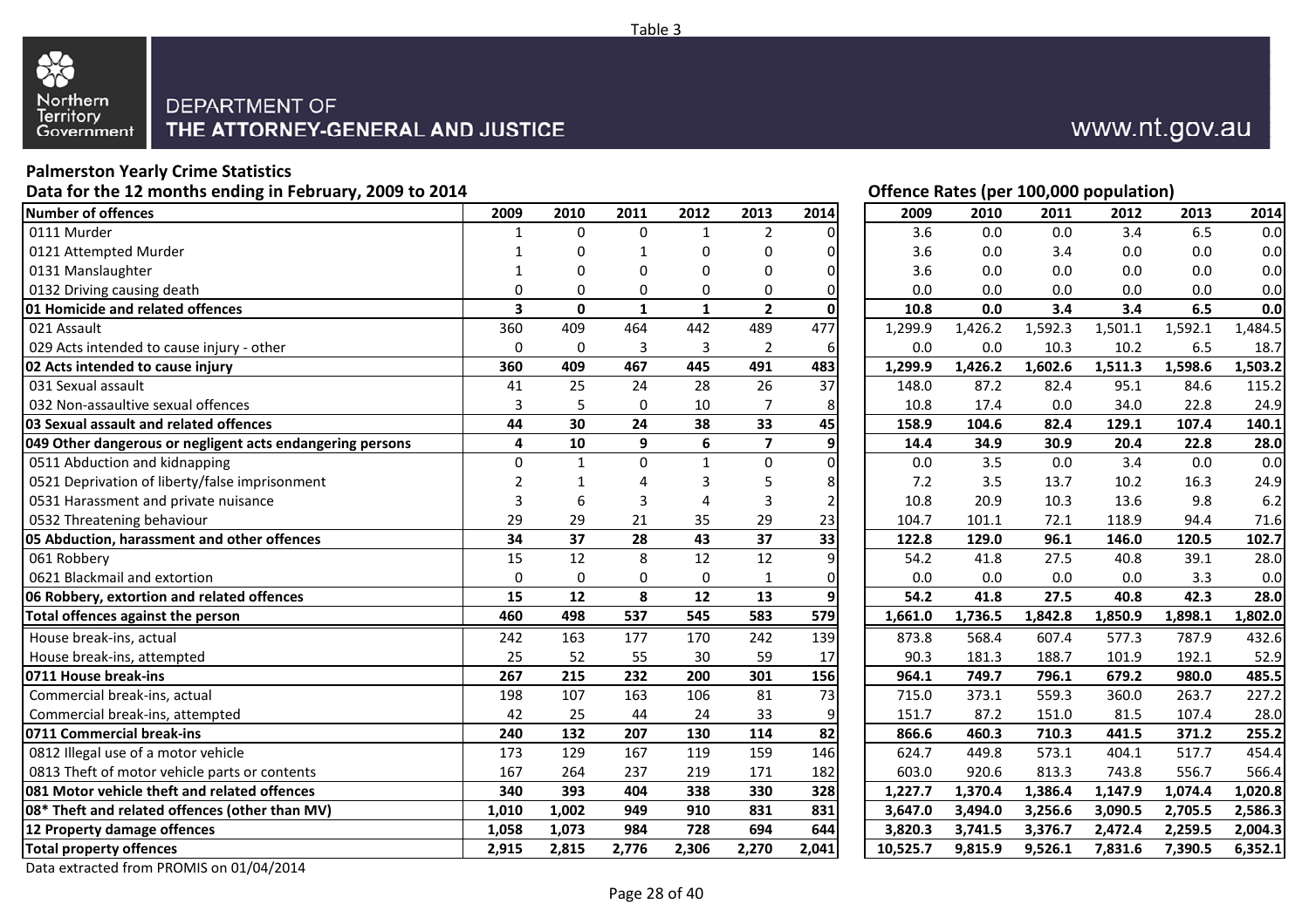Table 3

Northern Territory Government

DEPARTMENT OF
THE ATTORNEY-GENERAL AND JUSTICE

www.nt.gov.au

## Palmerston Yearly Crime Statistics

**Data for the 12 months ending in February, 2009 to 2014**

**Offence Rates (per 100,000 population)**

| Number of offences | 2009 | 2010 | 2011 | 2012 | 2013 | 2014 | 2009 | 2010 | 2011 | 2012 | 2013 | 2014 |
|---|---|---|---|---|---|---|---|---|---|---|---|---|
| 0111 Murder | 1 | 0 | 0 | 1 | 2 | 0 | 3.6 | 0.0 | 0.0 | 3.4 | 6.5 | 0.0 |
| 0121 Attempted Murder | 1 | 0 | 1 | 0 | 0 | 0 | 3.6 | 0.0 | 3.4 | 0.0 | 0.0 | 0.0 |
| 0131 Manslaughter | 1 | 0 | 0 | 0 | 0 | 0 | 3.6 | 0.0 | 0.0 | 0.0 | 0.0 | 0.0 |
| 0132 Driving causing death | 0 | 0 | 0 | 0 | 0 | 0 | 0.0 | 0.0 | 0.0 | 0.0 | 0.0 | 0.0 |
| **01 Homicide and related offences** | **3** | **0** | **1** | **1** | **2** | **0** | **10.8** | **0.0** | **3.4** | **3.4** | **6.5** | **0.0** |
| 021 Assault | 360 | 409 | 464 | 442 | 489 | 477 | 1,299.9 | 1,426.2 | 1,592.3 | 1,501.1 | 1,592.1 | 1,484.5 |
| 029 Acts intended to cause injury - other | 0 | 0 | 3 | 3 | 2 | 6 | 0.0 | 0.0 | 10.3 | 10.2 | 6.5 | 18.7 |
| **02 Acts intended to cause injury** | **360** | **409** | **467** | **445** | **491** | **483** | **1,299.9** | **1,426.2** | **1,602.6** | **1,511.3** | **1,598.6** | **1,503.2** |
| 031 Sexual assault | 41 | 25 | 24 | 28 | 26 | 37 | 148.0 | 87.2 | 82.4 | 95.1 | 84.6 | 115.2 |
| 032 Non-assaultive sexual offences | 3 | 5 | 0 | 10 | 7 | 8 | 10.8 | 17.4 | 0.0 | 34.0 | 22.8 | 24.9 |
| **03 Sexual assault and related offences** | **44** | **30** | **24** | **38** | **33** | **45** | **158.9** | **104.6** | **82.4** | **129.1** | **107.4** | **140.1** |
| **049 Other dangerous or negligent acts endangering persons** | **4** | **10** | **9** | **6** | **7** | **9** | **14.4** | **34.9** | **30.9** | **20.4** | **22.8** | **28.0** |
| 0511 Abduction and kidnapping | 0 | 1 | 0 | 1 | 0 | 0 | 0.0 | 3.5 | 0.0 | 3.4 | 0.0 | 0.0 |
| 0521 Deprivation of liberty/false imprisonment | 2 | 1 | 4 | 3 | 5 | 8 | 7.2 | 3.5 | 13.7 | 10.2 | 16.3 | 24.9 |
| 0531 Harassment and private nuisance | 3 | 6 | 3 | 4 | 3 | 2 | 10.8 | 20.9 | 10.3 | 13.6 | 9.8 | 6.2 |
| 0532 Threatening behaviour | 29 | 29 | 21 | 35 | 29 | 23 | 104.7 | 101.1 | 72.1 | 118.9 | 94.4 | 71.6 |
| **05 Abduction, harassment and other offences** | **34** | **37** | **28** | **43** | **37** | **33** | **122.8** | **129.0** | **96.1** | **146.0** | **120.5** | **102.7** |
| 061 Robbery | 15 | 12 | 8 | 12 | 12 | 9 | 54.2 | 41.8 | 27.5 | 40.8 | 39.1 | 28.0 |
| 0621 Blackmail and extortion | 0 | 0 | 0 | 0 | 1 | 0 | 0.0 | 0.0 | 0.0 | 0.0 | 3.3 | 0.0 |
| **06 Robbery, extortion and related offences** | **15** | **12** | **8** | **12** | **13** | **9** | **54.2** | **41.8** | **27.5** | **40.8** | **42.3** | **28.0** |
| **Total offences against the person** | **460** | **498** | **537** | **545** | **583** | **579** | **1,661.0** | **1,736.5** | **1,842.8** | **1,850.9** | **1,898.1** | **1,802.0** |
| House break-ins, actual | 242 | 163 | 177 | 170 | 242 | 139 | 873.8 | 568.4 | 607.4 | 577.3 | 787.9 | 432.6 |
| House break-ins, attempted | 25 | 52 | 55 | 30 | 59 | 17 | 90.3 | 181.3 | 188.7 | 101.9 | 192.1 | 52.9 |
| **0711 House break-ins** | **267** | **215** | **232** | **200** | **301** | **156** | **964.1** | **749.7** | **796.1** | **679.2** | **980.0** | **485.5** |
| Commercial break-ins, actual | 198 | 107 | 163 | 106 | 81 | 73 | 715.0 | 373.1 | 559.3 | 360.0 | 263.7 | 227.2 |
| Commercial break-ins, attempted | 42 | 25 | 44 | 24 | 33 | 9 | 151.7 | 87.2 | 151.0 | 81.5 | 107.4 | 28.0 |
| **0711 Commercial break-ins** | **240** | **132** | **207** | **130** | **114** | **82** | **866.6** | **460.3** | **710.3** | **441.5** | **371.2** | **255.2** |
| 0812 Illegal use of a motor vehicle | 173 | 129 | 167 | 119 | 159 | 146 | 624.7 | 449.8 | 573.1 | 404.1 | 517.7 | 454.4 |
| 0813 Theft of motor vehicle parts or contents | 167 | 264 | 237 | 219 | 171 | 182 | 603.0 | 920.6 | 813.3 | 743.8 | 556.7 | 566.4 |
| **081 Motor vehicle theft and related offences** | **340** | **393** | **404** | **338** | **330** | **328** | **1,227.7** | **1,370.4** | **1,386.4** | **1,147.9** | **1,074.4** | **1,020.8** |
| **08* Theft and related offences (other than MV)** | **1,010** | **1,002** | **949** | **910** | **831** | **831** | **3,647.0** | **3,494.0** | **3,256.6** | **3,090.5** | **2,705.5** | **2,586.3** |
| **12 Property damage offences** | **1,058** | **1,073** | **984** | **728** | **694** | **644** | **3,820.3** | **3,741.5** | **3,376.7** | **2,472.4** | **2,259.5** | **2,004.3** |
| **Total property offences** | **2,915** | **2,815** | **2,776** | **2,306** | **2,270** | **2,041** | **10,525.7** | **9,815.9** | **9,526.1** | **7,831.6** | **7,390.5** | **6,352.1** |

Data extracted from PROMIS on 01/04/2014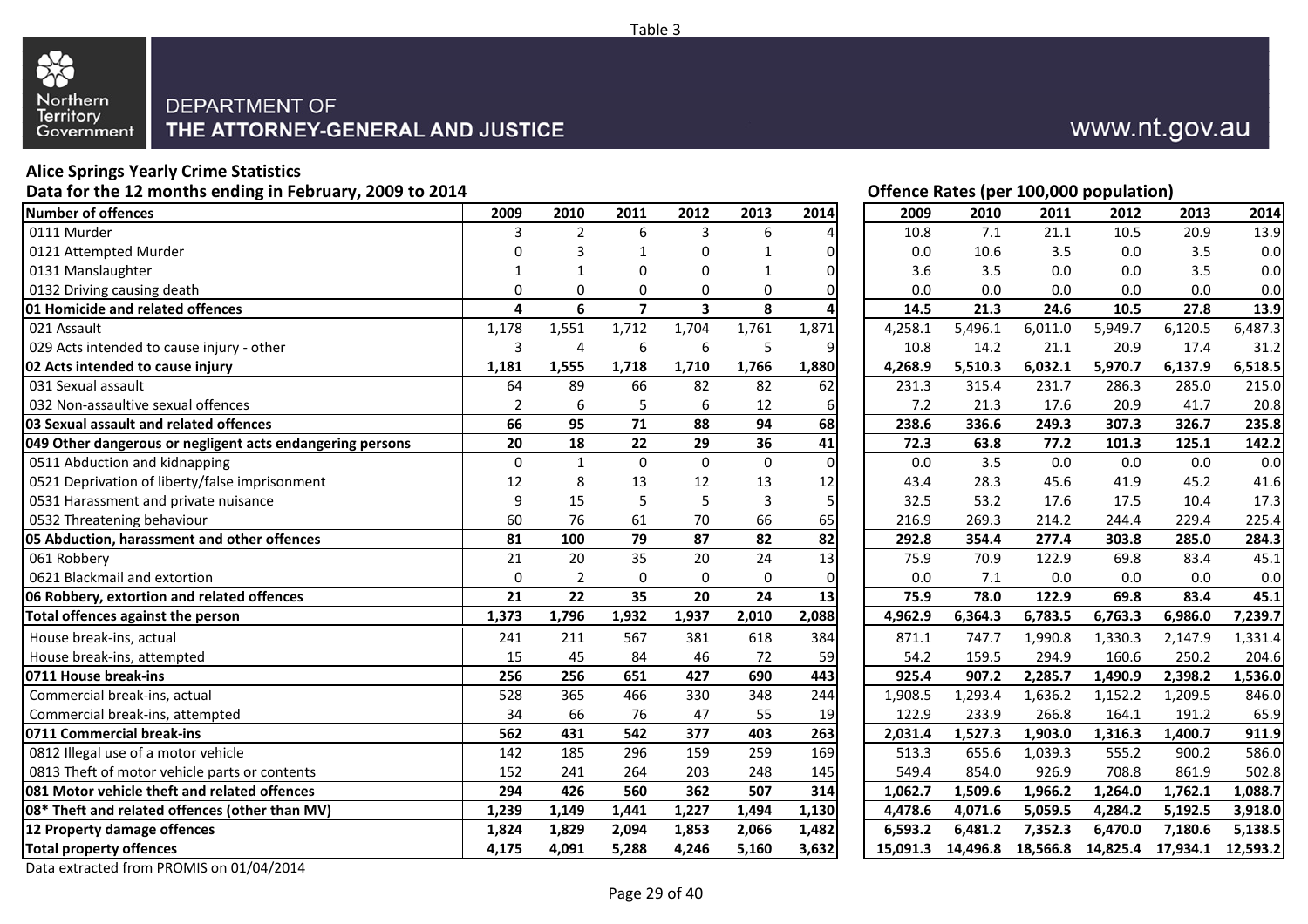Table 3

Northern Territory Government

DEPARTMENT OF
THE ATTORNEY-GENERAL AND JUSTICE

www.nt.gov.au

**Alice Springs Yearly Crime Statistics**

**Data for the 12 months ending in February, 2009 to 2014**

**Offence Rates (per 100,000 population)**

| Number of offences | 2009 | 2010 | 2011 | 2012 | 2013 | 2014 | 2009 | 2010 | 2011 | 2012 | 2013 | 2014 |
|---|---|---|---|---|---|---|---|---|---|---|---|---|
| 0111 Murder | 3 | 2 | 6 | 3 | 6 | 4 | 10.8 | 7.1 | 21.1 | 10.5 | 20.9 | 13.9 |
| 0121 Attempted Murder | 0 | 3 | 1 | 0 | 1 | 0 | 0.0 | 10.6 | 3.5 | 0.0 | 3.5 | 0.0 |
| 0131 Manslaughter | 1 | 1 | 0 | 0 | 1 | 0 | 3.6 | 3.5 | 0.0 | 0.0 | 3.5 | 0.0 |
| 0132 Driving causing death | 0 | 0 | 0 | 0 | 0 | 0 | 0.0 | 0.0 | 0.0 | 0.0 | 0.0 | 0.0 |
| **01 Homicide and related offences** | **4** | **6** | **7** | **3** | **8** | **4** | **14.5** | **21.3** | **24.6** | **10.5** | **27.8** | **13.9** |
| 021 Assault | 1,178 | 1,551 | 1,712 | 1,704 | 1,761 | 1,871 | 4,258.1 | 5,496.1 | 6,011.0 | 5,949.7 | 6,120.5 | 6,487.3 |
| 029 Acts intended to cause injury - other | 3 | 4 | 6 | 6 | 5 | 9 | 10.8 | 14.2 | 21.1 | 20.9 | 17.4 | 31.2 |
| **02 Acts intended to cause injury** | **1,181** | **1,555** | **1,718** | **1,710** | **1,766** | **1,880** | **4,268.9** | **5,510.3** | **6,032.1** | **5,970.7** | **6,137.9** | **6,518.5** |
| 031 Sexual assault | 64 | 89 | 66 | 82 | 82 | 62 | 231.3 | 315.4 | 231.7 | 286.3 | 285.0 | 215.0 |
| 032 Non-assaultive sexual offences | 2 | 6 | 5 | 6 | 12 | 6 | 7.2 | 21.3 | 17.6 | 20.9 | 41.7 | 20.8 |
| **03 Sexual assault and related offences** | **66** | **95** | **71** | **88** | **94** | **68** | **238.6** | **336.6** | **249.3** | **307.3** | **326.7** | **235.8** |
| **049 Other dangerous or negligent acts endangering persons** | **20** | **18** | **22** | **29** | **36** | **41** | **72.3** | **63.8** | **77.2** | **101.3** | **125.1** | **142.2** |
| 0511 Abduction and kidnapping | 0 | 1 | 0 | 0 | 0 | 0 | 0.0 | 3.5 | 0.0 | 0.0 | 0.0 | 0.0 |
| 0521 Deprivation of liberty/false imprisonment | 12 | 8 | 13 | 12 | 13 | 12 | 43.4 | 28.3 | 45.6 | 41.9 | 45.2 | 41.6 |
| 0531 Harassment and private nuisance | 9 | 15 | 5 | 5 | 3 | 5 | 32.5 | 53.2 | 17.6 | 17.5 | 10.4 | 17.3 |
| 0532 Threatening behaviour | 60 | 76 | 61 | 70 | 66 | 65 | 216.9 | 269.3 | 214.2 | 244.4 | 229.4 | 225.4 |
| **05 Abduction, harassment and other offences** | **81** | **100** | **79** | **87** | **82** | **82** | **292.8** | **354.4** | **277.4** | **303.8** | **285.0** | **284.3** |
| 061 Robbery | 21 | 20 | 35 | 20 | 24 | 13 | 75.9 | 70.9 | 122.9 | 69.8 | 83.4 | 45.1 |
| 0621 Blackmail and extortion | 0 | 2 | 0 | 0 | 0 | 0 | 0.0 | 7.1 | 0.0 | 0.0 | 0.0 | 0.0 |
| **06 Robbery, extortion and related offences** | **21** | **22** | **35** | **20** | **24** | **13** | **75.9** | **78.0** | **122.9** | **69.8** | **83.4** | **45.1** |
| **Total offences against the person** | **1,373** | **1,796** | **1,932** | **1,937** | **2,010** | **2,088** | **4,962.9** | **6,364.3** | **6,783.5** | **6,763.3** | **6,986.0** | **7,239.7** |
| House break-ins, actual | 241 | 211 | 567 | 381 | 618 | 384 | 871.1 | 747.7 | 1,990.8 | 1,330.3 | 2,147.9 | 1,331.4 |
| House break-ins, attempted | 15 | 45 | 84 | 46 | 72 | 59 | 54.2 | 159.5 | 294.9 | 160.6 | 250.2 | 204.6 |
| **0711 House break-ins** | **256** | **256** | **651** | **427** | **690** | **443** | **925.4** | **907.2** | **2,285.7** | **1,490.9** | **2,398.2** | **1,536.0** |
| Commercial break-ins, actual | 528 | 365 | 466 | 330 | 348 | 244 | 1,908.5 | 1,293.4 | 1,636.2 | 1,152.2 | 1,209.5 | 846.0 |
| Commercial break-ins, attempted | 34 | 66 | 76 | 47 | 55 | 19 | 122.9 | 233.9 | 266.8 | 164.1 | 191.2 | 65.9 |
| **0711 Commercial break-ins** | **562** | **431** | **542** | **377** | **403** | **263** | **2,031.4** | **1,527.3** | **1,903.0** | **1,316.3** | **1,400.7** | **911.9** |
| 0812 Illegal use of a motor vehicle | 142 | 185 | 296 | 159 | 259 | 169 | 513.3 | 655.6 | 1,039.3 | 555.2 | 900.2 | 586.0 |
| 0813 Theft of motor vehicle parts or contents | 152 | 241 | 264 | 203 | 248 | 145 | 549.4 | 854.0 | 926.9 | 708.8 | 861.9 | 502.8 |
| **081 Motor vehicle theft and related offences** | **294** | **426** | **560** | **362** | **507** | **314** | **1,062.7** | **1,509.6** | **1,966.2** | **1,264.0** | **1,762.1** | **1,088.7** |
| **08* Theft and related offences (other than MV)** | **1,239** | **1,149** | **1,441** | **1,227** | **1,494** | **1,130** | **4,478.6** | **4,071.6** | **5,059.5** | **4,284.2** | **5,192.5** | **3,918.0** |
| **12 Property damage offences** | **1,824** | **1,829** | **2,094** | **1,853** | **2,066** | **1,482** | **6,593.2** | **6,481.2** | **7,352.3** | **6,470.0** | **7,180.6** | **5,138.5** |
| **Total property offences** | **4,175** | **4,091** | **5,288** | **4,246** | **5,160** | **3,632** | **15,091.3** | **14,496.8** | **18,566.8** | **14,825.4** | **17,934.1** | **12,593.2** |

Data extracted from PROMIS on 01/04/2014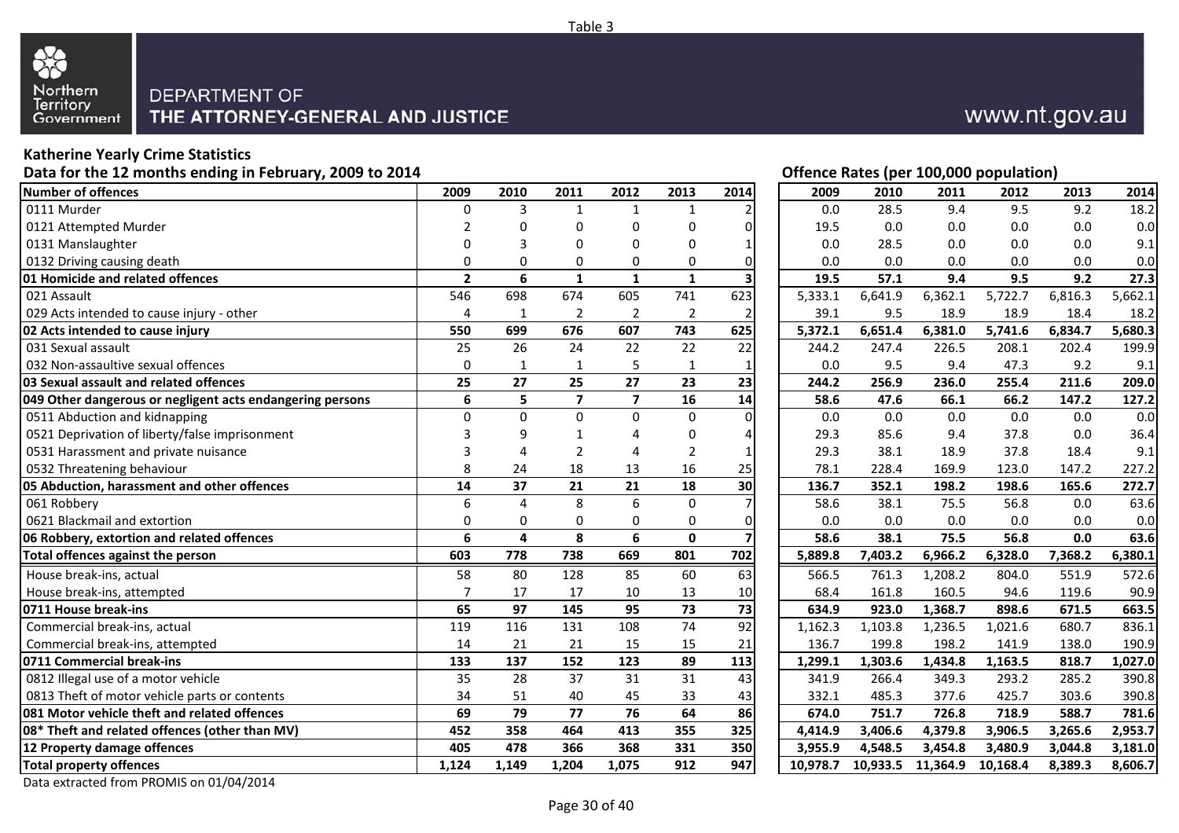Table 3

Northern Territory Government

DEPARTMENT OF
THE ATTORNEY-GENERAL AND JUSTICE

www.nt.gov.au

**Katherine Yearly Crime Statistics**

**Data for the 12 months ending in February, 2009 to 2014**

**Offence Rates (per 100,000 population)**

| Number of offences | 2009 | 2010 | 2011 | 2012 | 2013 | 2014 | 2009 | 2010 | 2011 | 2012 | 2013 | 2014 |
|---|---|---|---|---|---|---|---|---|---|---|---|---|
| 0111 Murder | 0 | 3 | 1 | 1 | 1 | 2 | 0.0 | 28.5 | 9.4 | 9.5 | 9.2 | 18.2 |
| 0121 Attempted Murder | 2 | 0 | 0 | 0 | 0 | 0 | 19.5 | 0.0 | 0.0 | 0.0 | 0.0 | 0.0 |
| 0131 Manslaughter | 0 | 3 | 0 | 0 | 0 | 1 | 0.0 | 28.5 | 0.0 | 0.0 | 0.0 | 9.1 |
| 0132 Driving causing death | 0 | 0 | 0 | 0 | 0 | 0 | 0.0 | 0.0 | 0.0 | 0.0 | 0.0 | 0.0 |
| **01 Homicide and related offences** | **2** | **6** | **1** | **1** | **1** | **3** | **19.5** | **57.1** | **9.4** | **9.5** | **9.2** | **27.3** |
| 021 Assault | 546 | 698 | 674 | 605 | 741 | 623 | 5,333.1 | 6,641.9 | 6,362.1 | 5,722.7 | 6,816.3 | 5,662.1 |
| 029 Acts intended to cause injury - other | 4 | 1 | 2 | 2 | 2 | 2 | 39.1 | 9.5 | 18.9 | 18.9 | 18.4 | 18.2 |
| **02 Acts intended to cause injury** | **550** | **699** | **676** | **607** | **743** | **625** | **5,372.1** | **6,651.4** | **6,381.0** | **5,741.6** | **6,834.7** | **5,680.3** |
| 031 Sexual assault | 25 | 26 | 24 | 22 | 22 | 22 | 244.2 | 247.4 | 226.5 | 208.1 | 202.4 | 199.9 |
| 032 Non-assaultive sexual offences | 0 | 1 | 1 | 5 | 1 | 1 | 0.0 | 9.5 | 9.4 | 47.3 | 9.2 | 9.1 |
| **03 Sexual assault and related offences** | **25** | **27** | **25** | **27** | **23** | **23** | **244.2** | **256.9** | **236.0** | **255.4** | **211.6** | **209.0** |
| **049 Other dangerous or negligent acts endangering persons** | **6** | **5** | **7** | **7** | **16** | **14** | **58.6** | **47.6** | **66.1** | **66.2** | **147.2** | **127.2** |
| 0511 Abduction and kidnapping | 0 | 0 | 0 | 0 | 0 | 0 | 0.0 | 0.0 | 0.0 | 0.0 | 0.0 | 0.0 |
| 0521 Deprivation of liberty/false imprisonment | 3 | 9 | 1 | 4 | 0 | 4 | 29.3 | 85.6 | 9.4 | 37.8 | 0.0 | 36.4 |
| 0531 Harassment and private nuisance | 3 | 4 | 2 | 4 | 2 | 1 | 29.3 | 38.1 | 18.9 | 37.8 | 18.4 | 9.1 |
| 0532 Threatening behaviour | 8 | 24 | 18 | 13 | 16 | 25 | 78.1 | 228.4 | 169.9 | 123.0 | 147.2 | 227.2 |
| **05 Abduction, harassment and other offences** | **14** | **37** | **21** | **21** | **18** | **30** | **136.7** | **352.1** | **198.2** | **198.6** | **165.6** | **272.7** |
| 061 Robbery | 6 | 4 | 8 | 6 | 0 | 7 | 58.6 | 38.1 | 75.5 | 56.8 | 0.0 | 63.6 |
| 0621 Blackmail and extortion | 0 | 0 | 0 | 0 | 0 | 0 | 0.0 | 0.0 | 0.0 | 0.0 | 0.0 | 0.0 |
| **06 Robbery, extortion and related offences** | **6** | **4** | **8** | **6** | **0** | **7** | **58.6** | **38.1** | **75.5** | **56.8** | **0.0** | **63.6** |
| **Total offences against the person** | **603** | **778** | **738** | **669** | **801** | **702** | **5,889.8** | **7,403.2** | **6,966.2** | **6,328.0** | **7,368.2** | **6,380.1** |
| House break-ins, actual | 58 | 80 | 128 | 85 | 60 | 63 | 566.5 | 761.3 | 1,208.2 | 804.0 | 551.9 | 572.6 |
| House break-ins, attempted | 7 | 17 | 17 | 10 | 13 | 10 | 68.4 | 161.8 | 160.5 | 94.6 | 119.6 | 90.9 |
| **0711 House break-ins** | **65** | **97** | **145** | **95** | **73** | **73** | **634.9** | **923.0** | **1,368.7** | **898.6** | **671.5** | **663.5** |
| Commercial break-ins, actual | 119 | 116 | 131 | 108 | 74 | 92 | 1,162.3 | 1,103.8 | 1,236.5 | 1,021.6 | 680.7 | 836.1 |
| Commercial break-ins, attempted | 14 | 21 | 21 | 15 | 15 | 21 | 136.7 | 199.8 | 198.2 | 141.9 | 138.0 | 190.9 |
| **0711 Commercial break-ins** | **133** | **137** | **152** | **123** | **89** | **113** | **1,299.1** | **1,303.6** | **1,434.8** | **1,163.5** | **818.7** | **1,027.0** |
| 0812 Illegal use of a motor vehicle | 35 | 28 | 37 | 31 | 31 | 43 | 341.9 | 266.4 | 349.3 | 293.2 | 285.2 | 390.8 |
| 0813 Theft of motor vehicle parts or contents | 34 | 51 | 40 | 45 | 33 | 43 | 332.1 | 485.3 | 377.6 | 425.7 | 303.6 | 390.8 |
| **081 Motor vehicle theft and related offences** | **69** | **79** | **77** | **76** | **64** | **86** | **674.0** | **751.7** | **726.8** | **718.9** | **588.7** | **781.6** |
| **08* Theft and related offences (other than MV)** | **452** | **358** | **464** | **413** | **355** | **325** | **4,414.9** | **3,406.6** | **4,379.8** | **3,906.5** | **3,265.6** | **2,953.7** |
| **12 Property damage offences** | **405** | **478** | **366** | **368** | **331** | **350** | **3,955.9** | **4,548.5** | **3,454.8** | **3,480.9** | **3,044.8** | **3,181.0** |
| **Total property offences** | **1,124** | **1,149** | **1,204** | **1,075** | **912** | **947** | **10,978.7** | **10,933.5** | **11,364.9** | **10,168.4** | **8,389.3** | **8,606.7** |

Data extracted from PROMIS on 01/04/2014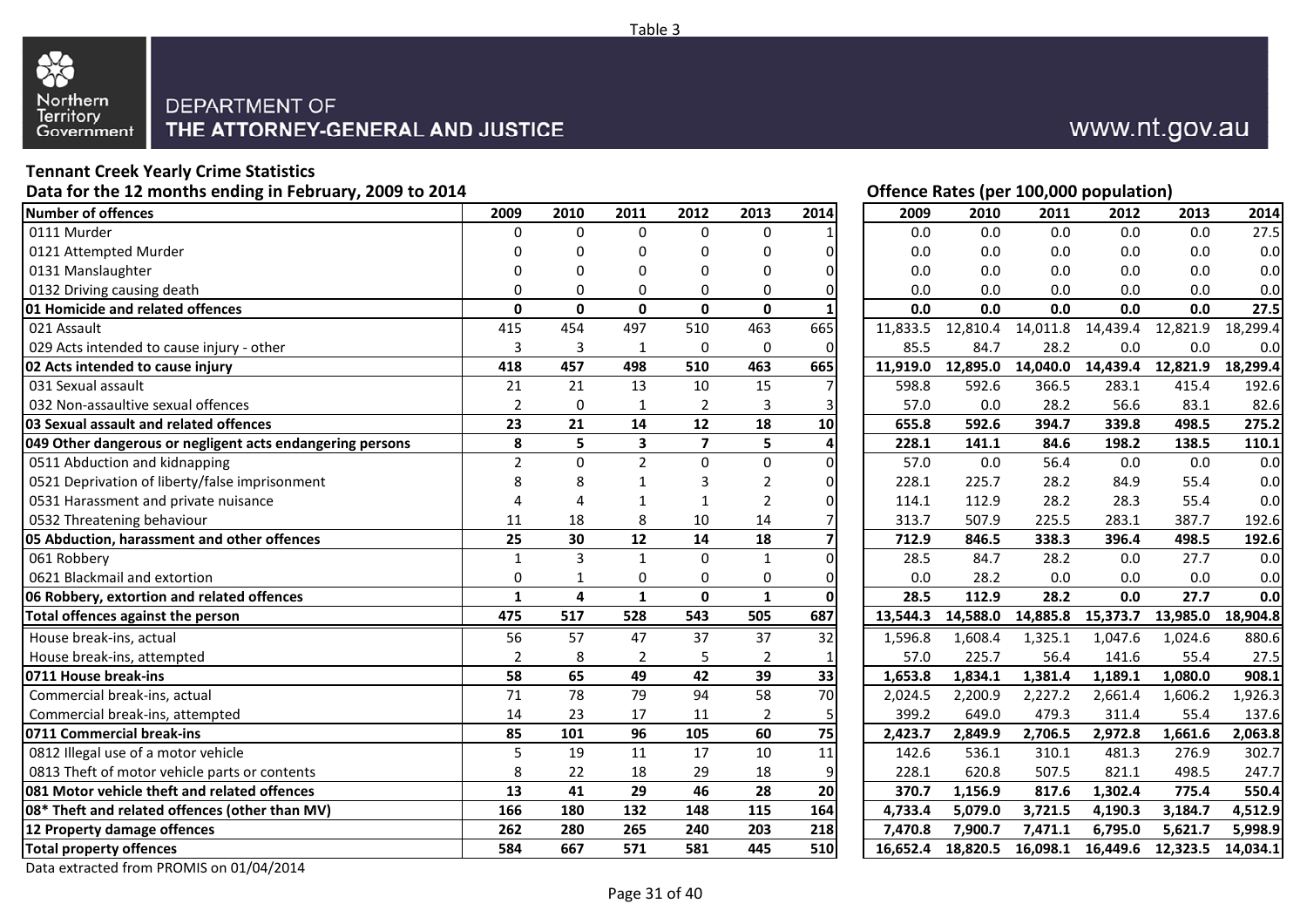Table 3

Northern Territory Government

DEPARTMENT OF THE ATTORNEY-GENERAL AND JUSTICE

www.nt.gov.au

## Tennant Creek Yearly Crime Statistics

**Data for the 12 months ending in February, 2009 to 2014**

**Offence Rates (per 100,000 population)**

| Number of offences | 2009 | 2010 | 2011 | 2012 | 2013 | 2014 | 2009 | 2010 | 2011 | 2012 | 2013 | 2014 |
|---|---|---|---|---|---|---|---|---|---|---|---|---|
| 0111 Murder | 0 | 0 | 0 | 0 | 0 | 1 | 0.0 | 0.0 | 0.0 | 0.0 | 0.0 | 27.5 |
| 0121 Attempted Murder | 0 | 0 | 0 | 0 | 0 | 0 | 0.0 | 0.0 | 0.0 | 0.0 | 0.0 | 0.0 |
| 0131 Manslaughter | 0 | 0 | 0 | 0 | 0 | 0 | 0.0 | 0.0 | 0.0 | 0.0 | 0.0 | 0.0 |
| 0132 Driving causing death | 0 | 0 | 0 | 0 | 0 | 0 | 0.0 | 0.0 | 0.0 | 0.0 | 0.0 | 0.0 |
| **01 Homicide and related offences** | **0** | **0** | **0** | **0** | **0** | **1** | **0.0** | **0.0** | **0.0** | **0.0** | **0.0** | **27.5** |
| 021 Assault | 415 | 454 | 497 | 510 | 463 | 665 | 11,833.5 | 12,810.4 | 14,011.8 | 14,439.4 | 12,821.9 | 18,299.4 |
| 029 Acts intended to cause injury - other | 3 | 3 | 1 | 0 | 0 | 0 | 85.5 | 84.7 | 28.2 | 0.0 | 0.0 | 0.0 |
| **02 Acts intended to cause injury** | **418** | **457** | **498** | **510** | **463** | **665** | **11,919.0** | **12,895.0** | **14,040.0** | **14,439.4** | **12,821.9** | **18,299.4** |
| 031 Sexual assault | 21 | 21 | 13 | 10 | 15 | 7 | 598.8 | 592.6 | 366.5 | 283.1 | 415.4 | 192.6 |
| 032 Non-assaultive sexual offences | 2 | 0 | 1 | 2 | 3 | 3 | 57.0 | 0.0 | 28.2 | 56.6 | 83.1 | 82.6 |
| **03 Sexual assault and related offences** | **23** | **21** | **14** | **12** | **18** | **10** | **655.8** | **592.6** | **394.7** | **339.8** | **498.5** | **275.2** |
| **049 Other dangerous or negligent acts endangering persons** | **8** | **5** | **3** | **7** | **5** | **4** | **228.1** | **141.1** | **84.6** | **198.2** | **138.5** | **110.1** |
| 0511 Abduction and kidnapping | 2 | 0 | 2 | 0 | 0 | 0 | 57.0 | 0.0 | 56.4 | 0.0 | 0.0 | 0.0 |
| 0521 Deprivation of liberty/false imprisonment | 8 | 8 | 1 | 3 | 2 | 0 | 228.1 | 225.7 | 28.2 | 84.9 | 55.4 | 0.0 |
| 0531 Harassment and private nuisance | 4 | 4 | 1 | 1 | 2 | 0 | 114.1 | 112.9 | 28.2 | 28.3 | 55.4 | 0.0 |
| 0532 Threatening behaviour | 11 | 18 | 8 | 10 | 14 | 7 | 313.7 | 507.9 | 225.5 | 283.1 | 387.7 | 192.6 |
| **05 Abduction, harassment and other offences** | **25** | **30** | **12** | **14** | **18** | **7** | **712.9** | **846.5** | **338.3** | **396.4** | **498.5** | **192.6** |
| 061 Robbery | 1 | 3 | 1 | 0 | 1 | 0 | 28.5 | 84.7 | 28.2 | 0.0 | 27.7 | 0.0 |
| 0621 Blackmail and extortion | 0 | 1 | 0 | 0 | 0 | 0 | 0.0 | 28.2 | 0.0 | 0.0 | 0.0 | 0.0 |
| **06 Robbery, extortion and related offences** | **1** | **4** | **1** | **0** | **1** | **0** | **28.5** | **112.9** | **28.2** | **0.0** | **27.7** | **0.0** |
| **Total offences against the person** | **475** | **517** | **528** | **543** | **505** | **687** | **13,544.3** | **14,588.0** | **14,885.8** | **15,373.7** | **13,985.0** | **18,904.8** |
| House break-ins, actual | 56 | 57 | 47 | 37 | 37 | 32 | 1,596.8 | 1,608.4 | 1,325.1 | 1,047.6 | 1,024.6 | 880.6 |
| House break-ins, attempted | 2 | 8 | 2 | 5 | 2 | 1 | 57.0 | 225.7 | 56.4 | 141.6 | 55.4 | 27.5 |
| **0711 House break-ins** | **58** | **65** | **49** | **42** | **39** | **33** | **1,653.8** | **1,834.1** | **1,381.4** | **1,189.1** | **1,080.0** | **908.1** |
| Commercial break-ins, actual | 71 | 78 | 79 | 94 | 58 | 70 | 2,024.5 | 2,200.9 | 2,227.2 | 2,661.4 | 1,606.2 | 1,926.3 |
| Commercial break-ins, attempted | 14 | 23 | 17 | 11 | 2 | 5 | 399.2 | 649.0 | 479.3 | 311.4 | 55.4 | 137.6 |
| **0711 Commercial break-ins** | **85** | **101** | **96** | **105** | **60** | **75** | **2,423.7** | **2,849.9** | **2,706.5** | **2,972.8** | **1,661.6** | **2,063.8** |
| 0812 Illegal use of a motor vehicle | 5 | 19 | 11 | 17 | 10 | 11 | 142.6 | 536.1 | 310.1 | 481.3 | 276.9 | 302.7 |
| 0813 Theft of motor vehicle parts or contents | 8 | 22 | 18 | 29 | 18 | 9 | 228.1 | 620.8 | 507.5 | 821.1 | 498.5 | 247.7 |
| **081 Motor vehicle theft and related offences** | **13** | **41** | **29** | **46** | **28** | **20** | **370.7** | **1,156.9** | **817.6** | **1,302.4** | **775.4** | **550.4** |
| **08* Theft and related offences (other than MV)** | **166** | **180** | **132** | **148** | **115** | **164** | **4,733.4** | **5,079.0** | **3,721.5** | **4,190.3** | **3,184.7** | **4,512.9** |
| **12 Property damage offences** | **262** | **280** | **265** | **240** | **203** | **218** | **7,470.8** | **7,900.7** | **7,471.1** | **6,795.0** | **5,621.7** | **5,998.9** |
| **Total property offences** | **584** | **667** | **571** | **581** | **445** | **510** | **16,652.4** | **18,820.5** | **16,098.1** | **16,449.6** | **12,323.5** | **14,034.1** |

Data extracted from PROMIS on 01/04/2014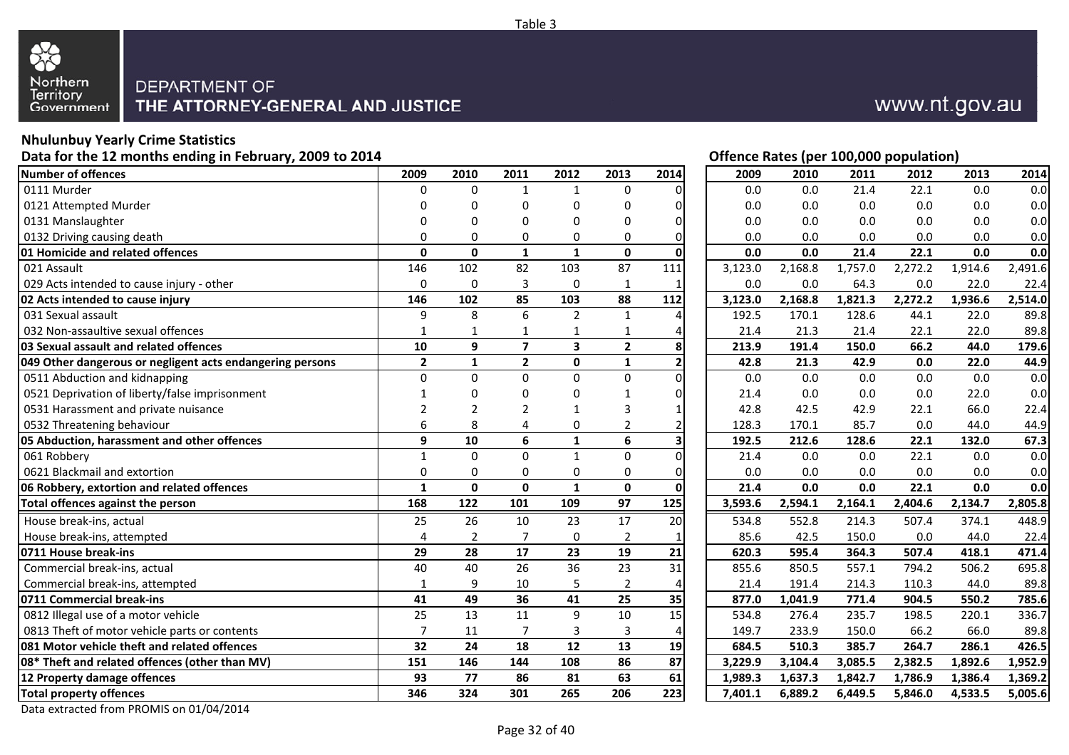Table 3

Northern Territory Government

DEPARTMENT OF
THE ATTORNEY-GENERAL AND JUSTICE

www.nt.gov.au

## Nhulunbuy Yearly Crime Statistics

Data for the 12 months ending in February, 2009 to 2014

Offence Rates (per 100,000 population)

| Number of offences | 2009 | 2010 | 2011 | 2012 | 2013 | 2014 | 2009 | 2010 | 2011 | 2012 | 2013 | 2014 |
|---|---|---|---|---|---|---|---|---|---|---|---|---|
| 0111 Murder | 0 | 0 | 1 | 1 | 0 | 0 | 0.0 | 0.0 | 21.4 | 22.1 | 0.0 | 0.0 |
| 0121 Attempted Murder | 0 | 0 | 0 | 0 | 0 | 0 | 0.0 | 0.0 | 0.0 | 0.0 | 0.0 | 0.0 |
| 0131 Manslaughter | 0 | 0 | 0 | 0 | 0 | 0 | 0.0 | 0.0 | 0.0 | 0.0 | 0.0 | 0.0 |
| 0132 Driving causing death | 0 | 0 | 0 | 0 | 0 | 0 | 0.0 | 0.0 | 0.0 | 0.0 | 0.0 | 0.0 |
| **01 Homicide and related offences** | **0** | **0** | **1** | **1** | **0** | **0** | **0.0** | **0.0** | **21.4** | **22.1** | **0.0** | **0.0** |
| 021 Assault | 146 | 102 | 82 | 103 | 87 | 111 | 3,123.0 | 2,168.8 | 1,757.0 | 2,272.2 | 1,914.6 | 2,491.6 |
| 029 Acts intended to cause injury - other | 0 | 0 | 3 | 0 | 1 | 1 | 0.0 | 0.0 | 64.3 | 0.0 | 22.0 | 22.4 |
| **02 Acts intended to cause injury** | **146** | **102** | **85** | **103** | **88** | **112** | **3,123.0** | **2,168.8** | **1,821.3** | **2,272.2** | **1,936.6** | **2,514.0** |
| 031 Sexual assault | 9 | 8 | 6 | 2 | 1 | 4 | 192.5 | 170.1 | 128.6 | 44.1 | 22.0 | 89.8 |
| 032 Non-assaultive sexual offences | 1 | 1 | 1 | 1 | 1 | 4 | 21.4 | 21.3 | 21.4 | 22.1 | 22.0 | 89.8 |
| **03 Sexual assault and related offences** | **10** | **9** | **7** | **3** | **2** | **8** | **213.9** | **191.4** | **150.0** | **66.2** | **44.0** | **179.6** |
| **049 Other dangerous or negligent acts endangering persons** | **2** | **1** | **2** | **0** | **1** | **2** | **42.8** | **21.3** | **42.9** | **0.0** | **22.0** | **44.9** |
| 0511 Abduction and kidnapping | 0 | 0 | 0 | 0 | 0 | 0 | 0.0 | 0.0 | 0.0 | 0.0 | 0.0 | 0.0 |
| 0521 Deprivation of liberty/false imprisonment | 1 | 0 | 0 | 0 | 1 | 0 | 21.4 | 0.0 | 0.0 | 0.0 | 22.0 | 0.0 |
| 0531 Harassment and private nuisance | 2 | 2 | 2 | 1 | 3 | 1 | 42.8 | 42.5 | 42.9 | 22.1 | 66.0 | 22.4 |
| 0532 Threatening behaviour | 6 | 8 | 4 | 0 | 2 | 2 | 128.3 | 170.1 | 85.7 | 0.0 | 44.0 | 44.9 |
| **05 Abduction, harassment and other offences** | **9** | **10** | **6** | **1** | **6** | **3** | **192.5** | **212.6** | **128.6** | **22.1** | **132.0** | **67.3** |
| 061 Robbery | 1 | 0 | 0 | 1 | 0 | 0 | 21.4 | 0.0 | 0.0 | 22.1 | 0.0 | 0.0 |
| 0621 Blackmail and extortion | 0 | 0 | 0 | 0 | 0 | 0 | 0.0 | 0.0 | 0.0 | 0.0 | 0.0 | 0.0 |
| **06 Robbery, extortion and related offences** | **1** | **0** | **0** | **1** | **0** | **0** | **21.4** | **0.0** | **0.0** | **22.1** | **0.0** | **0.0** |
| **Total offences against the person** | **168** | **122** | **101** | **109** | **97** | **125** | **3,593.6** | **2,594.1** | **2,164.1** | **2,404.6** | **2,134.7** | **2,805.8** |
| House break-ins, actual | 25 | 26 | 10 | 23 | 17 | 20 | 534.8 | 552.8 | 214.3 | 507.4 | 374.1 | 448.9 |
| House break-ins, attempted | 4 | 2 | 7 | 0 | 2 | 1 | 85.6 | 42.5 | 150.0 | 0.0 | 44.0 | 22.4 |
| **0711 House break-ins** | **29** | **28** | **17** | **23** | **19** | **21** | **620.3** | **595.4** | **364.3** | **507.4** | **418.1** | **471.4** |
| Commercial break-ins, actual | 40 | 40 | 26 | 36 | 23 | 31 | 855.6 | 850.5 | 557.1 | 794.2 | 506.2 | 695.8 |
| Commercial break-ins, attempted | 1 | 9 | 10 | 5 | 2 | 4 | 21.4 | 191.4 | 214.3 | 110.3 | 44.0 | 89.8 |
| **0711 Commercial break-ins** | **41** | **49** | **36** | **41** | **25** | **35** | **877.0** | **1,041.9** | **771.4** | **904.5** | **550.2** | **785.6** |
| 0812 Illegal use of a motor vehicle | 25 | 13 | 11 | 9 | 10 | 15 | 534.8 | 276.4 | 235.7 | 198.5 | 220.1 | 336.7 |
| 0813 Theft of motor vehicle parts or contents | 7 | 11 | 7 | 3 | 3 | 4 | 149.7 | 233.9 | 150.0 | 66.2 | 66.0 | 89.8 |
| **081 Motor vehicle theft and related offences** | **32** | **24** | **18** | **12** | **13** | **19** | **684.5** | **510.3** | **385.7** | **264.7** | **286.1** | **426.5** |
| **08* Theft and related offences (other than MV)** | **151** | **146** | **144** | **108** | **86** | **87** | **3,229.9** | **3,104.4** | **3,085.5** | **2,382.5** | **1,892.6** | **1,952.9** |
| **12 Property damage offences** | **93** | **77** | **86** | **81** | **63** | **61** | **1,989.3** | **1,637.3** | **1,842.7** | **1,786.9** | **1,386.4** | **1,369.2** |
| **Total property offences** | **346** | **324** | **301** | **265** | **206** | **223** | **7,401.1** | **6,889.2** | **6,449.5** | **5,846.0** | **4,533.5** | **5,005.6** |

Data extracted from PROMIS on 01/04/2014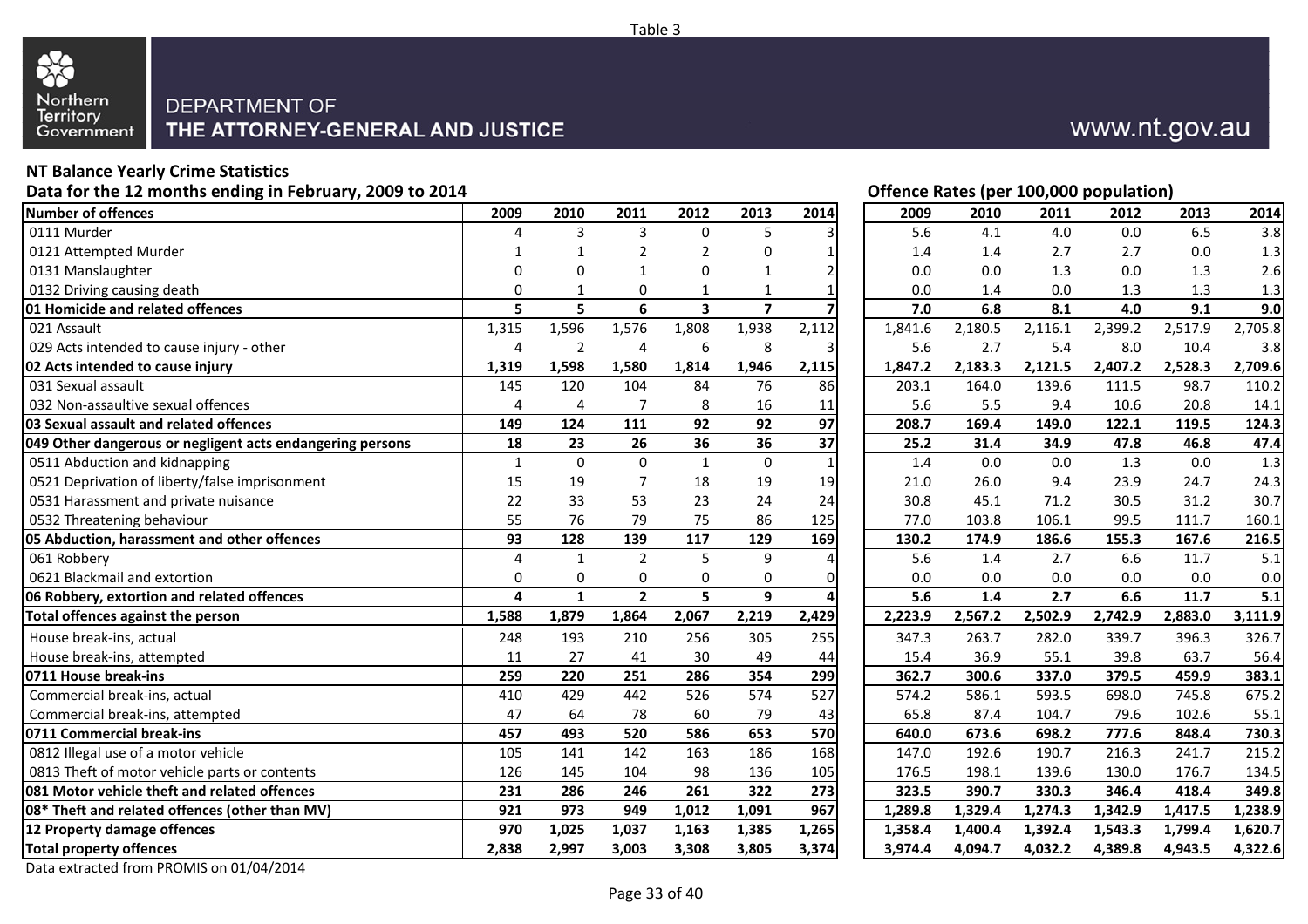Table 3

Northern Territory Government

DEPARTMENT OF
THE ATTORNEY-GENERAL AND JUSTICE

www.nt.gov.au

## NT Balance Yearly Crime Statistics

Data for the 12 months ending in February, 2009 to 2014

Offence Rates (per 100,000 population)

| Number of offences | 2009 | 2010 | 2011 | 2012 | 2013 | 2014 | 2009 | 2010 | 2011 | 2012 | 2013 | 2014 |
|---|---|---|---|---|---|---|---|---|---|---|---|---|
| 0111 Murder | 4 | 3 | 3 | 0 | 5 | 3 | 5.6 | 4.1 | 4.0 | 0.0 | 6.5 | 3.8 |
| 0121 Attempted Murder | 1 | 1 | 2 | 2 | 0 | 1 | 1.4 | 1.4 | 2.7 | 2.7 | 0.0 | 1.3 |
| 0131 Manslaughter | 0 | 0 | 1 | 0 | 1 | 2 | 0.0 | 0.0 | 1.3 | 0.0 | 1.3 | 2.6 |
| 0132 Driving causing death | 0 | 1 | 0 | 1 | 1 | 1 | 0.0 | 1.4 | 0.0 | 1.3 | 1.3 | 1.3 |
| **01 Homicide and related offences** | **5** | **5** | **6** | **3** | **7** | **7** | **7.0** | **6.8** | **8.1** | **4.0** | **9.1** | **9.0** |
| 021 Assault | 1,315 | 1,596 | 1,576 | 1,808 | 1,938 | 2,112 | 1,841.6 | 2,180.5 | 2,116.1 | 2,399.2 | 2,517.9 | 2,705.8 |
| 029 Acts intended to cause injury - other | 4 | 2 | 4 | 6 | 8 | 3 | 5.6 | 2.7 | 5.4 | 8.0 | 10.4 | 3.8 |
| **02 Acts intended to cause injury** | **1,319** | **1,598** | **1,580** | **1,814** | **1,946** | **2,115** | **1,847.2** | **2,183.3** | **2,121.5** | **2,407.2** | **2,528.3** | **2,709.6** |
| 031 Sexual assault | 145 | 120 | 104 | 84 | 76 | 86 | 203.1 | 164.0 | 139.6 | 111.5 | 98.7 | 110.2 |
| 032 Non-assaultive sexual offences | 4 | 4 | 7 | 8 | 16 | 11 | 5.6 | 5.5 | 9.4 | 10.6 | 20.8 | 14.1 |
| **03 Sexual assault and related offences** | **149** | **124** | **111** | **92** | **92** | **97** | **208.7** | **169.4** | **149.0** | **122.1** | **119.5** | **124.3** |
| **049 Other dangerous or negligent acts endangering persons** | **18** | **23** | **26** | **36** | **36** | **37** | **25.2** | **31.4** | **34.9** | **47.8** | **46.8** | **47.4** |
| 0511 Abduction and kidnapping | 1 | 0 | 0 | 1 | 0 | 1 | 1.4 | 0.0 | 0.0 | 1.3 | 0.0 | 1.3 |
| 0521 Deprivation of liberty/false imprisonment | 15 | 19 | 7 | 18 | 19 | 19 | 21.0 | 26.0 | 9.4 | 23.9 | 24.7 | 24.3 |
| 0531 Harassment and private nuisance | 22 | 33 | 53 | 23 | 24 | 24 | 30.8 | 45.1 | 71.2 | 30.5 | 31.2 | 30.7 |
| 0532 Threatening behaviour | 55 | 76 | 79 | 75 | 86 | 125 | 77.0 | 103.8 | 106.1 | 99.5 | 111.7 | 160.1 |
| **05 Abduction, harassment and other offences** | **93** | **128** | **139** | **117** | **129** | **169** | **130.2** | **174.9** | **186.6** | **155.3** | **167.6** | **216.5** |
| 061 Robbery | 4 | 1 | 2 | 5 | 9 | 4 | 5.6 | 1.4 | 2.7 | 6.6 | 11.7 | 5.1 |
| 0621 Blackmail and extortion | 0 | 0 | 0 | 0 | 0 | 0 | 0.0 | 0.0 | 0.0 | 0.0 | 0.0 | 0.0 |
| **06 Robbery, extortion and related offences** | **4** | **1** | **2** | **5** | **9** | **4** | **5.6** | **1.4** | **2.7** | **6.6** | **11.7** | **5.1** |
| **Total offences against the person** | **1,588** | **1,879** | **1,864** | **2,067** | **2,219** | **2,429** | **2,223.9** | **2,567.2** | **2,502.9** | **2,742.9** | **2,883.0** | **3,111.9** |
| House break-ins, actual | 248 | 193 | 210 | 256 | 305 | 255 | 347.3 | 263.7 | 282.0 | 339.7 | 396.3 | 326.7 |
| House break-ins, attempted | 11 | 27 | 41 | 30 | 49 | 44 | 15.4 | 36.9 | 55.1 | 39.8 | 63.7 | 56.4 |
| **0711 House break-ins** | **259** | **220** | **251** | **286** | **354** | **299** | **362.7** | **300.6** | **337.0** | **379.5** | **459.9** | **383.1** |
| Commercial break-ins, actual | 410 | 429 | 442 | 526 | 574 | 527 | 574.2 | 586.1 | 593.5 | 698.0 | 745.8 | 675.2 |
| Commercial break-ins, attempted | 47 | 64 | 78 | 60 | 79 | 43 | 65.8 | 87.4 | 104.7 | 79.6 | 102.6 | 55.1 |
| **0711 Commercial break-ins** | **457** | **493** | **520** | **586** | **653** | **570** | **640.0** | **673.6** | **698.2** | **777.6** | **848.4** | **730.3** |
| 0812 Illegal use of a motor vehicle | 105 | 141 | 142 | 163 | 186 | 168 | 147.0 | 192.6 | 190.7 | 216.3 | 241.7 | 215.2 |
| 0813 Theft of motor vehicle parts or contents | 126 | 145 | 104 | 98 | 136 | 105 | 176.5 | 198.1 | 139.6 | 130.0 | 176.7 | 134.5 |
| **081 Motor vehicle theft and related offences** | **231** | **286** | **246** | **261** | **322** | **273** | **323.5** | **390.7** | **330.3** | **346.4** | **418.4** | **349.8** |
| **08* Theft and related offences (other than MV)** | **921** | **973** | **949** | **1,012** | **1,091** | **967** | **1,289.8** | **1,329.4** | **1,274.3** | **1,342.9** | **1,417.5** | **1,238.9** |
| **12 Property damage offences** | **970** | **1,025** | **1,037** | **1,163** | **1,385** | **1,265** | **1,358.4** | **1,400.4** | **1,392.4** | **1,543.3** | **1,799.4** | **1,620.7** |
| **Total property offences** | **2,838** | **2,997** | **3,003** | **3,308** | **3,805** | **3,374** | **3,974.4** | **4,094.7** | **4,032.2** | **4,389.8** | **4,943.5** | **4,322.6** |

Data extracted from PROMIS on 01/04/2014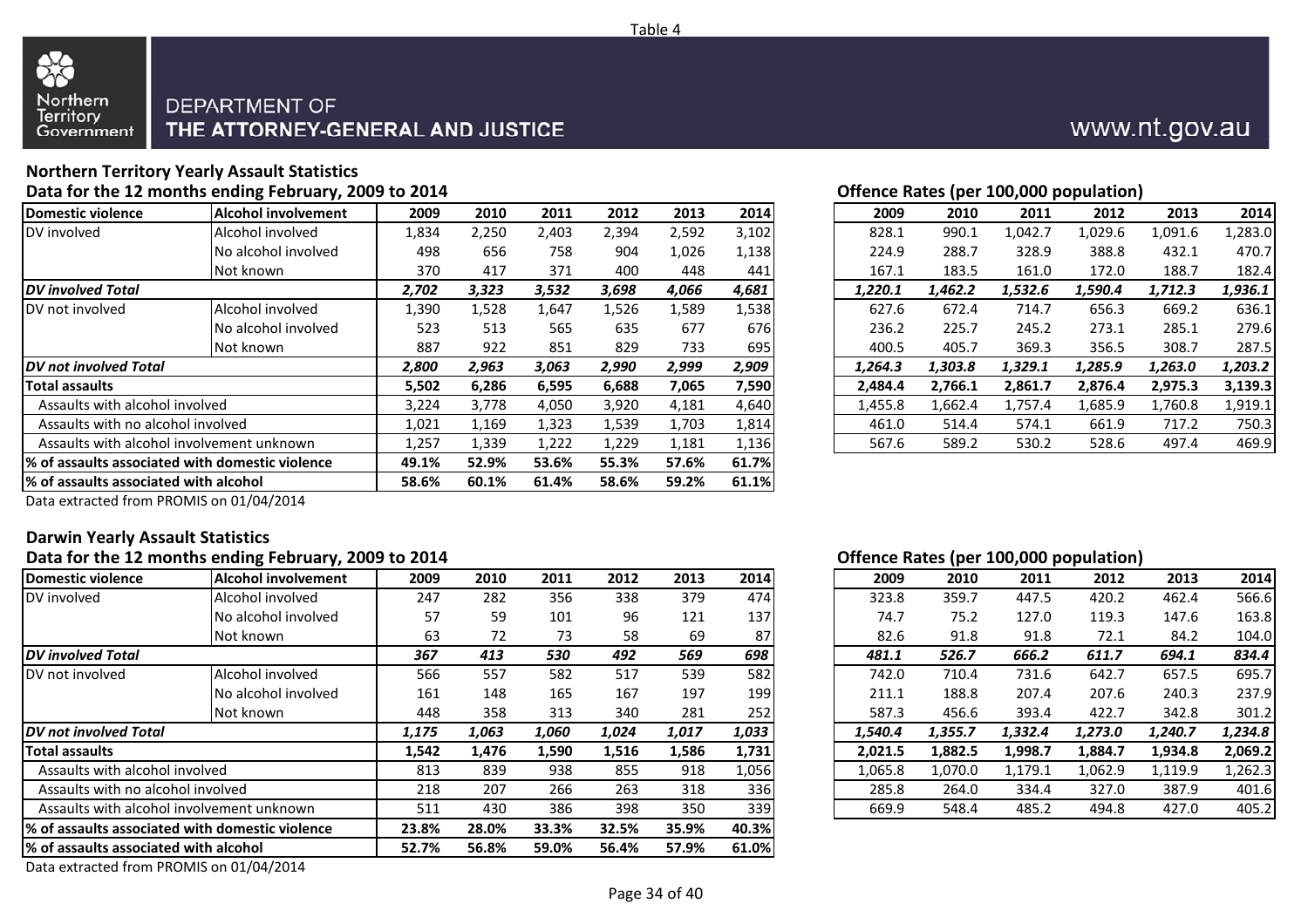Table 4

Northern Territory Government

DEPARTMENT OF THE ATTORNEY-GENERAL AND JUSTICE

www.nt.gov.au

### Northern Territory Yearly Assault Statistics

**Data for the 12 months ending February, 2009 to 2014**

| Domestic violence | Alcohol involvement | 2009 | 2010 | 2011 | 2012 | 2013 | 2014 |
|---|---|---|---|---|---|---|---|
| DV involved | Alcohol involved | 1,834 | 2,250 | 2,403 | 2,394 | 2,592 | 3,102 |
| | No alcohol involved | 498 | 656 | 758 | 904 | 1,026 | 1,138 |
| | Not known | 370 | 417 | 371 | 400 | 448 | 441 |
| ***DV involved Total*** | | ***2,702*** | ***3,323*** | ***3,532*** | ***3,698*** | ***4,066*** | ***4,681*** |
| DV not involved | Alcohol involved | 1,390 | 1,528 | 1,647 | 1,526 | 1,589 | 1,538 |
| | No alcohol involved | 523 | 513 | 565 | 635 | 677 | 676 |
| | Not known | 887 | 922 | 851 | 829 | 733 | 695 |
| ***DV not involved Total*** | | ***2,800*** | ***2,963*** | ***3,063*** | ***2,990*** | ***2,999*** | ***2,909*** |
| **Total assaults** | | **5,502** | **6,286** | **6,595** | **6,688** | **7,065** | **7,590** |
| Assaults with alcohol involved | | 3,224 | 3,778 | 4,050 | 3,920 | 4,181 | 4,640 |
| Assaults with no alcohol involved | | 1,021 | 1,169 | 1,323 | 1,539 | 1,703 | 1,814 |
| Assaults with alcohol involvement unknown | | 1,257 | 1,339 | 1,222 | 1,229 | 1,181 | 1,136 |
| **% of assaults associated with domestic violence** | | **49.1%** | **52.9%** | **53.6%** | **55.3%** | **57.6%** | **61.7%** |
| **% of assaults associated with alcohol** | | **58.6%** | **60.1%** | **61.4%** | **58.6%** | **59.2%** | **61.1%** |

Data extracted from PROMIS on 01/04/2014

**Offence Rates (per 100,000 population)**

| Domestic violence | Alcohol involvement | 2009 | 2010 | 2011 | 2012 | 2013 | 2014 |
|---|---|---|---|---|---|---|---|
| DV involved | Alcohol involved | 828.1 | 990.1 | 1,042.7 | 1,029.6 | 1,091.6 | 1,283.0 |
| | No alcohol involved | 224.9 | 288.7 | 328.9 | 388.8 | 432.1 | 470.7 |
| | Not known | 167.1 | 183.5 | 161.0 | 172.0 | 188.7 | 182.4 |
| ***DV involved Total*** | | ***1,220.1*** | ***1,462.2*** | ***1,532.6*** | ***1,590.4*** | ***1,712.3*** | ***1,936.1*** |
| DV not involved | Alcohol involved | 627.6 | 672.4 | 714.7 | 656.3 | 669.2 | 636.1 |
| | No alcohol involved | 236.2 | 225.7 | 245.2 | 273.1 | 285.1 | 279.6 |
| | Not known | 400.5 | 405.7 | 369.3 | 356.5 | 308.7 | 287.5 |
| ***DV not involved Total*** | | ***1,264.3*** | ***1,303.8*** | ***1,329.1*** | ***1,285.9*** | ***1,263.0*** | ***1,203.2*** |
| **Total assaults** | | **2,484.4** | **2,766.1** | **2,861.7** | **2,876.4** | **2,975.3** | **3,139.3** |
| Assaults with alcohol involved | | 1,455.8 | 1,662.4 | 1,757.4 | 1,685.9 | 1,760.8 | 1,919.1 |
| Assaults with no alcohol involved | | 461.0 | 514.4 | 574.1 | 661.9 | 717.2 | 750.3 |
| Assaults with alcohol involvement unknown | | 567.6 | 589.2 | 530.2 | 528.6 | 497.4 | 469.9 |

### Darwin Yearly Assault Statistics

**Data for the 12 months ending February, 2009 to 2014**

| Domestic violence | Alcohol involvement | 2009 | 2010 | 2011 | 2012 | 2013 | 2014 |
|---|---|---|---|---|---|---|---|
| DV involved | Alcohol involved | 247 | 282 | 356 | 338 | 379 | 474 |
| | No alcohol involved | 57 | 59 | 101 | 96 | 121 | 137 |
| | Not known | 63 | 72 | 73 | 58 | 69 | 87 |
| ***DV involved Total*** | | ***367*** | ***413*** | ***530*** | ***492*** | ***569*** | ***698*** |
| DV not involved | Alcohol involved | 566 | 557 | 582 | 517 | 539 | 582 |
| | No alcohol involved | 161 | 148 | 165 | 167 | 197 | 199 |
| | Not known | 448 | 358 | 313 | 340 | 281 | 252 |
| ***DV not involved Total*** | | ***1,175*** | ***1,063*** | ***1,060*** | ***1,024*** | ***1,017*** | ***1,033*** |
| **Total assaults** | | **1,542** | **1,476** | **1,590** | **1,516** | **1,586** | **1,731** |
| Assaults with alcohol involved | | 813 | 839 | 938 | 855 | 918 | 1,056 |
| Assaults with no alcohol involved | | 218 | 207 | 266 | 263 | 318 | 336 |
| Assaults with alcohol involvement unknown | | 511 | 430 | 386 | 398 | 350 | 339 |
| **% of assaults associated with domestic violence** | | **23.8%** | **28.0%** | **33.3%** | **32.5%** | **35.9%** | **40.3%** |
| **% of assaults associated with alcohol** | | **52.7%** | **56.8%** | **59.0%** | **56.4%** | **57.9%** | **61.0%** |

Data extracted from PROMIS on 01/04/2014

**Offence Rates (per 100,000 population)**

| Domestic violence | Alcohol involvement | 2009 | 2010 | 2011 | 2012 | 2013 | 2014 |
|---|---|---|---|---|---|---|---|
| DV involved | Alcohol involved | 323.8 | 359.7 | 447.5 | 420.2 | 462.4 | 566.6 |
| | No alcohol involved | 74.7 | 75.2 | 127.0 | 119.3 | 147.6 | 163.8 |
| | Not known | 82.6 | 91.8 | 91.8 | 72.1 | 84.2 | 104.0 |
| ***DV involved Total*** | | ***481.1*** | ***526.7*** | ***666.2*** | ***611.7*** | ***694.1*** | ***834.4*** |
| DV not involved | Alcohol involved | 742.0 | 710.4 | 731.6 | 642.7 | 657.5 | 695.7 |
| | No alcohol involved | 211.1 | 188.8 | 207.4 | 207.6 | 240.3 | 237.9 |
| | Not known | 587.3 | 456.6 | 393.4 | 422.7 | 342.8 | 301.2 |
| ***DV not involved Total*** | | ***1,540.4*** | ***1,355.7*** | ***1,332.4*** | ***1,273.0*** | ***1,240.7*** | ***1,234.8*** |
| **Total assaults** | | **2,021.5** | **1,882.5** | **1,998.7** | **1,884.7** | **1,934.8** | **2,069.2** |
| Assaults with alcohol involved | | 1,065.8 | 1,070.0 | 1,179.1 | 1,062.9 | 1,119.9 | 1,262.3 |
| Assaults with no alcohol involved | | 285.8 | 264.0 | 334.4 | 327.0 | 387.9 | 401.6 |
| Assaults with alcohol involvement unknown | | 669.9 | 548.4 | 485.2 | 494.8 | 427.0 | 405.2 |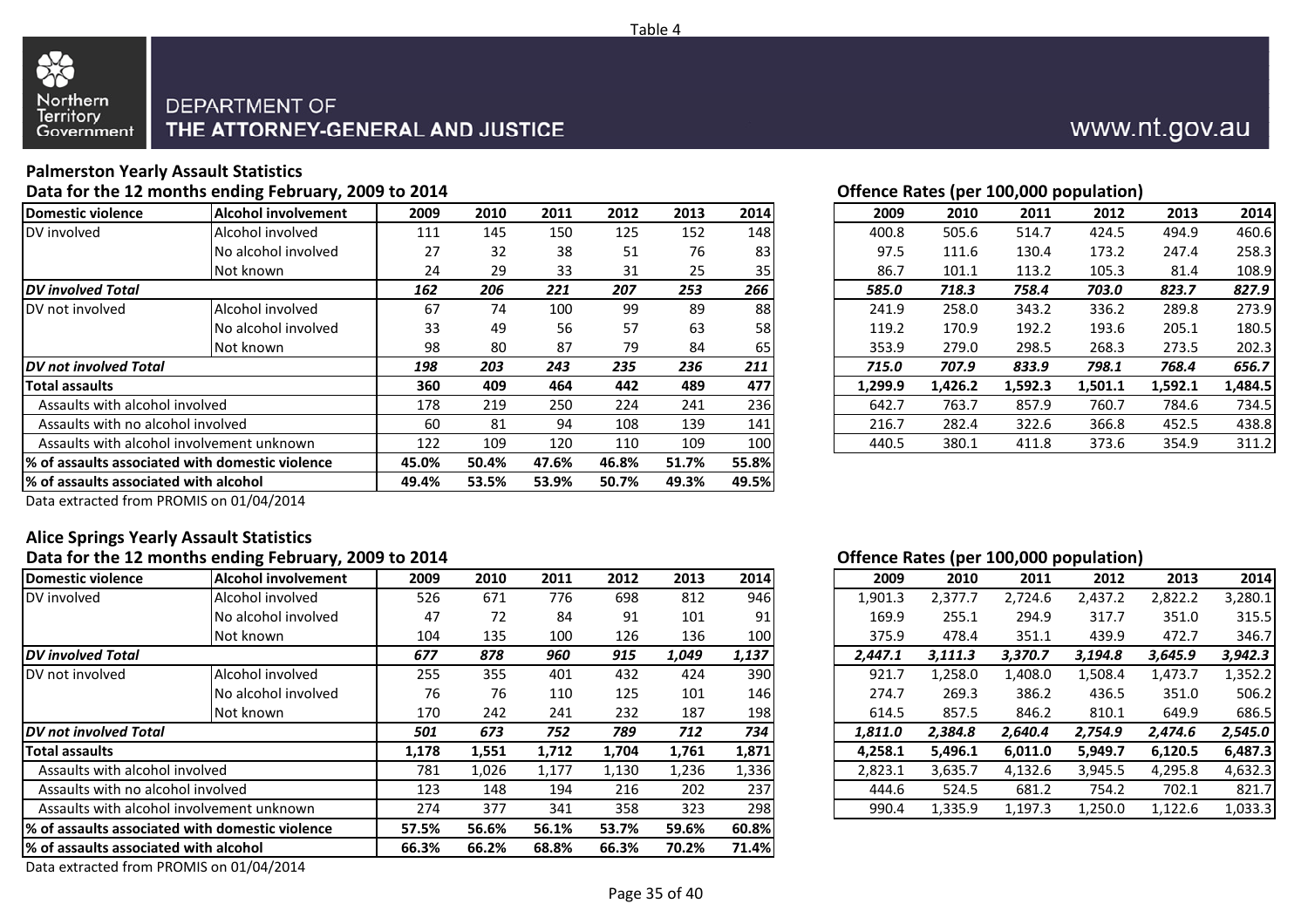Table 4

Northern Territory Government

DEPARTMENT OF THE ATTORNEY-GENERAL AND JUSTICE

www.nt.gov.au

## Palmerston Yearly Assault Statistics

### Data for the 12 months ending February, 2009 to 2014

| Domestic violence | Alcohol involvement | 2009 | 2010 | 2011 | 2012 | 2013 | 2014 |
|---|---|---|---|---|---|---|---|
| DV involved | Alcohol involved | 111 | 145 | 150 | 125 | 152 | 148 |
| | No alcohol involved | 27 | 32 | 38 | 51 | 76 | 83 |
| | Not known | 24 | 29 | 33 | 31 | 25 | 35 |
| ***DV involved Total*** | | ***162*** | ***206*** | ***221*** | ***207*** | ***253*** | ***266*** |
| DV not involved | Alcohol involved | 67 | 74 | 100 | 99 | 89 | 88 |
| | No alcohol involved | 33 | 49 | 56 | 57 | 63 | 58 |
| | Not known | 98 | 80 | 87 | 79 | 84 | 65 |
| ***DV not involved Total*** | | ***198*** | ***203*** | ***243*** | ***235*** | ***236*** | ***211*** |
| **Total assaults** | | **360** | **409** | **464** | **442** | **489** | **477** |
| Assaults with alcohol involved | | 178 | 219 | 250 | 224 | 241 | 236 |
| Assaults with no alcohol involved | | 60 | 81 | 94 | 108 | 139 | 141 |
| Assaults with alcohol involvement unknown | | 122 | 109 | 120 | 110 | 109 | 100 |
| **% of assaults associated with domestic violence** | | **45.0%** | **50.4%** | **47.6%** | **46.8%** | **51.7%** | **55.8%** |
| **% of assaults associated with alcohol** | | **49.4%** | **53.5%** | **53.9%** | **50.7%** | **49.3%** | **49.5%** |

Data extracted from PROMIS on 01/04/2014

### Offence Rates (per 100,000 population)

| 2009 | 2010 | 2011 | 2012 | 2013 | 2014 |
|---|---|---|---|---|---|
| 400.8 | 505.6 | 514.7 | 424.5 | 494.9 | 460.6 |
| 97.5 | 111.6 | 130.4 | 173.2 | 247.4 | 258.3 |
| 86.7 | 101.1 | 113.2 | 105.3 | 81.4 | 108.9 |
| ***585.0*** | ***718.3*** | ***758.4*** | ***703.0*** | ***823.7*** | ***827.9*** |
| 241.9 | 258.0 | 343.2 | 336.2 | 289.8 | 273.9 |
| 119.2 | 170.9 | 192.2 | 193.6 | 205.1 | 180.5 |
| 353.9 | 279.0 | 298.5 | 268.3 | 273.5 | 202.3 |
| ***715.0*** | ***707.9*** | ***833.9*** | ***798.1*** | ***768.4*** | ***656.7*** |
| **1,299.9** | **1,426.2** | **1,592.3** | **1,501.1** | **1,592.1** | **1,484.5** |
| 642.7 | 763.7 | 857.9 | 760.7 | 784.6 | 734.5 |
| 216.7 | 282.4 | 322.6 | 366.8 | 452.5 | 438.8 |
| 440.5 | 380.1 | 411.8 | 373.6 | 354.9 | 311.2 |

## Alice Springs Yearly Assault Statistics

### Data for the 12 months ending February, 2009 to 2014

| Domestic violence | Alcohol involvement | 2009 | 2010 | 2011 | 2012 | 2013 | 2014 |
|---|---|---|---|---|---|---|---|
| DV involved | Alcohol involved | 526 | 671 | 776 | 698 | 812 | 946 |
| | No alcohol involved | 47 | 72 | 84 | 91 | 101 | 91 |
| | Not known | 104 | 135 | 100 | 126 | 136 | 100 |
| ***DV involved Total*** | | ***677*** | ***878*** | ***960*** | ***915*** | ***1,049*** | ***1,137*** |
| DV not involved | Alcohol involved | 255 | 355 | 401 | 432 | 424 | 390 |
| | No alcohol involved | 76 | 76 | 110 | 125 | 101 | 146 |
| | Not known | 170 | 242 | 241 | 232 | 187 | 198 |
| ***DV not involved Total*** | | ***501*** | ***673*** | ***752*** | ***789*** | ***712*** | ***734*** |
| **Total assaults** | | **1,178** | **1,551** | **1,712** | **1,704** | **1,761** | **1,871** |
| Assaults with alcohol involved | | 781 | 1,026 | 1,177 | 1,130 | 1,236 | 1,336 |
| Assaults with no alcohol involved | | 123 | 148 | 194 | 216 | 202 | 237 |
| Assaults with alcohol involvement unknown | | 274 | 377 | 341 | 358 | 323 | 298 |
| **% of assaults associated with domestic violence** | | **57.5%** | **56.6%** | **56.1%** | **53.7%** | **59.6%** | **60.8%** |
| **% of assaults associated with alcohol** | | **66.3%** | **66.2%** | **68.8%** | **66.3%** | **70.2%** | **71.4%** |

Data extracted from PROMIS on 01/04/2014

### Offence Rates (per 100,000 population)

| 2009 | 2010 | 2011 | 2012 | 2013 | 2014 |
|---|---|---|---|---|---|
| 1,901.3 | 2,377.7 | 2,724.6 | 2,437.2 | 2,822.2 | 3,280.1 |
| 169.9 | 255.1 | 294.9 | 317.7 | 351.0 | 315.5 |
| 375.9 | 478.4 | 351.1 | 439.9 | 472.7 | 346.7 |
| ***2,447.1*** | ***3,111.3*** | ***3,370.7*** | ***3,194.8*** | ***3,645.9*** | ***3,942.3*** |
| 921.7 | 1,258.0 | 1,408.0 | 1,508.4 | 1,473.7 | 1,352.2 |
| 274.7 | 269.3 | 386.2 | 436.5 | 351.0 | 506.2 |
| 614.5 | 857.5 | 846.2 | 810.1 | 649.9 | 686.5 |
| ***1,811.0*** | ***2,384.8*** | ***2,640.4*** | ***2,754.9*** | ***2,474.6*** | ***2,545.0*** |
| **4,258.1** | **5,496.1** | **6,011.0** | **5,949.7** | **6,120.5** | **6,487.3** |
| 2,823.1 | 3,635.7 | 4,132.6 | 3,945.5 | 4,295.8 | 4,632.3 |
| 444.6 | 524.5 | 681.2 | 754.2 | 702.1 | 821.7 |
| 990.4 | 1,335.9 | 1,197.3 | 1,250.0 | 1,122.6 | 1,033.3 |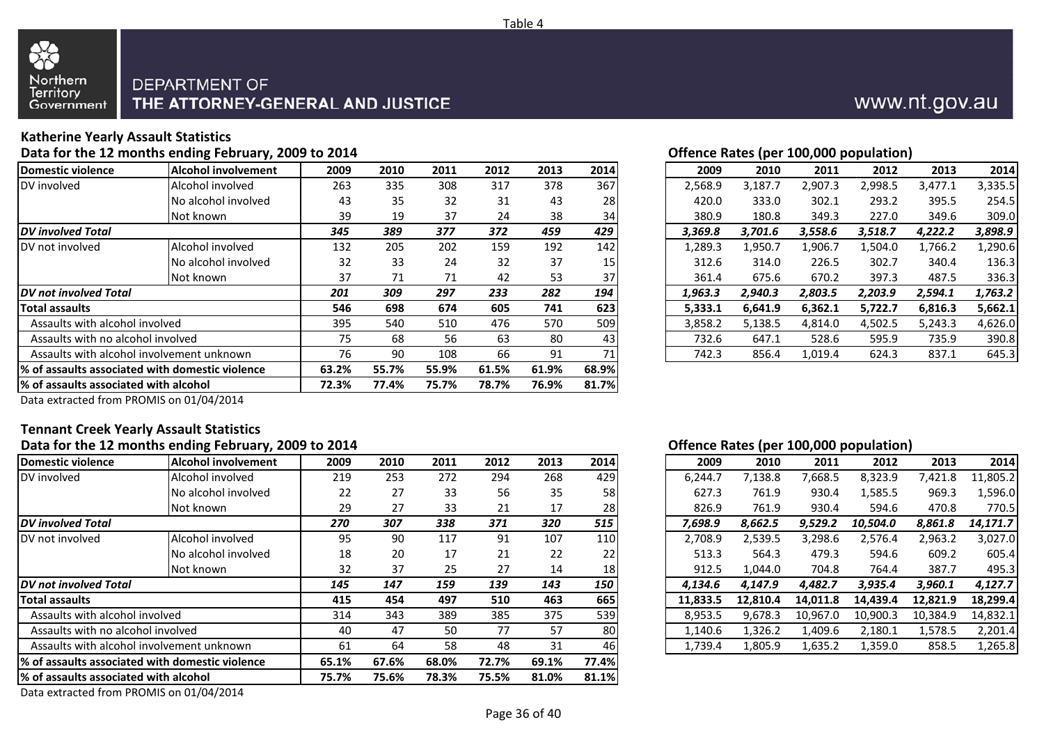Table 4

Northern Territory Government

DEPARTMENT OF THE ATTORNEY-GENERAL AND JUSTICE

www.nt.gov.au

### Katherine Yearly Assault Statistics

**Data for the 12 months ending February, 2009 to 2014**

| Domestic violence | Alcohol involvement | 2009 | 2010 | 2011 | 2012 | 2013 | 2014 |
|---|---|---|---|---|---|---|---|
| DV involved | Alcohol involved | 263 | 335 | 308 | 317 | 378 | 367 |
| | No alcohol involved | 43 | 35 | 32 | 31 | 43 | 28 |
| | Not known | 39 | 19 | 37 | 24 | 38 | 34 |
| ***DV involved Total*** | | ***345*** | ***389*** | ***377*** | ***372*** | ***459*** | ***429*** |
| DV not involved | Alcohol involved | 132 | 205 | 202 | 159 | 192 | 142 |
| | No alcohol involved | 32 | 33 | 24 | 32 | 37 | 15 |
| | Not known | 37 | 71 | 71 | 42 | 53 | 37 |
| ***DV not involved Total*** | | ***201*** | ***309*** | ***297*** | ***233*** | ***282*** | ***194*** |
| **Total assaults** | | **546** | **698** | **674** | **605** | **741** | **623** |
| Assaults with alcohol involved | | 395 | 540 | 510 | 476 | 570 | 509 |
| Assaults with no alcohol involved | | 75 | 68 | 56 | 63 | 80 | 43 |
| Assaults with alcohol involvement unknown | | 76 | 90 | 108 | 66 | 91 | 71 |
| **% of assaults associated with domestic violence** | | **63.2%** | **55.7%** | **55.9%** | **61.5%** | **61.9%** | **68.9%** |
| **% of assaults associated with alcohol** | | **72.3%** | **77.4%** | **75.7%** | **78.7%** | **76.9%** | **81.7%** |

Data extracted from PROMIS on 01/04/2014

**Offence Rates (per 100,000 population)**

| 2009 | 2010 | 2011 | 2012 | 2013 | 2014 |
|---|---|---|---|---|---|
| 2,568.9 | 3,187.7 | 2,907.3 | 2,998.5 | 3,477.1 | 3,335.5 |
| 420.0 | 333.0 | 302.1 | 293.2 | 395.5 | 254.5 |
| 380.9 | 180.8 | 349.3 | 227.0 | 349.6 | 309.0 |
| ***3,369.8*** | ***3,701.6*** | ***3,558.6*** | ***3,518.7*** | ***4,222.2*** | ***3,898.9*** |
| 1,289.3 | 1,950.7 | 1,906.7 | 1,504.0 | 1,766.2 | 1,290.6 |
| 312.6 | 314.0 | 226.5 | 302.7 | 340.4 | 136.3 |
| 361.4 | 675.6 | 670.2 | 397.3 | 487.5 | 336.3 |
| ***1,963.3*** | ***2,940.3*** | ***2,803.5*** | ***2,203.9*** | ***2,594.1*** | ***1,763.2*** |
| **5,333.1** | **6,641.9** | **6,362.1** | **5,722.7** | **6,816.3** | **5,662.1** |
| 3,858.2 | 5,138.5 | 4,814.0 | 4,502.5 | 5,243.3 | 4,626.0 |
| 732.6 | 647.1 | 528.6 | 595.9 | 735.9 | 390.8 |
| 742.3 | 856.4 | 1,019.4 | 624.3 | 837.1 | 645.3 |

### Tennant Creek Yearly Assault Statistics

**Data for the 12 months ending February, 2009 to 2014**

| Domestic violence | Alcohol involvement | 2009 | 2010 | 2011 | 2012 | 2013 | 2014 |
|---|---|---|---|---|---|---|---|
| DV involved | Alcohol involved | 219 | 253 | 272 | 294 | 268 | 429 |
| | No alcohol involved | 22 | 27 | 33 | 56 | 35 | 58 |
| | Not known | 29 | 27 | 33 | 21 | 17 | 28 |
| ***DV involved Total*** | | ***270*** | ***307*** | ***338*** | ***371*** | ***320*** | ***515*** |
| DV not involved | Alcohol involved | 95 | 90 | 117 | 91 | 107 | 110 |
| | No alcohol involved | 18 | 20 | 17 | 21 | 22 | 22 |
| | Not known | 32 | 37 | 25 | 27 | 14 | 18 |
| ***DV not involved Total*** | | ***145*** | ***147*** | ***159*** | ***139*** | ***143*** | ***150*** |
| **Total assaults** | | **415** | **454** | **497** | **510** | **463** | **665** |
| Assaults with alcohol involved | | 314 | 343 | 389 | 385 | 375 | 539 |
| Assaults with no alcohol involved | | 40 | 47 | 50 | 77 | 57 | 80 |
| Assaults with alcohol involvement unknown | | 61 | 64 | 58 | 48 | 31 | 46 |
| **% of assaults associated with domestic violence** | | **65.1%** | **67.6%** | **68.0%** | **72.7%** | **69.1%** | **77.4%** |
| **% of assaults associated with alcohol** | | **75.7%** | **75.6%** | **78.3%** | **75.5%** | **81.0%** | **81.1%** |

Data extracted from PROMIS on 01/04/2014

**Offence Rates (per 100,000 population)**

| 2009 | 2010 | 2011 | 2012 | 2013 | 2014 |
|---|---|---|---|---|---|
| 6,244.7 | 7,138.8 | 7,668.5 | 8,323.9 | 7,421.8 | 11,805.2 |
| 627.3 | 761.9 | 930.4 | 1,585.5 | 969.3 | 1,596.0 |
| 826.9 | 761.9 | 930.4 | 594.6 | 470.8 | 770.5 |
| ***7,698.9*** | ***8,662.5*** | ***9,529.2*** | ***10,504.0*** | ***8,861.8*** | ***14,171.7*** |
| 2,708.9 | 2,539.5 | 3,298.6 | 2,576.4 | 2,963.2 | 3,027.0 |
| 513.3 | 564.3 | 479.3 | 594.6 | 609.2 | 605.4 |
| 912.5 | 1,044.0 | 704.8 | 764.4 | 387.7 | 495.3 |
| ***4,134.6*** | ***4,147.9*** | ***4,482.7*** | ***3,935.4*** | ***3,960.1*** | ***4,127.7*** |
| **11,833.5** | **12,810.4** | **14,011.8** | **14,439.4** | **12,821.9** | **18,299.4** |
| 8,953.5 | 9,678.3 | 10,967.0 | 10,900.3 | 10,384.9 | 14,832.1 |
| 1,140.6 | 1,326.2 | 1,409.6 | 2,180.1 | 1,578.5 | 2,201.4 |
| 1,739.4 | 1,805.9 | 1,635.2 | 1,359.0 | 858.5 | 1,265.8 |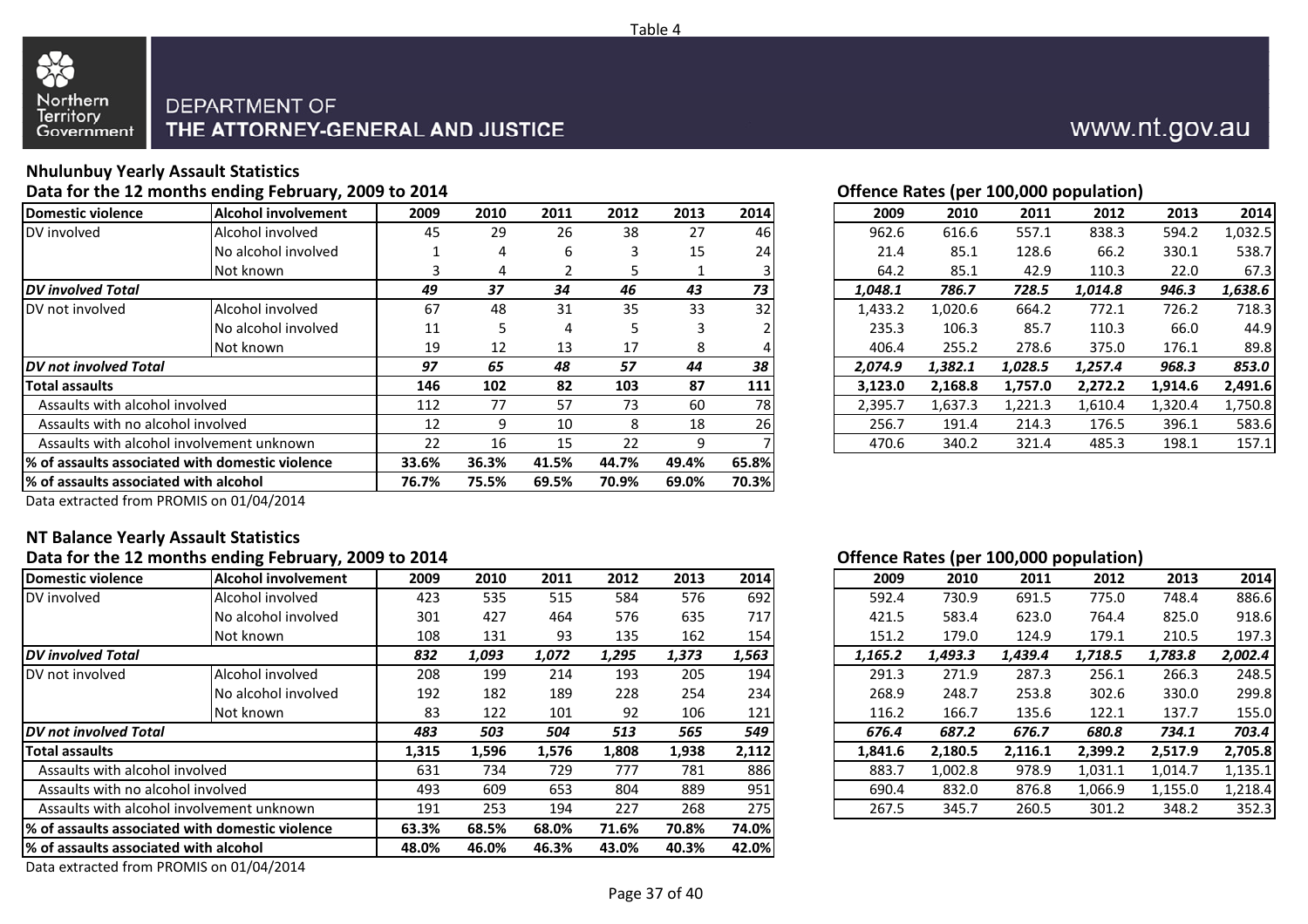Table 4

DEPARTMENT OF
THE ATTORNEY-GENERAL AND JUSTICE

www.nt.gov.au

## Nhulunbuy Yearly Assault Statistics

### Data for the 12 months ending February, 2009 to 2014

| Domestic violence | Alcohol involvement | 2009 | 2010 | 2011 | 2012 | 2013 | 2014 |
|---|---|---|---|---|---|---|---|
| DV involved | Alcohol involved | 45 | 29 | 26 | 38 | 27 | 46 |
| | No alcohol involved | 1 | 4 | 6 | 3 | 15 | 24 |
| | Not known | 3 | 4 | 2 | 5 | 1 | 3 |
| ***DV involved Total*** | | ***49*** | ***37*** | ***34*** | ***46*** | ***43*** | ***73*** |
| DV not involved | Alcohol involved | 67 | 48 | 31 | 35 | 33 | 32 |
| | No alcohol involved | 11 | 5 | 4 | 5 | 3 | 2 |
| | Not known | 19 | 12 | 13 | 17 | 8 | 4 |
| ***DV not involved Total*** | | ***97*** | ***65*** | ***48*** | ***57*** | ***44*** | ***38*** |
| **Total assaults** | | **146** | **102** | **82** | **103** | **87** | **111** |
| Assaults with alcohol involved | | 112 | 77 | 57 | 73 | 60 | 78 |
| Assaults with no alcohol involved | | 12 | 9 | 10 | 8 | 18 | 26 |
| Assaults with alcohol involvement unknown | | 22 | 16 | 15 | 22 | 9 | 7 |
| **% of assaults associated with domestic violence** | | **33.6%** | **36.3%** | **41.5%** | **44.7%** | **49.4%** | **65.8%** |
| **% of assaults associated with alcohol** | | **76.7%** | **75.5%** | **69.5%** | **70.9%** | **69.0%** | **70.3%** |

Data extracted from PROMIS on 01/04/2014

### Offence Rates (per 100,000 population)

| Domestic violence | Alcohol involvement | 2009 | 2010 | 2011 | 2012 | 2013 | 2014 |
|---|---|---|---|---|---|---|---|
| DV involved | Alcohol involved | 962.6 | 616.6 | 557.1 | 838.3 | 594.2 | 1,032.5 |
| | No alcohol involved | 21.4 | 85.1 | 128.6 | 66.2 | 330.1 | 538.7 |
| | Not known | 64.2 | 85.1 | 42.9 | 110.3 | 22.0 | 67.3 |
| ***DV involved Total*** | | ***1,048.1*** | ***786.7*** | ***728.5*** | ***1,014.8*** | ***946.3*** | ***1,638.6*** |
| DV not involved | Alcohol involved | 1,433.2 | 1,020.6 | 664.2 | 772.1 | 726.2 | 718.3 |
| | No alcohol involved | 235.3 | 106.3 | 85.7 | 110.3 | 66.0 | 44.9 |
| | Not known | 406.4 | 255.2 | 278.6 | 375.0 | 176.1 | 89.8 |
| ***DV not involved Total*** | | ***2,074.9*** | ***1,382.1*** | ***1,028.5*** | ***1,257.4*** | ***968.3*** | ***853.0*** |
| **Total assaults** | | **3,123.0** | **2,168.8** | **1,757.0** | **2,272.2** | **1,914.6** | **2,491.6** |
| Assaults with alcohol involved | | 2,395.7 | 1,637.3 | 1,221.3 | 1,610.4 | 1,320.4 | 1,750.8 |
| Assaults with no alcohol involved | | 256.7 | 191.4 | 214.3 | 176.5 | 396.1 | 583.6 |
| Assaults with alcohol involvement unknown | | 470.6 | 340.2 | 321.4 | 485.3 | 198.1 | 157.1 |

## NT Balance Yearly Assault Statistics

### Data for the 12 months ending February, 2009 to 2014

| Domestic violence | Alcohol involvement | 2009 | 2010 | 2011 | 2012 | 2013 | 2014 |
|---|---|---|---|---|---|---|---|
| DV involved | Alcohol involved | 423 | 535 | 515 | 584 | 576 | 692 |
| | No alcohol involved | 301 | 427 | 464 | 576 | 635 | 717 |
| | Not known | 108 | 131 | 93 | 135 | 162 | 154 |
| ***DV involved Total*** | | ***832*** | ***1,093*** | ***1,072*** | ***1,295*** | ***1,373*** | ***1,563*** |
| DV not involved | Alcohol involved | 208 | 199 | 214 | 193 | 205 | 194 |
| | No alcohol involved | 192 | 182 | 189 | 228 | 254 | 234 |
| | Not known | 83 | 122 | 101 | 92 | 106 | 121 |
| ***DV not involved Total*** | | ***483*** | ***503*** | ***504*** | ***513*** | ***565*** | ***549*** |
| **Total assaults** | | **1,315** | **1,596** | **1,576** | **1,808** | **1,938** | **2,112** |
| Assaults with alcohol involved | | 631 | 734 | 729 | 777 | 781 | 886 |
| Assaults with no alcohol involved | | 493 | 609 | 653 | 804 | 889 | 951 |
| Assaults with alcohol involvement unknown | | 191 | 253 | 194 | 227 | 268 | 275 |
| **% of assaults associated with domestic violence** | | **63.3%** | **68.5%** | **68.0%** | **71.6%** | **70.8%** | **74.0%** |
| **% of assaults associated with alcohol** | | **48.0%** | **46.0%** | **46.3%** | **43.0%** | **40.3%** | **42.0%** |

Data extracted from PROMIS on 01/04/2014

### Offence Rates (per 100,000 population)

| Domestic violence | Alcohol involvement | 2009 | 2010 | 2011 | 2012 | 2013 | 2014 |
|---|---|---|---|---|---|---|---|
| DV involved | Alcohol involved | 592.4 | 730.9 | 691.5 | 775.0 | 748.4 | 886.6 |
| | No alcohol involved | 421.5 | 583.4 | 623.0 | 764.4 | 825.0 | 918.6 |
| | Not known | 151.2 | 179.0 | 124.9 | 179.1 | 210.5 | 197.3 |
| ***DV involved Total*** | | ***1,165.2*** | ***1,493.3*** | ***1,439.4*** | ***1,718.5*** | ***1,783.8*** | ***2,002.4*** |
| DV not involved | Alcohol involved | 291.3 | 271.9 | 287.3 | 256.1 | 266.3 | 248.5 |
| | No alcohol involved | 268.9 | 248.7 | 253.8 | 302.6 | 330.0 | 299.8 |
| | Not known | 116.2 | 166.7 | 135.6 | 122.1 | 137.7 | 155.0 |
| ***DV not involved Total*** | | ***676.4*** | ***687.2*** | ***676.7*** | ***680.8*** | ***734.1*** | ***703.4*** |
| **Total assaults** | | **1,841.6** | **2,180.5** | **2,116.1** | **2,399.2** | **2,517.9** | **2,705.8** |
| Assaults with alcohol involved | | 883.7 | 1,002.8 | 978.9 | 1,031.1 | 1,014.7 | 1,135.1 |
| Assaults with no alcohol involved | | 690.4 | 832.0 | 876.8 | 1,066.9 | 1,155.0 | 1,218.4 |
| Assaults with alcohol involvement unknown | | 267.5 | 345.7 | 260.5 | 301.2 | 348.2 | 352.3 |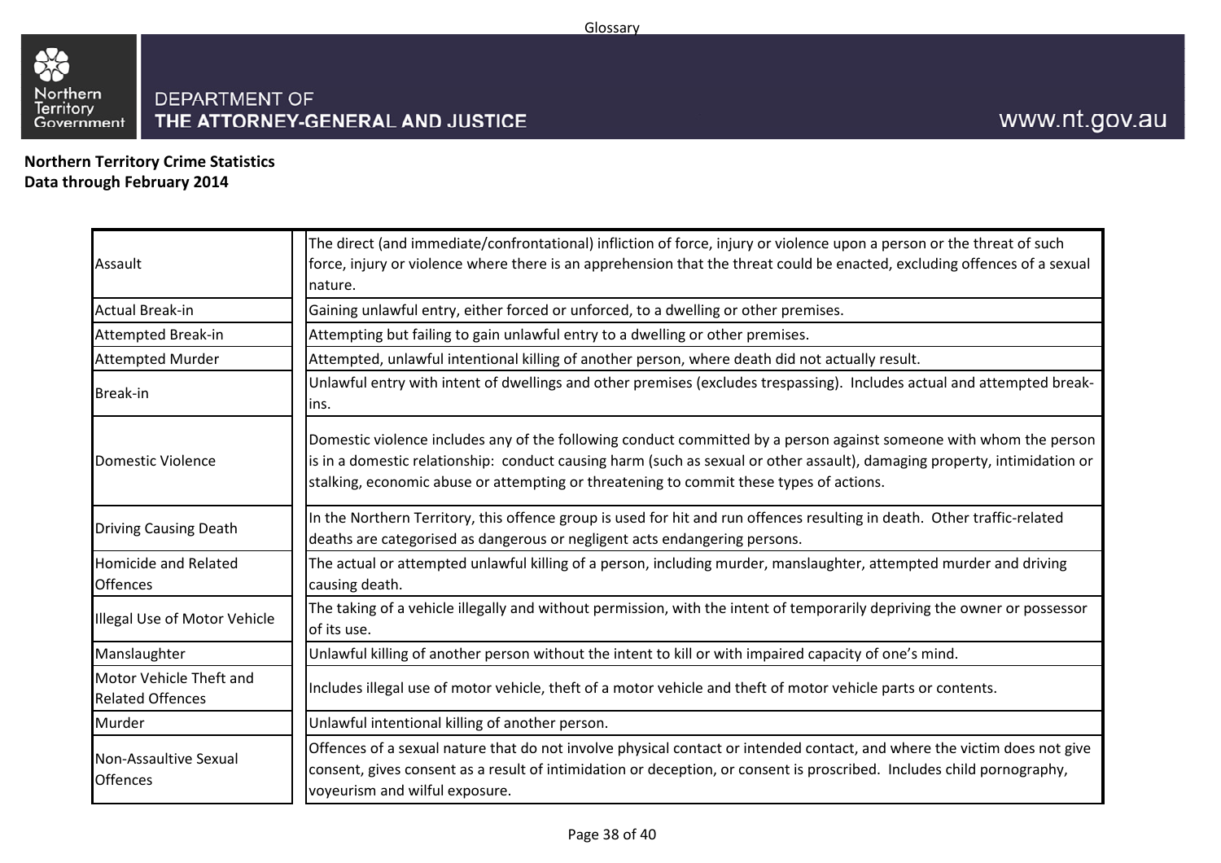**Northern Territory Crime Statistics**
**Data through February 2014**

| Term | Definition |
|---|---|
| Assault | The direct (and immediate/confrontational) infliction of force, injury or violence upon a person or the threat of such force, injury or violence where there is an apprehension that the threat could be enacted, excluding offences of a sexual nature. |
| Actual Break-in | Gaining unlawful entry, either forced or unforced, to a dwelling or other premises. |
| Attempted Break-in | Attempting but failing to gain unlawful entry to a dwelling or other premises. |
| Attempted Murder | Attempted, unlawful intentional killing of another person, where death did not actually result. |
| Break-in | Unlawful entry with intent of dwellings and other premises (excludes trespassing). Includes actual and attempted break-ins. |
| Domestic Violence | Domestic violence includes any of the following conduct committed by a person against someone with whom the person is in a domestic relationship: conduct causing harm (such as sexual or other assault), damaging property, intimidation or stalking, economic abuse or attempting or threatening to commit these types of actions. |
| Driving Causing Death | In the Northern Territory, this offence group is used for hit and run offences resulting in death. Other traffic-related deaths are categorised as dangerous or negligent acts endangering persons. |
| Homicide and Related Offences | The actual or attempted unlawful killing of a person, including murder, manslaughter, attempted murder and driving causing death. |
| Illegal Use of Motor Vehicle | The taking of a vehicle illegally and without permission, with the intent of temporarily depriving the owner or possessor of its use. |
| Manslaughter | Unlawful killing of another person without the intent to kill or with impaired capacity of one's mind. |
| Motor Vehicle Theft and Related Offences | Includes illegal use of motor vehicle, theft of a motor vehicle and theft of motor vehicle parts or contents. |
| Murder | Unlawful intentional killing of another person. |
| Non-Assaultive Sexual Offences | Offences of a sexual nature that do not involve physical contact or intended contact, and where the victim does not give consent, gives consent as a result of intimidation or deception, or consent is proscribed. Includes child pornography, voyeurism and wilful exposure. |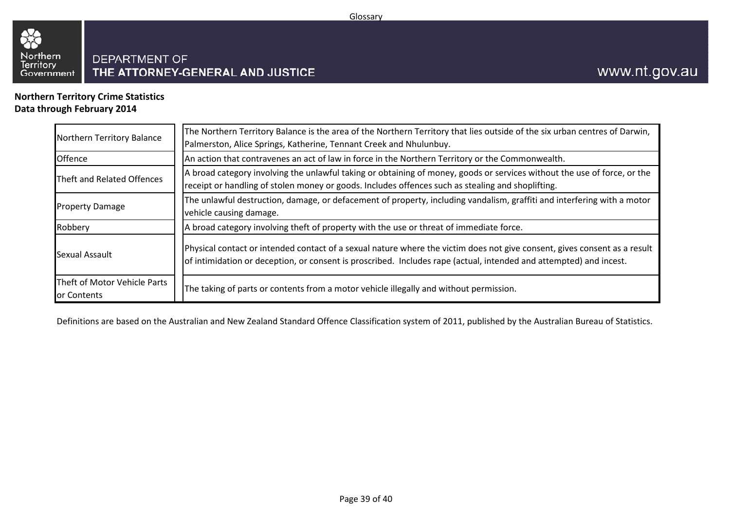Glossary

DEPARTMENT OF
THE ATTORNEY-GENERAL AND JUSTICE

www.nt.gov.au

**Northern Territory Crime Statistics**
**Data through February 2014**

| Term | Definition |
| --- | --- |
| Northern Territory Balance | The Northern Territory Balance is the area of the Northern Territory that lies outside of the six urban centres of Darwin, Palmerston, Alice Springs, Katherine, Tennant Creek and Nhulunbuy. |
| Offence | An action that contravenes an act of law in force in the Northern Territory or the Commonwealth. |
| Theft and Related Offences | A broad category involving the unlawful taking or obtaining of money, goods or services without the use of force, or the receipt or handling of stolen money or goods. Includes offences such as stealing and shoplifting. |
| Property Damage | The unlawful destruction, damage, or defacement of property, including vandalism, graffiti and interfering with a motor vehicle causing damage. |
| Robbery | A broad category involving theft of property with the use or threat of immediate force. |
| Sexual Assault | Physical contact or intended contact of a sexual nature where the victim does not give consent, gives consent as a result of intimidation or deception, or consent is proscribed. Includes rape (actual, intended and attempted) and incest. |
| Theft of Motor Vehicle Parts or Contents | The taking of parts or contents from a motor vehicle illegally and without permission. |

Definitions are based on the Australian and New Zealand Standard Offence Classification system of 2011, published by the Australian Bureau of Statistics.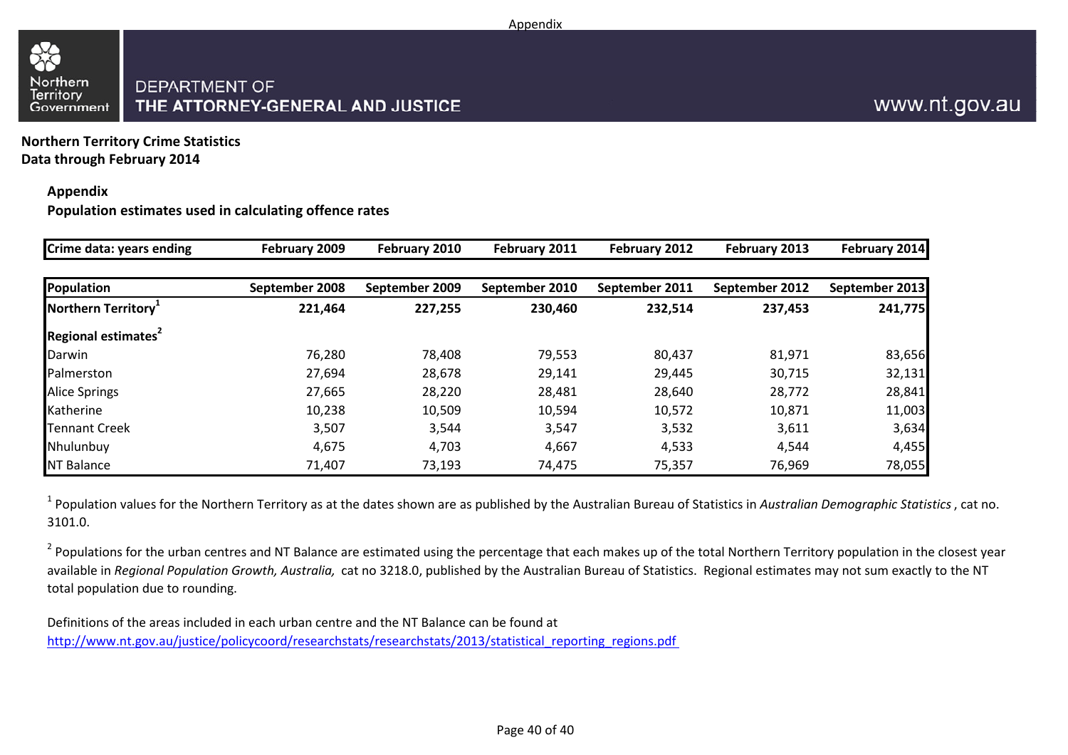DEPARTMENT OF
THE ATTORNEY-GENERAL AND JUSTICE

www.nt.gov.au

**Northern Territory Crime Statistics**
**Data through February 2014**

### Appendix

### Population estimates used in calculating offence rates

| Crime data: years ending | February 2009 | February 2010 | February 2011 | February 2012 | February 2013 | February 2014 |
|---|---|---|---|---|---|---|
| **Population** | **September 2008** | **September 2009** | **September 2010** | **September 2011** | **September 2012** | **September 2013** |
| **Northern Territory**[1] | **221,464** | **227,255** | **230,460** | **232,514** | **237,453** | **241,775** |
| **Regional estimates**[2] | | | | | | |
| Darwin | 76,280 | 78,408 | 79,553 | 80,437 | 81,971 | 83,656 |
| Palmerston | 27,694 | 28,678 | 29,141 | 29,445 | 30,715 | 32,131 |
| Alice Springs | 27,665 | 28,220 | 28,481 | 28,640 | 28,772 | 28,841 |
| Katherine | 10,238 | 10,509 | 10,594 | 10,572 | 10,871 | 11,003 |
| Tennant Creek | 3,507 | 3,544 | 3,547 | 3,532 | 3,611 | 3,634 |
| Nhulunbuy | 4,675 | 4,703 | 4,667 | 4,533 | 4,544 | 4,455 |
| NT Balance | 71,407 | 73,193 | 74,475 | 75,357 | 76,969 | 78,055 |

[1] Population values for the Northern Territory as at the dates shown are as published by the Australian Bureau of Statistics in *Australian Demographic Statistics* , cat no. 3101.0.

[2] Populations for the urban centres and NT Balance are estimated using the percentage that each makes up of the total Northern Territory population in the closest year available in *Regional Population Growth, Australia,* cat no 3218.0, published by the Australian Bureau of Statistics. Regional estimates may not sum exactly to the NT total population due to rounding.

Definitions of the areas included in each urban centre and the NT Balance can be found at
http://www.nt.gov.au/justice/policycoord/researchstats/researchstats/2013/statistical_reporting_regions.pdf